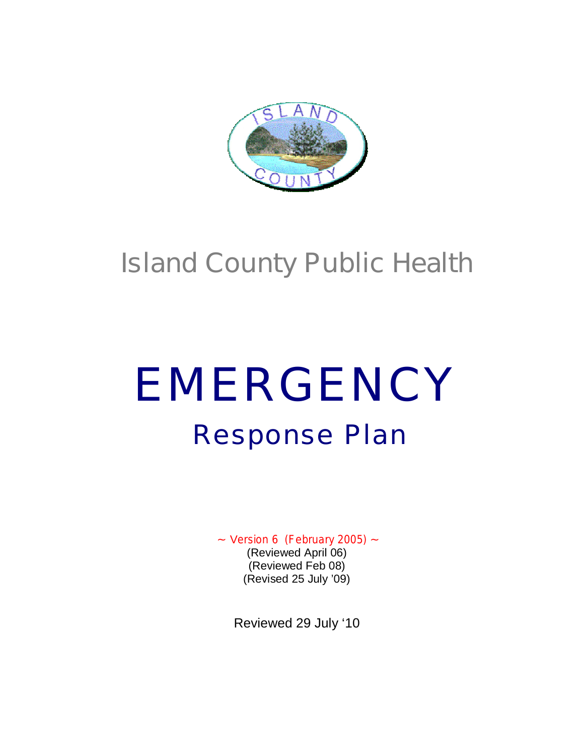Island County Public Health

# EMERGENCY

## Response Plan

~ Version 6 (February 2005) ~

(Reviewed April 06)

(Reviewed Feb 08)

(Revised 25 July '09)

Reviewed 29 July '10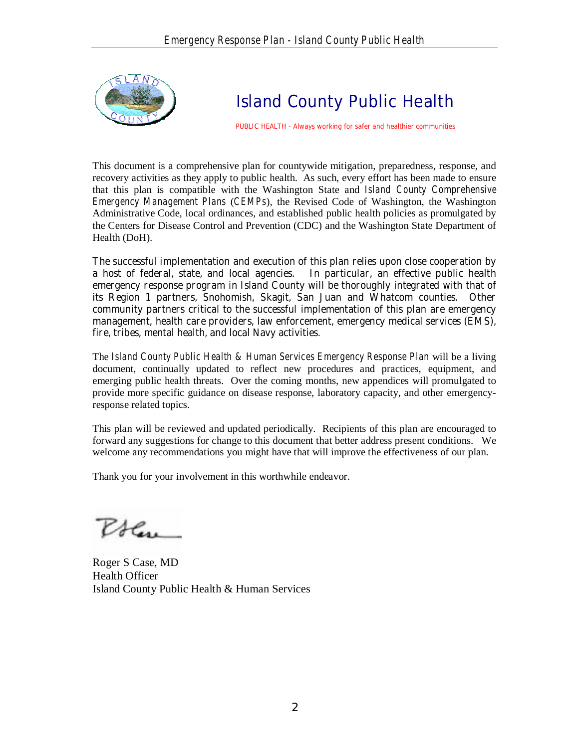# Island County Public Health

PUBLIC HEALTH - Always working for safer and healthier communities

This document is a comprehensive plan for countywide mitigation, preparedness, response, and recovery activities as they apply to public health. As such, every effort has been made to ensure that this plan is compatible with the Washington State and *Island County Comprehensive Emergency Management Plans* (CEMPs), the Revised Code of Washington, the Washington Administrative Code, local ordinances, and established public health policies as promulgated by the Centers for Disease Control and Prevention (CDC) and the Washington State Department of Health (DoH).

The successful implementation and execution of this plan relies upon close cooperation by a host of federal, state, and local agencies. In particular, an effective public health emergency response program in Island County will be thoroughly integrated with that of its Region 1 partners, Snohomish, Skagit, San Juan and Whatcom counties. Other community partners critical to the successful implementation of this plan are emergency management, health care providers, law enforcement, emergency medical services (EMS), fire, tribes, mental health, and local Navy activities.

The *Island County Public Health & Human Services Emergency Response Plan* will be a living document, continually updated to reflect new procedures and practices, equipment, and emerging public health threats. Over the coming months, new appendices will promulgated to provide more specific guidance on disease response, laboratory capacity, and other emergency-response related topics.

This plan will be reviewed and updated periodically. Recipients of this plan are encouraged to forward any suggestions for change to this document that better address present conditions. We welcome any recommendations you might have that will improve the effectiveness of our plan.

Thank you for your involvement in this worthwhile endeavor.

Roger S Case, MD
Health Officer
Island County Public Health & Human Services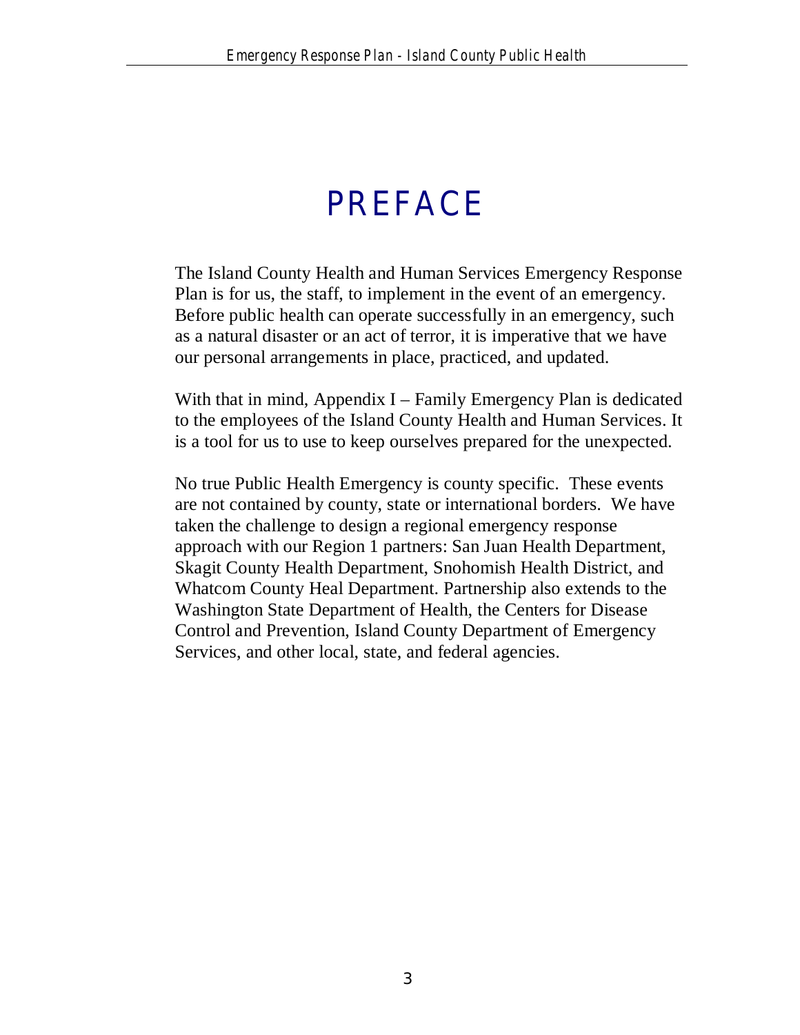# PREFACE

The Island County Health and Human Services Emergency Response Plan is for us, the staff, to implement in the event of an emergency. Before public health can operate successfully in an emergency, such as a natural disaster or an act of terror, it is imperative that we have our personal arrangements in place, practiced, and updated.

With that in mind, Appendix I – Family Emergency Plan is dedicated to the employees of the Island County Health and Human Services. It is a tool for us to use to keep ourselves prepared for the unexpected.

No true Public Health Emergency is county specific. These events are not contained by county, state or international borders. We have taken the challenge to design a regional emergency response approach with our Region 1 partners: San Juan Health Department, Skagit County Health Department, Snohomish Health District, and Whatcom County Heal Department. Partnership also extends to the Washington State Department of Health, the Centers for Disease Control and Prevention, Island County Department of Emergency Services, and other local, state, and federal agencies.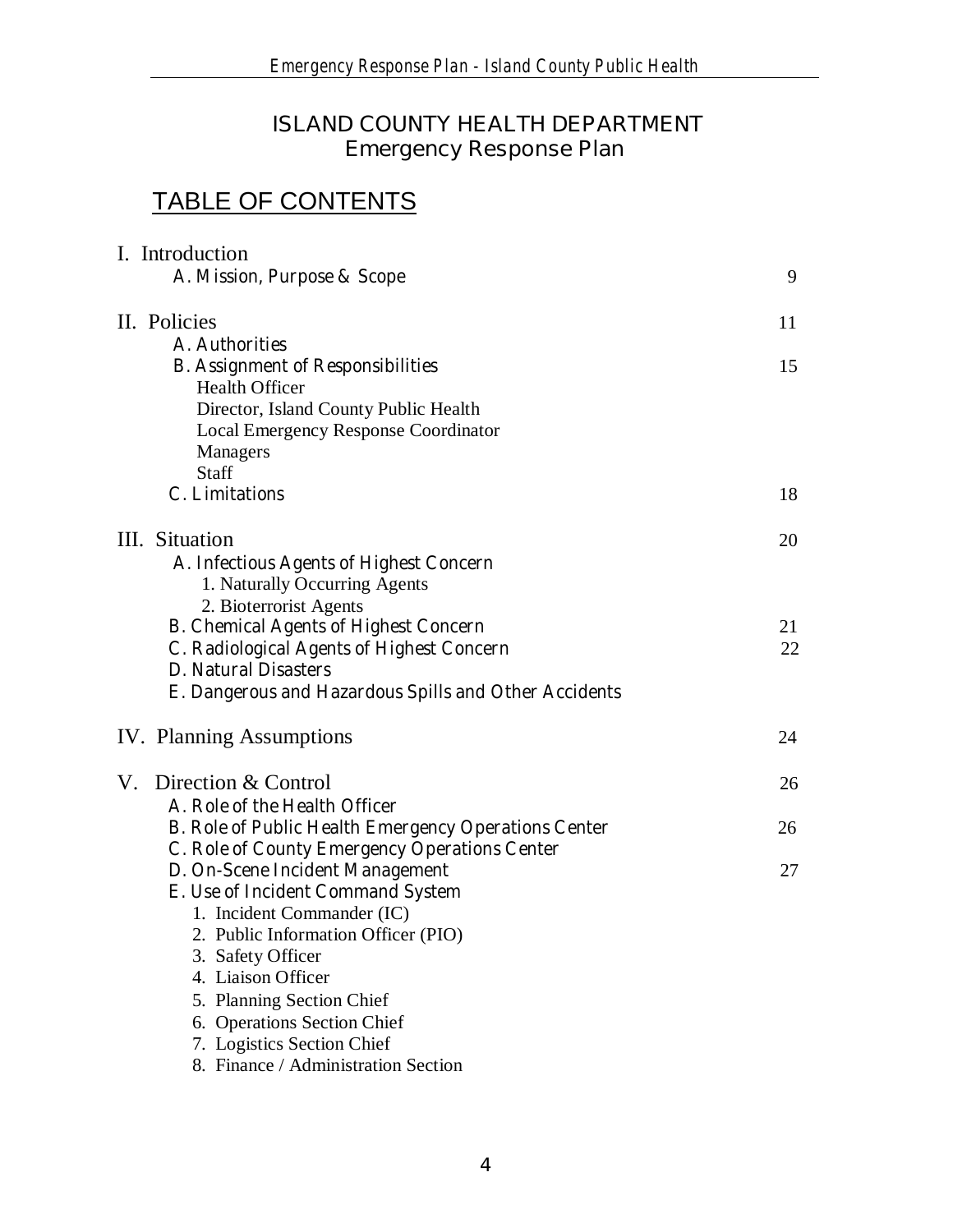# ISLAND COUNTY HEALTH DEPARTMENT
## Emergency Response Plan

## TABLE OF CONTENTS

| | |
|---|---|
| I. Introduction | |
| A. Mission, Purpose & Scope | 9 |
| II. Policies | 11 |
| A. Authorities | |
| B. Assignment of Responsibilities | 15 |
| Health Officer | |
| Director, Island County Public Health | |
| Local Emergency Response Coordinator | |
| Managers | |
| Staff | |
| C. Limitations | 18 |
| III. Situation | 20 |
| A. Infectious Agents of Highest Concern | |
| 1. Naturally Occurring Agents | |
| 2. Bioterrorist Agents | |
| B. Chemical Agents of Highest Concern | 21 |
| C. Radiological Agents of Highest Concern | 22 |
| D. Natural Disasters | |
| E. Dangerous and Hazardous Spills and Other Accidents | |
| IV. Planning Assumptions | 24 |
| V. Direction & Control | 26 |
| A. Role of the Health Officer | |
| B. Role of Public Health Emergency Operations Center | 26 |
| C. Role of County Emergency Operations Center | |
| D. On-Scene Incident Management | 27 |
| E. Use of Incident Command System | |
| 1. Incident Commander (IC) | |
| 2. Public Information Officer (PIO) | |
| 3. Safety Officer | |
| 4. Liaison Officer | |
| 5. Planning Section Chief | |
| 6. Operations Section Chief | |
| 7. Logistics Section Chief | |
| 8. Finance / Administration Section | |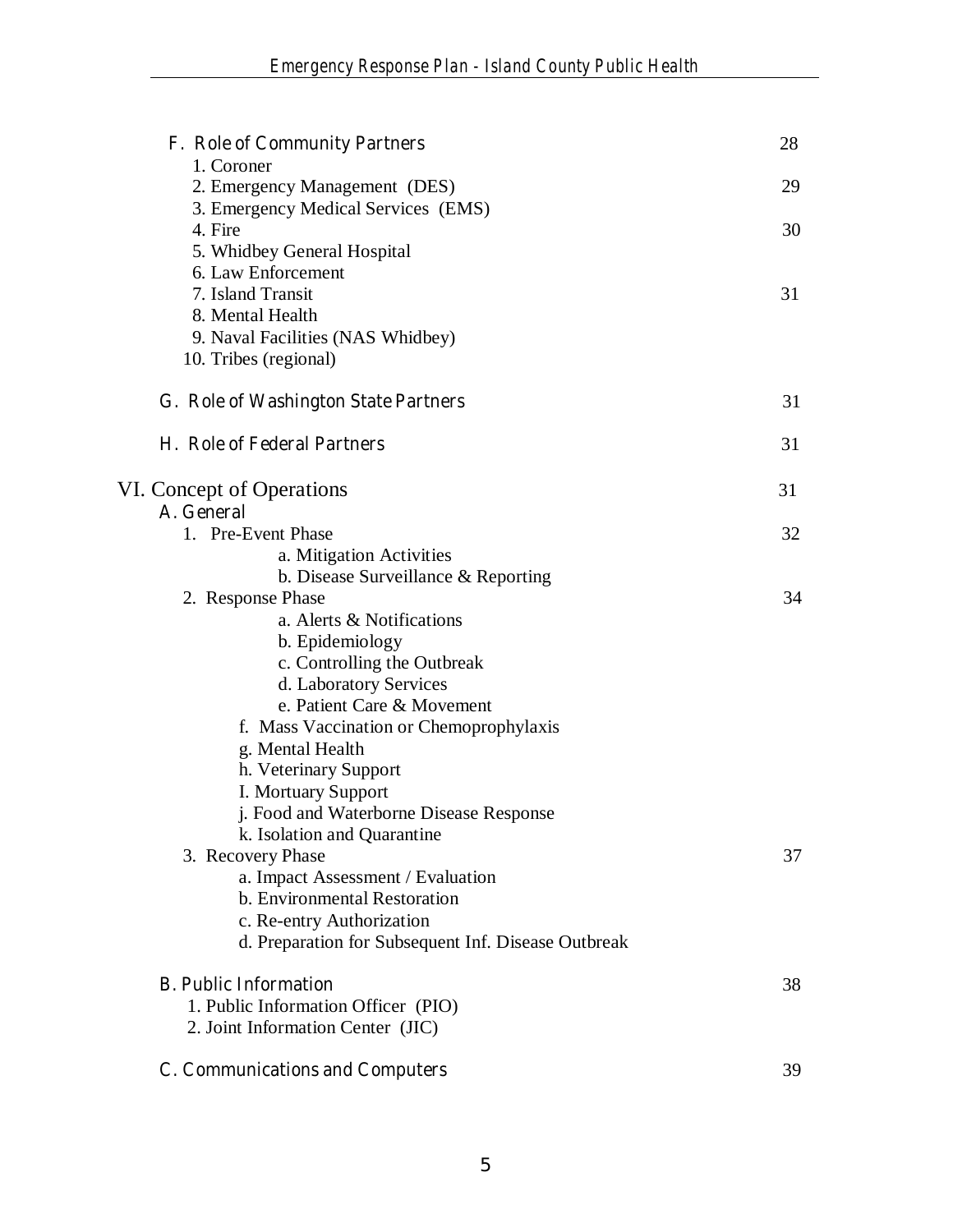F. Role of Community Partners 28

1. Coroner
2. Emergency Management (DES) 29
3. Emergency Medical Services (EMS)
4. Fire 30
5. Whidbey General Hospital
6. Law Enforcement
7. Island Transit 31
8. Mental Health
9. Naval Facilities (NAS Whidbey)
10. Tribes (regional)

G. Role of Washington State Partners 31

H. Role of Federal Partners 31

VI. Concept of Operations 31

A. General

1. Pre-Event Phase 32
   - a. Mitigation Activities
   - b. Disease Surveillance & Reporting
2. Response Phase 34
   - a. Alerts & Notifications
   - b. Epidemiology
   - c. Controlling the Outbreak
   - d. Laboratory Services
   - e. Patient Care & Movement
   - f. Mass Vaccination or Chemoprophylaxis
   - g. Mental Health
   - h. Veterinary Support
   - I. Mortuary Support
   - j. Food and Waterborne Disease Response
   - k. Isolation and Quarantine
3. Recovery Phase 37
   - a. Impact Assessment / Evaluation
   - b. Environmental Restoration
   - c. Re-entry Authorization
   - d. Preparation for Subsequent Inf. Disease Outbreak

B. Public Information 38

1. Public Information Officer (PIO)
2. Joint Information Center (JIC)

C. Communications and Computers 39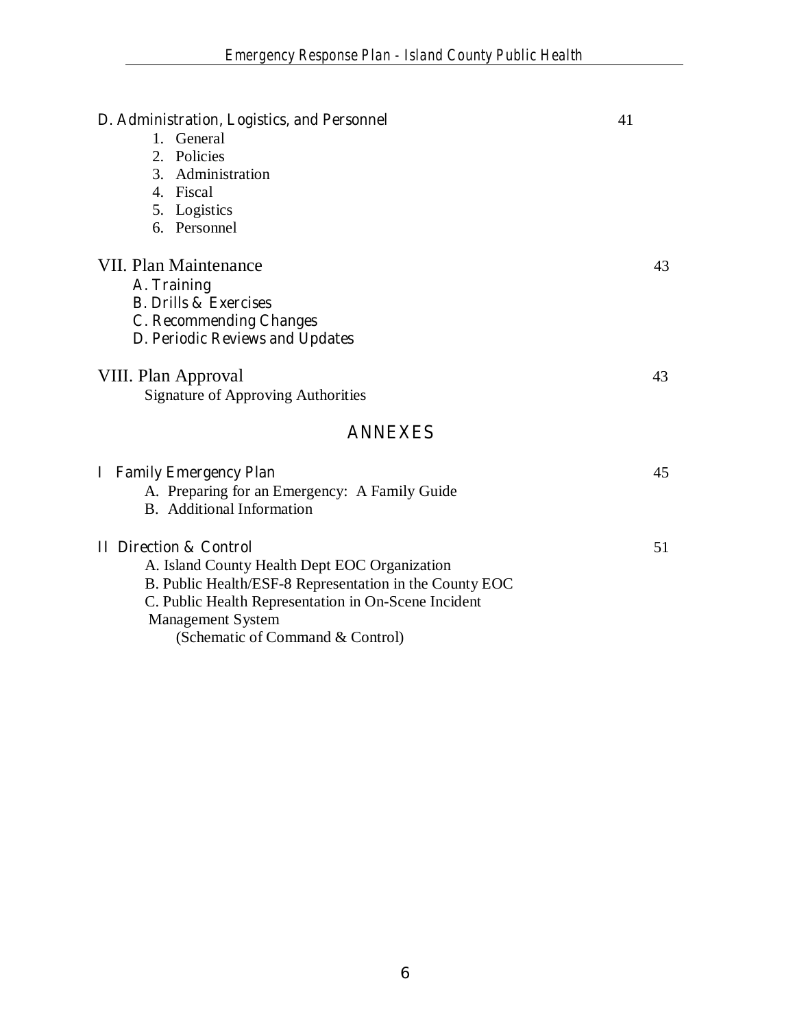D. Administration, Logistics, and Personnel 41

1. General
2. Policies
3. Administration
4. Fiscal
5. Logistics
6. Personnel

VII. Plan Maintenance 43

- A. Training
- B. Drills & Exercises
- C. Recommending Changes
- D. Periodic Reviews and Updates

VIII. Plan Approval 43

Signature of Approving Authorities

## ANNEXES

I Family Emergency Plan 45

- A. Preparing for an Emergency: A Family Guide
- B. Additional Information

II Direction & Control 51

- A. Island County Health Dept EOC Organization
- B. Public Health/ESF-8 Representation in the County EOC
- C. Public Health Representation in On-Scene Incident Management System
  (Schematic of Command & Control)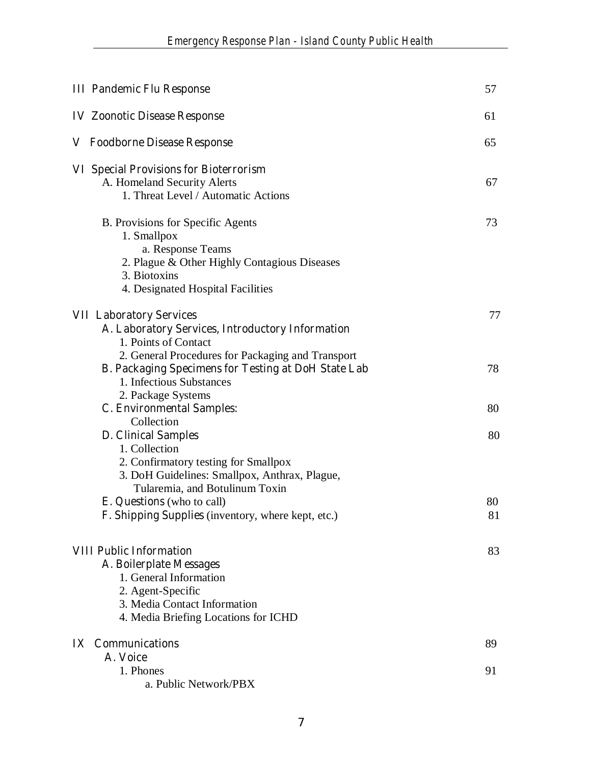| | |
|---|---|
| **III Pandemic Flu Response** | 57 |
| **IV Zoonotic Disease Response** | 61 |
| **V Foodborne Disease Response** | 65 |
| **VI Special Provisions for Bioterrorism** | |
| A. Homeland Security Alerts | 67 |
| 1. Threat Level / Automatic Actions | |
| B. Provisions for Specific Agents | 73 |
| 1. Smallpox | |
| a. Response Teams | |
| 2. Plague & Other Highly Contagious Diseases | |
| 3. Biotoxins | |
| 4. Designated Hospital Facilities | |
| **VII Laboratory Services** | 77 |
| **A. Laboratory Services, Introductory Information** | |
| 1. Points of Contact | |
| 2. General Procedures for Packaging and Transport | |
| **B. Packaging Specimens for Testing at DoH State Lab** | 78 |
| 1. Infectious Substances | |
| 2. Package Systems | |
| **C. Environmental Samples:** | 80 |
| Collection | |
| **D. Clinical Samples** | 80 |
| 1. Collection | |
| 2. Confirmatory testing for Smallpox | |
| 3. DoH Guidelines: Smallpox, Anthrax, Plague, Tularemia, and Botulinum Toxin | |
| **E. Questions** (who to call) | 80 |
| **F. Shipping Supplies** (inventory, where kept, etc.) | 81 |
| **VIII Public Information** | 83 |
| **A. Boilerplate Messages** | |
| 1. General Information | |
| 2. Agent-Specific | |
| 3. Media Contact Information | |
| 4. Media Briefing Locations for ICHD | |
| **IX Communications** | 89 |
| **A. Voice** | |
| 1. Phones | 91 |
| a. Public Network/PBX | |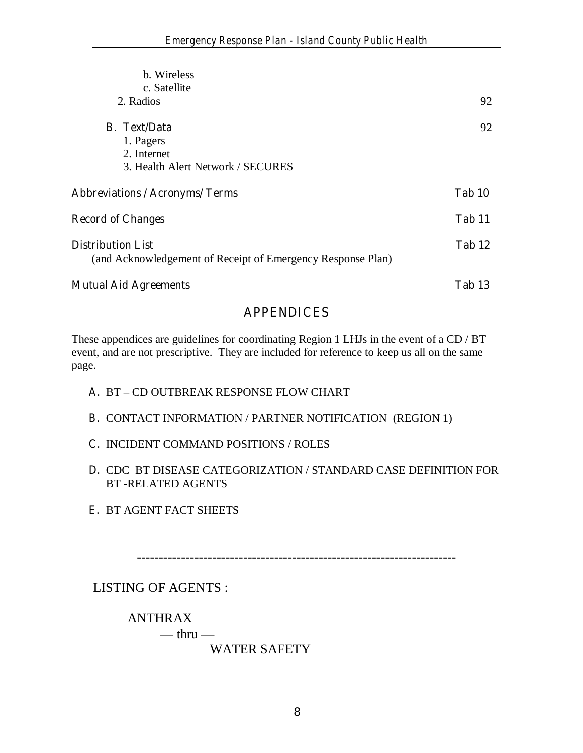b. Wireless
c. Satellite

2. Radios 92

B. Text/Data 92

1. Pagers
2. Internet
3. Health Alert Network / SECURES

**Abbreviations / Acronyms/ Terms** Tab 10

**Record of Changes** Tab 11

**Distribution List** Tab 12
(and Acknowledgement of Receipt of Emergency Response Plan)

**Mutual Aid Agreements** Tab 13

## APPENDICES

These appendices are guidelines for coordinating Region 1 LHJs in the event of a CD / BT event, and are not prescriptive. They are included for reference to keep us all on the same page.

A. BT – CD OUTBREAK RESPONSE FLOW CHART

B. CONTACT INFORMATION / PARTNER NOTIFICATION (REGION 1)

C. INCIDENT COMMAND POSITIONS / ROLES

D. CDC BT DISEASE CATEGORIZATION / STANDARD CASE DEFINITION FOR BT -RELATED AGENTS

E. BT AGENT FACT SHEETS

---

LISTING OF AGENTS :

ANTHRAX
— thru —
WATER SAFETY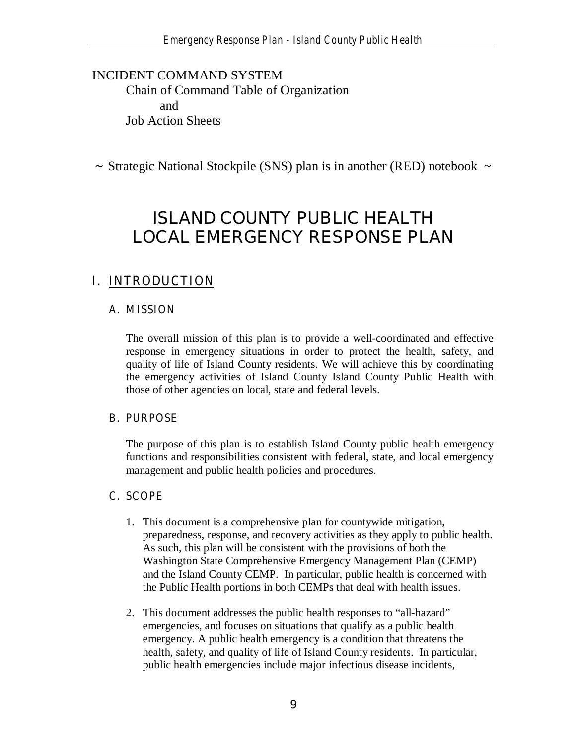INCIDENT COMMAND SYSTEM

Chain of Command Table of Organization

and

Job Action Sheets

~ Strategic National Stockpile (SNS) plan is in another (RED) notebook ~

# ISLAND COUNTY PUBLIC HEALTH LOCAL EMERGENCY RESPONSE PLAN

## I. INTRODUCTION

### A. MISSION

The overall mission of this plan is to provide a well-coordinated and effective response in emergency situations in order to protect the health, safety, and quality of life of Island County residents. We will achieve this by coordinating the emergency activities of Island County Island County Public Health with those of other agencies on local, state and federal levels.

### B. PURPOSE

The purpose of this plan is to establish Island County public health emergency functions and responsibilities consistent with federal, state, and local emergency management and public health policies and procedures.

### C. SCOPE

1. This document is a comprehensive plan for countywide mitigation, preparedness, response, and recovery activities as they apply to public health. As such, this plan will be consistent with the provisions of both the Washington State Comprehensive Emergency Management Plan (CEMP) and the Island County CEMP. In particular, public health is concerned with the Public Health portions in both CEMPs that deal with health issues.

2. This document addresses the public health responses to "all-hazard" emergencies, and focuses on situations that qualify as a public health emergency. A public health emergency is a condition that threatens the health, safety, and quality of life of Island County residents. In particular, public health emergencies include major infectious disease incidents,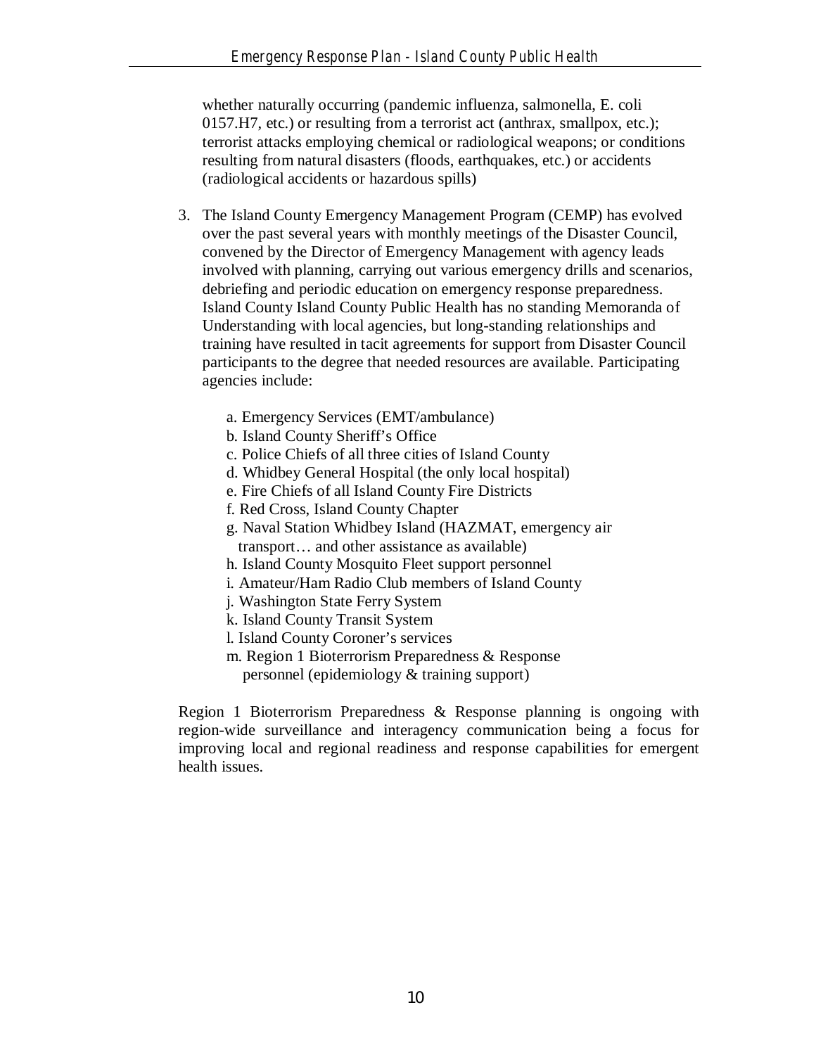whether naturally occurring (pandemic influenza, salmonella, E. coli 0157.H7, etc.) or resulting from a terrorist act (anthrax, smallpox, etc.); terrorist attacks employing chemical or radiological weapons; or conditions resulting from natural disasters (floods, earthquakes, etc.) or accidents (radiological accidents or hazardous spills)

3. The Island County Emergency Management Program (CEMP) has evolved over the past several years with monthly meetings of the Disaster Council, convened by the Director of Emergency Management with agency leads involved with planning, carrying out various emergency drills and scenarios, debriefing and periodic education on emergency response preparedness. Island County Island County Public Health has no standing Memoranda of Understanding with local agencies, but long-standing relationships and training have resulted in tacit agreements for support from Disaster Council participants to the degree that needed resources are available. Participating agencies include:

   a. Emergency Services (EMT/ambulance)
   b. Island County Sheriff's Office
   c. Police Chiefs of all three cities of Island County
   d. Whidbey General Hospital (the only local hospital)
   e. Fire Chiefs of all Island County Fire Districts
   f. Red Cross, Island County Chapter
   g. Naval Station Whidbey Island (HAZMAT, emergency air transport… and other assistance as available)
   h. Island County Mosquito Fleet support personnel
   i. Amateur/Ham Radio Club members of Island County
   j. Washington State Ferry System
   k. Island County Transit System
   l. Island County Coroner's services
   m. Region 1 Bioterrorism Preparedness & Response personnel (epidemiology & training support)

Region 1 Bioterrorism Preparedness & Response planning is ongoing with region-wide surveillance and interagency communication being a focus for improving local and regional readiness and response capabilities for emergent health issues.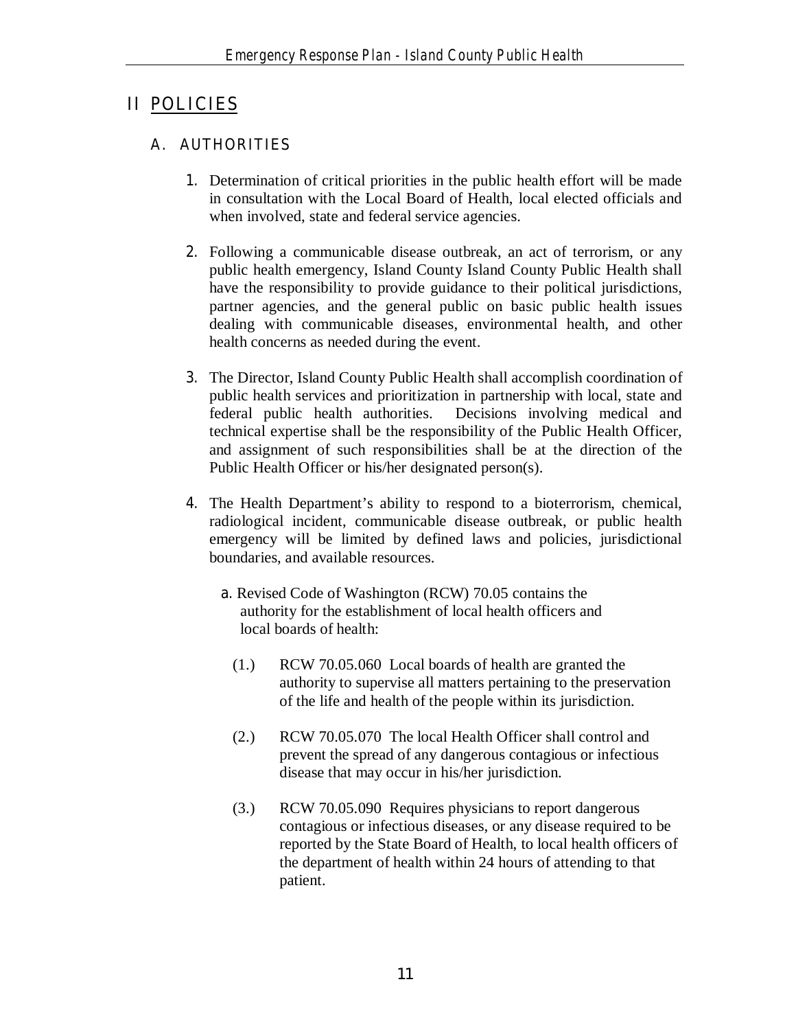# II POLICIES

## A. AUTHORITIES

1. Determination of critical priorities in the public health effort will be made in consultation with the Local Board of Health, local elected officials and when involved, state and federal service agencies.

2. Following a communicable disease outbreak, an act of terrorism, or any public health emergency, Island County Island County Public Health shall have the responsibility to provide guidance to their political jurisdictions, partner agencies, and the general public on basic public health issues dealing with communicable diseases, environmental health, and other health concerns as needed during the event.

3. The Director, Island County Public Health shall accomplish coordination of public health services and prioritization in partnership with local, state and federal public health authorities. Decisions involving medical and technical expertise shall be the responsibility of the Public Health Officer, and assignment of such responsibilities shall be at the direction of the Public Health Officer or his/her designated person(s).

4. The Health Department's ability to respond to a bioterrorism, chemical, radiological incident, communicable disease outbreak, or public health emergency will be limited by defined laws and policies, jurisdictional boundaries, and available resources.

   a. Revised Code of Washington (RCW) 70.05 contains the authority for the establishment of local health officers and local boards of health:

      (1.) RCW 70.05.060 Local boards of health are granted the authority to supervise all matters pertaining to the preservation of the life and health of the people within its jurisdiction.

      (2.) RCW 70.05.070 The local Health Officer shall control and prevent the spread of any dangerous contagious or infectious disease that may occur in his/her jurisdiction.

      (3.) RCW 70.05.090 Requires physicians to report dangerous contagious or infectious diseases, or any disease required to be reported by the State Board of Health, to local health officers of the department of health within 24 hours of attending to that patient.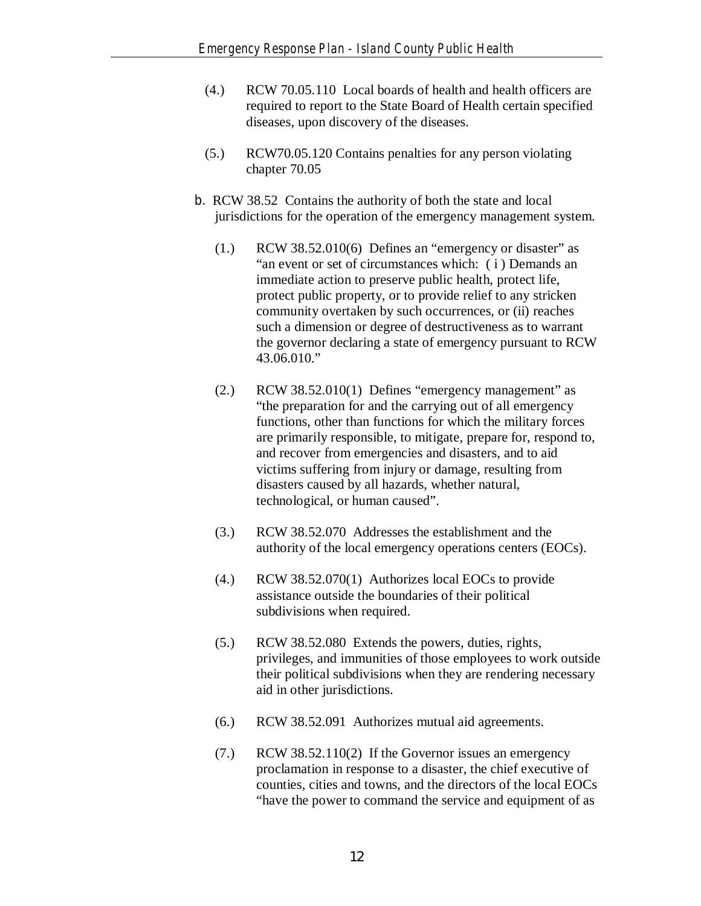(4.) RCW 70.05.110 Local boards of health and health officers are required to report to the State Board of Health certain specified diseases, upon discovery of the diseases.

(5.) RCW70.05.120 Contains penalties for any person violating chapter 70.05

b. RCW 38.52 Contains the authority of both the state and local jurisdictions for the operation of the emergency management system.

(1.) RCW 38.52.010(6) Defines an "emergency or disaster" as "an event or set of circumstances which: ( i ) Demands an immediate action to preserve public health, protect life, protect public property, or to provide relief to any stricken community overtaken by such occurrences, or (ii) reaches such a dimension or degree of destructiveness as to warrant the governor declaring a state of emergency pursuant to RCW 43.06.010."

(2.) RCW 38.52.010(1) Defines "emergency management" as "the preparation for and the carrying out of all emergency functions, other than functions for which the military forces are primarily responsible, to mitigate, prepare for, respond to, and recover from emergencies and disasters, and to aid victims suffering from injury or damage, resulting from disasters caused by all hazards, whether natural, technological, or human caused".

(3.) RCW 38.52.070 Addresses the establishment and the authority of the local emergency operations centers (EOCs).

(4.) RCW 38.52.070(1) Authorizes local EOCs to provide assistance outside the boundaries of their political subdivisions when required.

(5.) RCW 38.52.080 Extends the powers, duties, rights, privileges, and immunities of those employees to work outside their political subdivisions when they are rendering necessary aid in other jurisdictions.

(6.) RCW 38.52.091 Authorizes mutual aid agreements.

(7.) RCW 38.52.110(2) If the Governor issues an emergency proclamation in response to a disaster, the chief executive of counties, cities and towns, and the directors of the local EOCs "have the power to command the service and equipment of as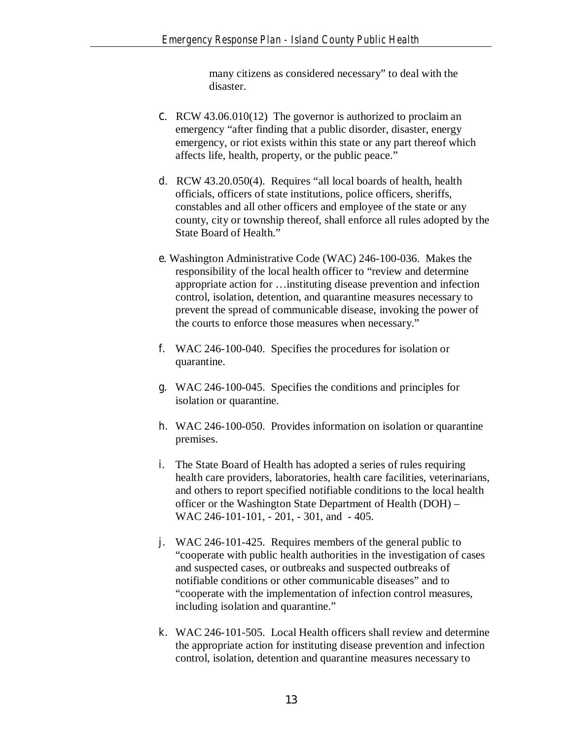many citizens as considered necessary" to deal with the disaster.

c. RCW 43.06.010(12) The governor is authorized to proclaim an emergency "after finding that a public disorder, disaster, energy emergency, or riot exists within this state or any part thereof which affects life, health, property, or the public peace."

d. RCW 43.20.050(4). Requires "all local boards of health, health officials, officers of state institutions, police officers, sheriffs, constables and all other officers and employee of the state or any county, city or township thereof, shall enforce all rules adopted by the State Board of Health."

e. Washington Administrative Code (WAC) 246-100-036. Makes the responsibility of the local health officer to "review and determine appropriate action for …instituting disease prevention and infection control, isolation, detention, and quarantine measures necessary to prevent the spread of communicable disease, invoking the power of the courts to enforce those measures when necessary."

f. WAC 246-100-040. Specifies the procedures for isolation or quarantine.

g. WAC 246-100-045. Specifies the conditions and principles for isolation or quarantine.

h. WAC 246-100-050. Provides information on isolation or quarantine premises.

i. The State Board of Health has adopted a series of rules requiring health care providers, laboratories, health care facilities, veterinarians, and others to report specified notifiable conditions to the local health officer or the Washington State Department of Health (DOH) – WAC 246-101-101, - 201, - 301, and - 405.

j. WAC 246-101-425. Requires members of the general public to "cooperate with public health authorities in the investigation of cases and suspected cases, or outbreaks and suspected outbreaks of notifiable conditions or other communicable diseases" and to "cooperate with the implementation of infection control measures, including isolation and quarantine."

k. WAC 246-101-505. Local Health officers shall review and determine the appropriate action for instituting disease prevention and infection control, isolation, detention and quarantine measures necessary to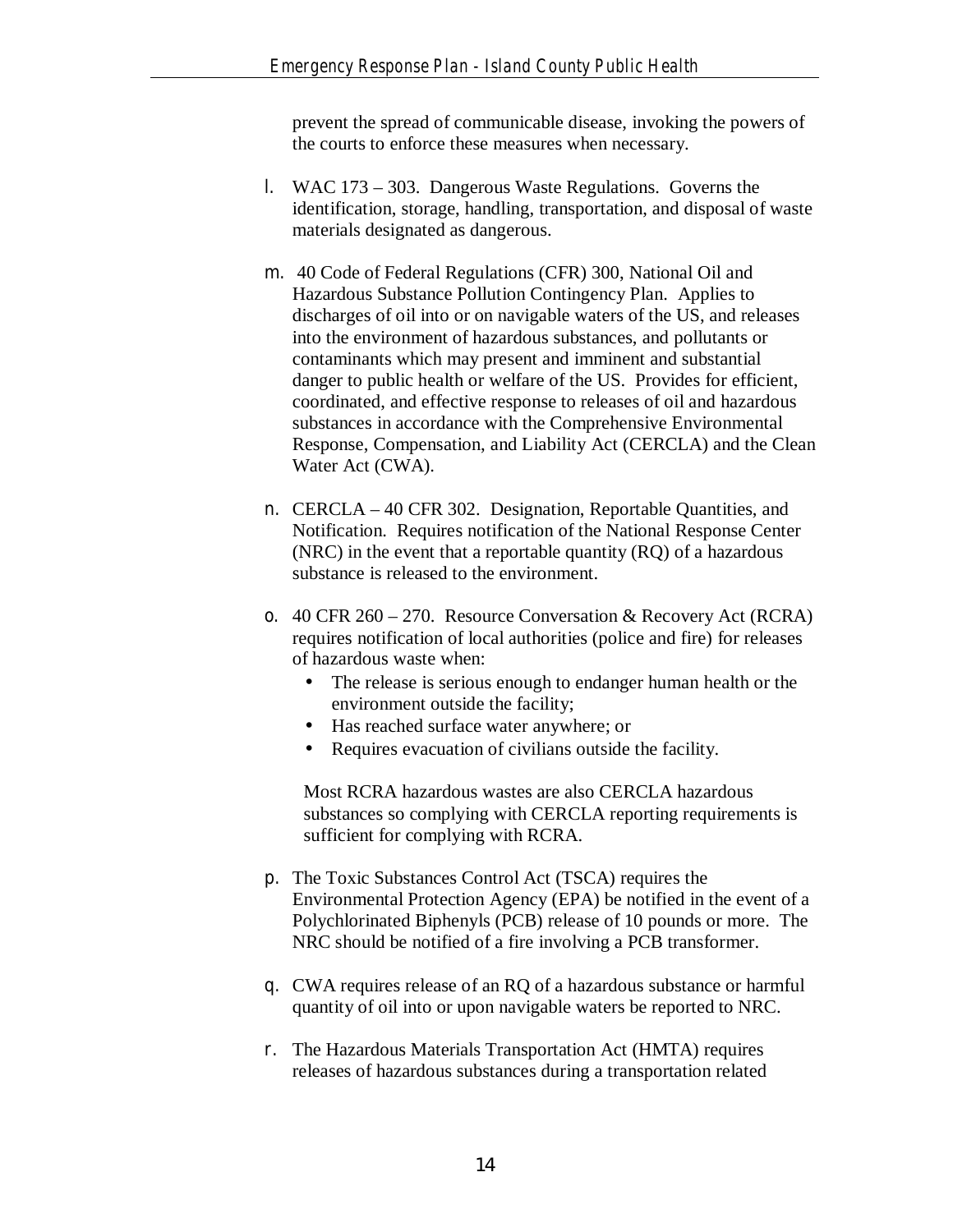prevent the spread of communicable disease, invoking the powers of the courts to enforce these measures when necessary.

l. WAC 173 – 303. Dangerous Waste Regulations. Governs the identification, storage, handling, transportation, and disposal of waste materials designated as dangerous.

m. 40 Code of Federal Regulations (CFR) 300, National Oil and Hazardous Substance Pollution Contingency Plan. Applies to discharges of oil into or on navigable waters of the US, and releases into the environment of hazardous substances, and pollutants or contaminants which may present and imminent and substantial danger to public health or welfare of the US. Provides for efficient, coordinated, and effective response to releases of oil and hazardous substances in accordance with the Comprehensive Environmental Response, Compensation, and Liability Act (CERCLA) and the Clean Water Act (CWA).

n. CERCLA – 40 CFR 302. Designation, Reportable Quantities, and Notification. Requires notification of the National Response Center (NRC) in the event that a reportable quantity (RQ) of a hazardous substance is released to the environment.

o. 40 CFR 260 – 270. Resource Conversation & Recovery Act (RCRA) requires notification of local authorities (police and fire) for releases of hazardous waste when:
   - The release is serious enough to endanger human health or the environment outside the facility;
   - Has reached surface water anywhere; or
   - Requires evacuation of civilians outside the facility.

   Most RCRA hazardous wastes are also CERCLA hazardous substances so complying with CERCLA reporting requirements is sufficient for complying with RCRA.

p. The Toxic Substances Control Act (TSCA) requires the Environmental Protection Agency (EPA) be notified in the event of a Polychlorinated Biphenyls (PCB) release of 10 pounds or more. The NRC should be notified of a fire involving a PCB transformer.

q. CWA requires release of an RQ of a hazardous substance or harmful quantity of oil into or upon navigable waters be reported to NRC.

r. The Hazardous Materials Transportation Act (HMTA) requires releases of hazardous substances during a transportation related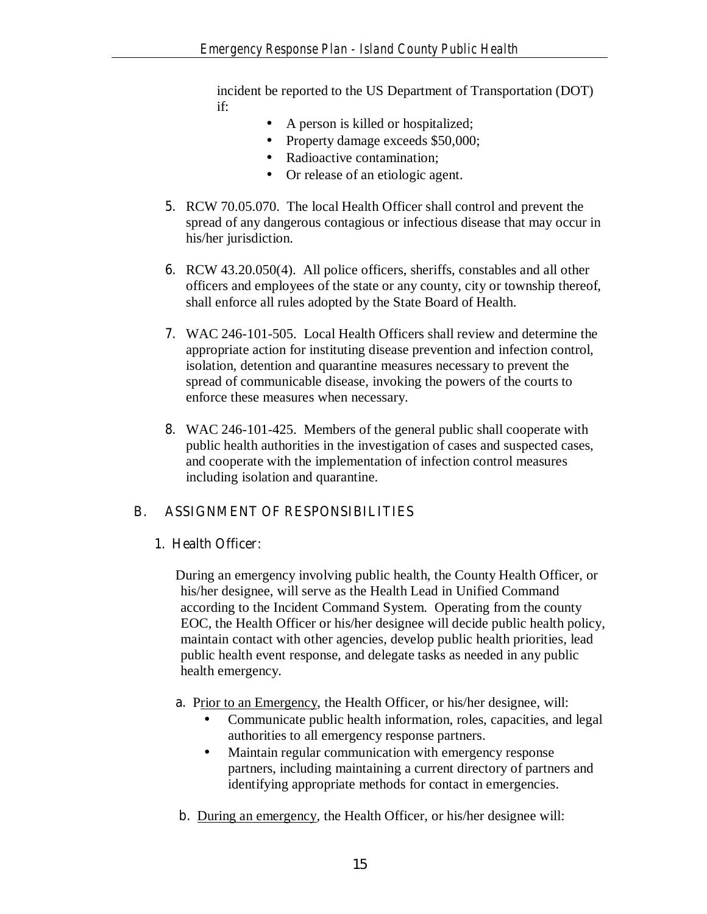incident be reported to the US Department of Transportation (DOT) if:

- A person is killed or hospitalized;
- Property damage exceeds $50,000;
- Radioactive contamination;
- Or release of an etiologic agent.

5. RCW 70.05.070. The local Health Officer shall control and prevent the spread of any dangerous contagious or infectious disease that may occur in his/her jurisdiction.

6. RCW 43.20.050(4). All police officers, sheriffs, constables and all other officers and employees of the state or any county, city or township thereof, shall enforce all rules adopted by the State Board of Health.

7. WAC 246-101-505. Local Health Officers shall review and determine the appropriate action for instituting disease prevention and infection control, isolation, detention and quarantine measures necessary to prevent the spread of communicable disease, invoking the powers of the courts to enforce these measures when necessary.

8. WAC 246-101-425. Members of the general public shall cooperate with public health authorities in the investigation of cases and suspected cases, and cooperate with the implementation of infection control measures including isolation and quarantine.

## B. ASSIGNMENT OF RESPONSIBILITIES

### 1. Health Officer:

During an emergency involving public health, the County Health Officer, or his/her designee, will serve as the Health Lead in Unified Command according to the Incident Command System. Operating from the county EOC, the Health Officer or his/her designee will decide public health policy, maintain contact with other agencies, develop public health priorities, lead public health event response, and delegate tasks as needed in any public health emergency.

a. Prior to an Emergency, the Health Officer, or his/her designee, will:

- Communicate public health information, roles, capacities, and legal authorities to all emergency response partners.
- Maintain regular communication with emergency response partners, including maintaining a current directory of partners and identifying appropriate methods for contact in emergencies.

b. During an emergency, the Health Officer, or his/her designee will: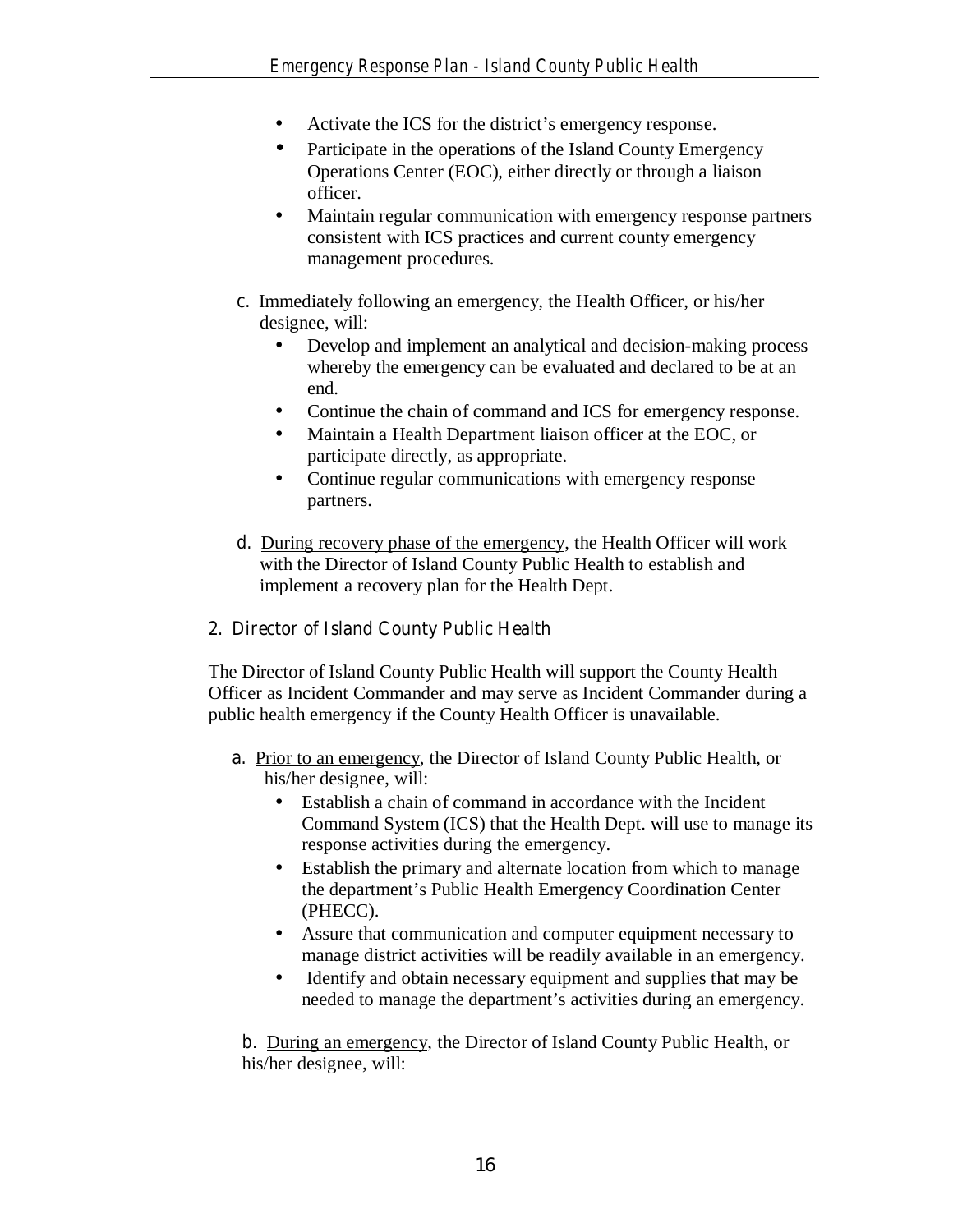- Activate the ICS for the district's emergency response.
- Participate in the operations of the Island County Emergency Operations Center (EOC), either directly or through a liaison officer.
- Maintain regular communication with emergency response partners consistent with ICS practices and current county emergency management procedures.

c. Immediately following an emergency, the Health Officer, or his/her designee, will:

- Develop and implement an analytical and decision-making process whereby the emergency can be evaluated and declared to be at an end.
- Continue the chain of command and ICS for emergency response.
- Maintain a Health Department liaison officer at the EOC, or participate directly, as appropriate.
- Continue regular communications with emergency response partners.

d. During recovery phase of the emergency, the Health Officer will work with the Director of Island County Public Health to establish and implement a recovery plan for the Health Dept.

### 2. Director of Island County Public Health

The Director of Island County Public Health will support the County Health Officer as Incident Commander and may serve as Incident Commander during a public health emergency if the County Health Officer is unavailable.

a. Prior to an emergency, the Director of Island County Public Health, or his/her designee, will:

- Establish a chain of command in accordance with the Incident Command System (ICS) that the Health Dept. will use to manage its response activities during the emergency.
- Establish the primary and alternate location from which to manage the department's Public Health Emergency Coordination Center (PHECC).
- Assure that communication and computer equipment necessary to manage district activities will be readily available in an emergency.
- Identify and obtain necessary equipment and supplies that may be needed to manage the department's activities during an emergency.

b. During an emergency, the Director of Island County Public Health, or his/her designee, will: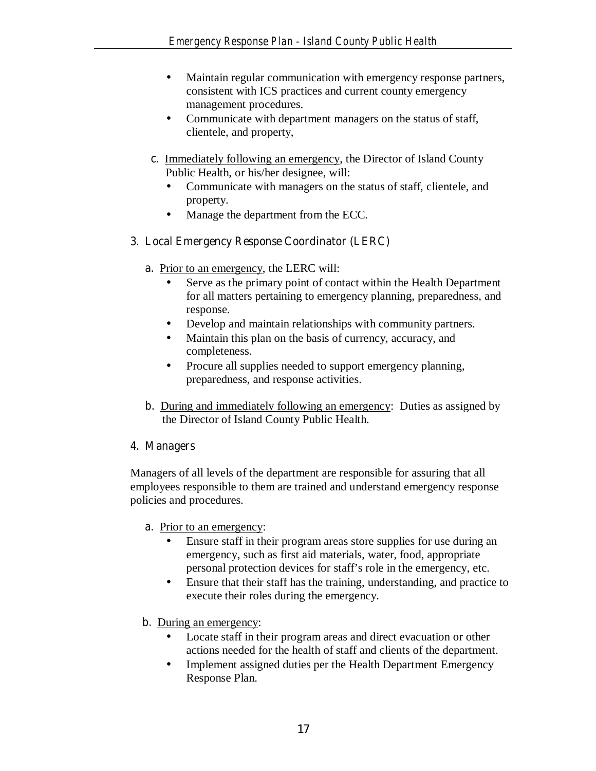- Maintain regular communication with emergency response partners, consistent with ICS practices and current county emergency management procedures.
- Communicate with department managers on the status of staff, clientele, and property,

c. Immediately following an emergency, the Director of Island County Public Health, or his/her designee, will:
   - Communicate with managers on the status of staff, clientele, and property.
   - Manage the department from the ECC.

### 3. Local Emergency Response Coordinator (LERC)

a. Prior to an emergency, the LERC will:
   - Serve as the primary point of contact within the Health Department for all matters pertaining to emergency planning, preparedness, and response.
   - Develop and maintain relationships with community partners.
   - Maintain this plan on the basis of currency, accuracy, and completeness.
   - Procure all supplies needed to support emergency planning, preparedness, and response activities.

b. During and immediately following an emergency: Duties as assigned by the Director of Island County Public Health.

### 4. Managers

Managers of all levels of the department are responsible for assuring that all employees responsible to them are trained and understand emergency response policies and procedures.

a. Prior to an emergency:
   - Ensure staff in their program areas store supplies for use during an emergency, such as first aid materials, water, food, appropriate personal protection devices for staff's role in the emergency, etc.
   - Ensure that their staff has the training, understanding, and practice to execute their roles during the emergency.

b. During an emergency:
   - Locate staff in their program areas and direct evacuation or other actions needed for the health of staff and clients of the department.
   - Implement assigned duties per the Health Department Emergency Response Plan.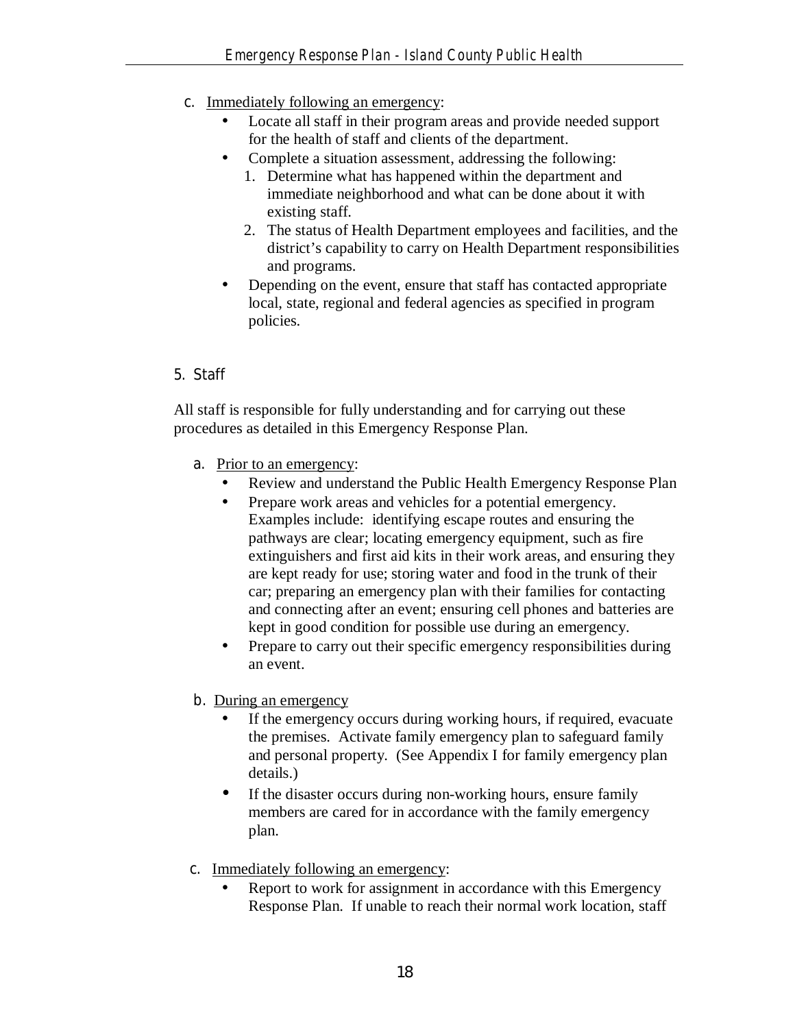c. <u>Immediately following an emergency</u>:

- Locate all staff in their program areas and provide needed support for the health of staff and clients of the department.
- Complete a situation assessment, addressing the following:
  1. Determine what has happened within the department and immediate neighborhood and what can be done about it with existing staff.
  2. The status of Health Department employees and facilities, and the district's capability to carry on Health Department responsibilities and programs.
- Depending on the event, ensure that staff has contacted appropriate local, state, regional and federal agencies as specified in program policies.

## 5. Staff

All staff is responsible for fully understanding and for carrying out these procedures as detailed in this Emergency Response Plan.

a. <u>Prior to an emergency</u>:

- Review and understand the Public Health Emergency Response Plan
- Prepare work areas and vehicles for a potential emergency. Examples include: identifying escape routes and ensuring the pathways are clear; locating emergency equipment, such as fire extinguishers and first aid kits in their work areas, and ensuring they are kept ready for use; storing water and food in the trunk of their car; preparing an emergency plan with their families for contacting and connecting after an event; ensuring cell phones and batteries are kept in good condition for possible use during an emergency.
- Prepare to carry out their specific emergency responsibilities during an event.

b. <u>During an emergency</u>

- If the emergency occurs during working hours, if required, evacuate the premises. Activate family emergency plan to safeguard family and personal property. (See Appendix I for family emergency plan details.)
- If the disaster occurs during non-working hours, ensure family members are cared for in accordance with the family emergency plan.

c. <u>Immediately following an emergency</u>:

- Report to work for assignment in accordance with this Emergency Response Plan. If unable to reach their normal work location, staff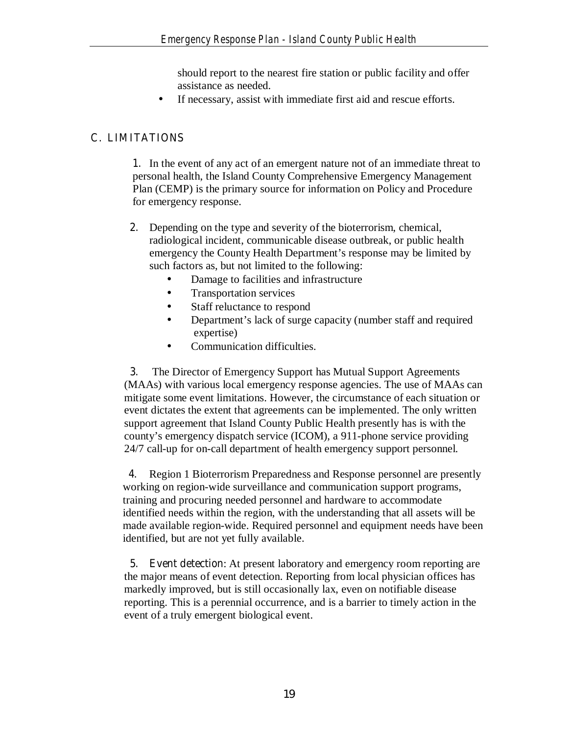should report to the nearest fire station or public facility and offer assistance as needed.

- If necessary, assist with immediate first aid and rescue efforts.

## C. LIMITATIONS

1. In the event of any act of an emergent nature not of an immediate threat to personal health, the Island County Comprehensive Emergency Management Plan (CEMP) is the primary source for information on Policy and Procedure for emergency response.

2. Depending on the type and severity of the bioterrorism, chemical, radiological incident, communicable disease outbreak, or public health emergency the County Health Department's response may be limited by such factors as, but not limited to the following:
   - Damage to facilities and infrastructure
   - Transportation services
   - Staff reluctance to respond
   - Department's lack of surge capacity (number staff and required expertise)
   - Communication difficulties.

3. The Director of Emergency Support has Mutual Support Agreements (MAAs) with various local emergency response agencies. The use of MAAs can mitigate some event limitations. However, the circumstance of each situation or event dictates the extent that agreements can be implemented. The only written support agreement that Island County Public Health presently has is with the county's emergency dispatch service (ICOM), a 911-phone service providing 24/7 call-up for on-call department of health emergency support personnel.

4. Region 1 Bioterrorism Preparedness and Response personnel are presently working on region-wide surveillance and communication support programs, training and procuring needed personnel and hardware to accommodate identified needs within the region, with the understanding that all assets will be made available region-wide. Required personnel and equipment needs have been identified, but are not yet fully available.

5. *Event detection*: At present laboratory and emergency room reporting are the major means of event detection. Reporting from local physician offices has markedly improved, but is still occasionally lax, even on notifiable disease reporting. This is a perennial occurrence, and is a barrier to timely action in the event of a truly emergent biological event.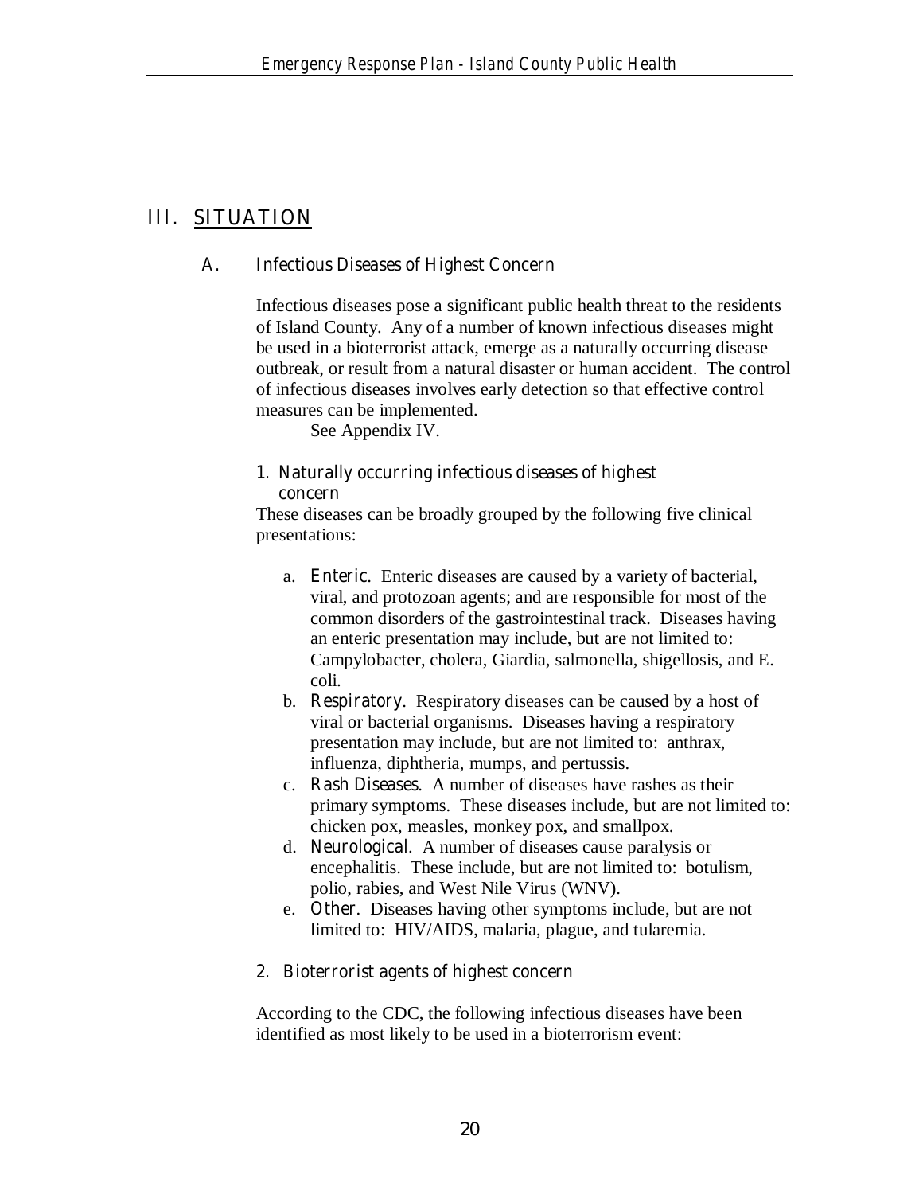# III. SITUATION

## A. Infectious Diseases of Highest Concern

Infectious diseases pose a significant public health threat to the residents of Island County. Any of a number of known infectious diseases might be used in a bioterrorist attack, emerge as a naturally occurring disease outbreak, or result from a natural disaster or human accident. The control of infectious diseases involves early detection so that effective control measures can be implemented.

See Appendix IV.

### 1. Naturally occurring infectious diseases of highest concern

These diseases can be broadly grouped by the following five clinical presentations:

a. *Enteric*. Enteric diseases are caused by a variety of bacterial, viral, and protozoan agents; and are responsible for most of the common disorders of the gastrointestinal track. Diseases having an enteric presentation may include, but are not limited to: Campylobacter, cholera, Giardia, salmonella, shigellosis, and E. coli.

b. *Respiratory*. Respiratory diseases can be caused by a host of viral or bacterial organisms. Diseases having a respiratory presentation may include, but are not limited to: anthrax, influenza, diphtheria, mumps, and pertussis.

c. *Rash Diseases*. A number of diseases have rashes as their primary symptoms. These diseases include, but are not limited to: chicken pox, measles, monkey pox, and smallpox.

d. *Neurological*. A number of diseases cause paralysis or encephalitis. These include, but are not limited to: botulism, polio, rabies, and West Nile Virus (WNV).

e. *Other*. Diseases having other symptoms include, but are not limited to: HIV/AIDS, malaria, plague, and tularemia.

### 2. Bioterrorist agents of highest concern

According to the CDC, the following infectious diseases have been identified as most likely to be used in a bioterrorism event: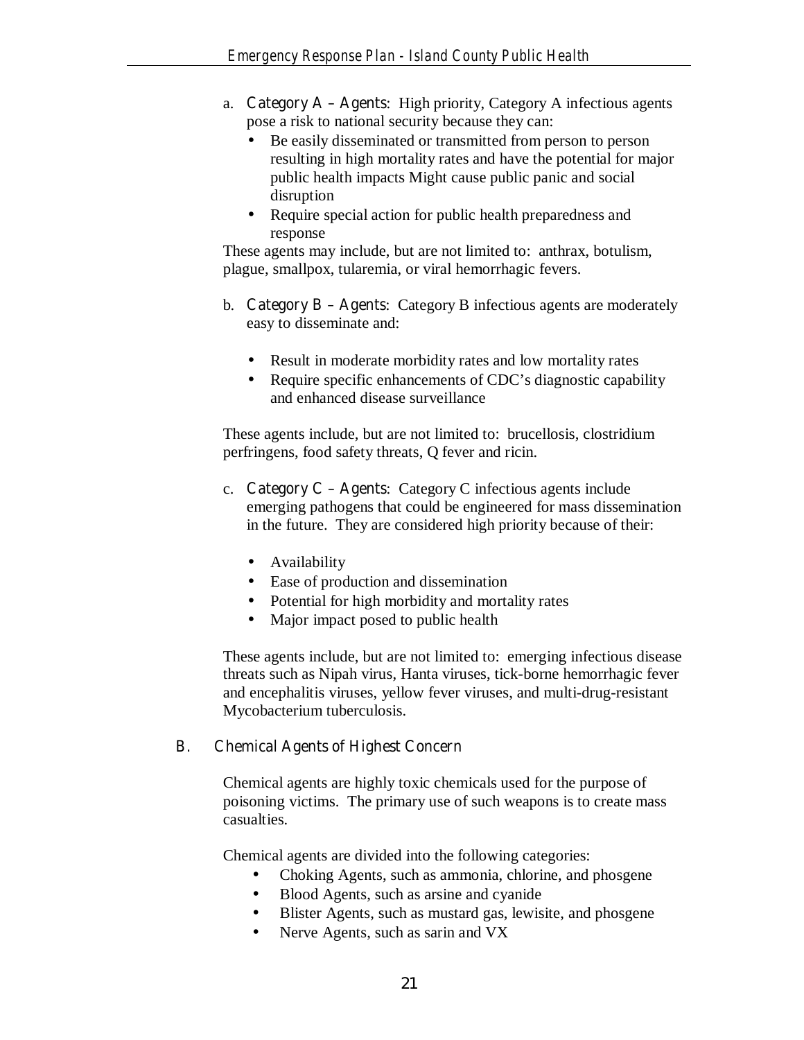a. Category A – Agents: High priority, Category A infectious agents pose a risk to national security because they can:
   - Be easily disseminated or transmitted from person to person resulting in high mortality rates and have the potential for major public health impacts Might cause public panic and social disruption
   - Require special action for public health preparedness and response

These agents may include, but are not limited to: anthrax, botulism, plague, smallpox, tularemia, or viral hemorrhagic fevers.

b. Category B – Agents: Category B infectious agents are moderately easy to disseminate and:

   - Result in moderate morbidity rates and low mortality rates
   - Require specific enhancements of CDC's diagnostic capability and enhanced disease surveillance

These agents include, but are not limited to: brucellosis, clostridium perfringens, food safety threats, Q fever and ricin.

c. Category C – Agents: Category C infectious agents include emerging pathogens that could be engineered for mass dissemination in the future. They are considered high priority because of their:

   - Availability
   - Ease of production and dissemination
   - Potential for high morbidity and mortality rates
   - Major impact posed to public health

These agents include, but are not limited to: emerging infectious disease threats such as Nipah virus, Hanta viruses, tick-borne hemorrhagic fever and encephalitis viruses, yellow fever viruses, and multi-drug-resistant Mycobacterium tuberculosis.

## B. Chemical Agents of Highest Concern

Chemical agents are highly toxic chemicals used for the purpose of poisoning victims. The primary use of such weapons is to create mass casualties.

Chemical agents are divided into the following categories:

- Choking Agents, such as ammonia, chlorine, and phosgene
- Blood Agents, such as arsine and cyanide
- Blister Agents, such as mustard gas, lewisite, and phosgene
- Nerve Agents, such as sarin and VX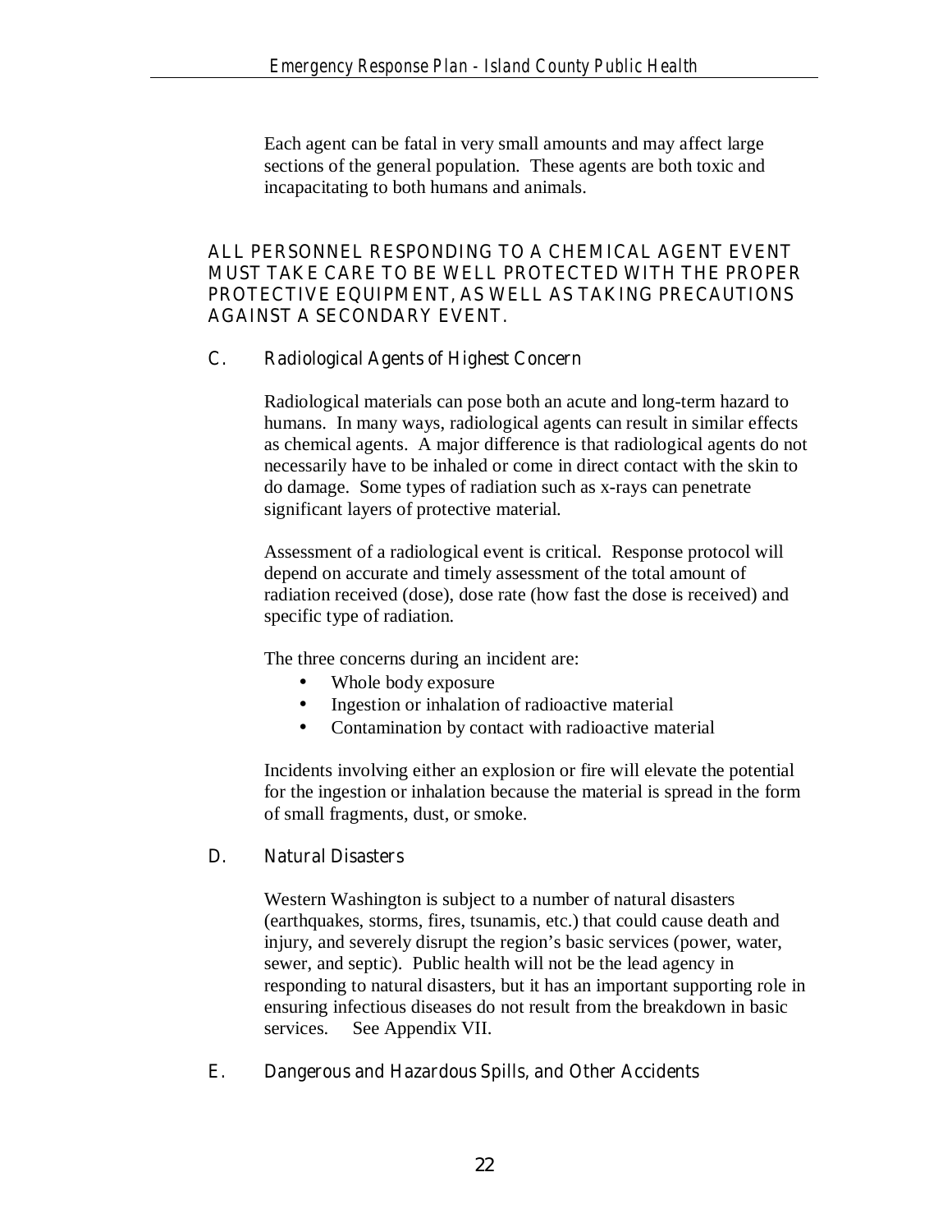Each agent can be fatal in very small amounts and may affect large sections of the general population. These agents are both toxic and incapacitating to both humans and animals.

**ALL PERSONNEL RESPONDING TO A CHEMICAL AGENT EVENT MUST TAKE CARE TO BE WELL PROTECTED WITH THE PROPER PROTECTIVE EQUIPMENT, AS WELL AS TAKING PRECAUTIONS AGAINST A SECONDARY EVENT.**

### C. Radiological Agents of Highest Concern

Radiological materials can pose both an acute and long-term hazard to humans. In many ways, radiological agents can result in similar effects as chemical agents. A major difference is that radiological agents do not necessarily have to be inhaled or come in direct contact with the skin to do damage. Some types of radiation such as x-rays can penetrate significant layers of protective material.

Assessment of a radiological event is critical. Response protocol will depend on accurate and timely assessment of the total amount of radiation received (dose), dose rate (how fast the dose is received) and specific type of radiation.

The three concerns during an incident are:

- Whole body exposure
- Ingestion or inhalation of radioactive material
- Contamination by contact with radioactive material

Incidents involving either an explosion or fire will elevate the potential for the ingestion or inhalation because the material is spread in the form of small fragments, dust, or smoke.

### D. Natural Disasters

Western Washington is subject to a number of natural disasters (earthquakes, storms, fires, tsunamis, etc.) that could cause death and injury, and severely disrupt the region's basic services (power, water, sewer, and septic). Public health will not be the lead agency in responding to natural disasters, but it has an important supporting role in ensuring infectious diseases do not result from the breakdown in basic services. See Appendix VII.

### E. Dangerous and Hazardous Spills, and Other Accidents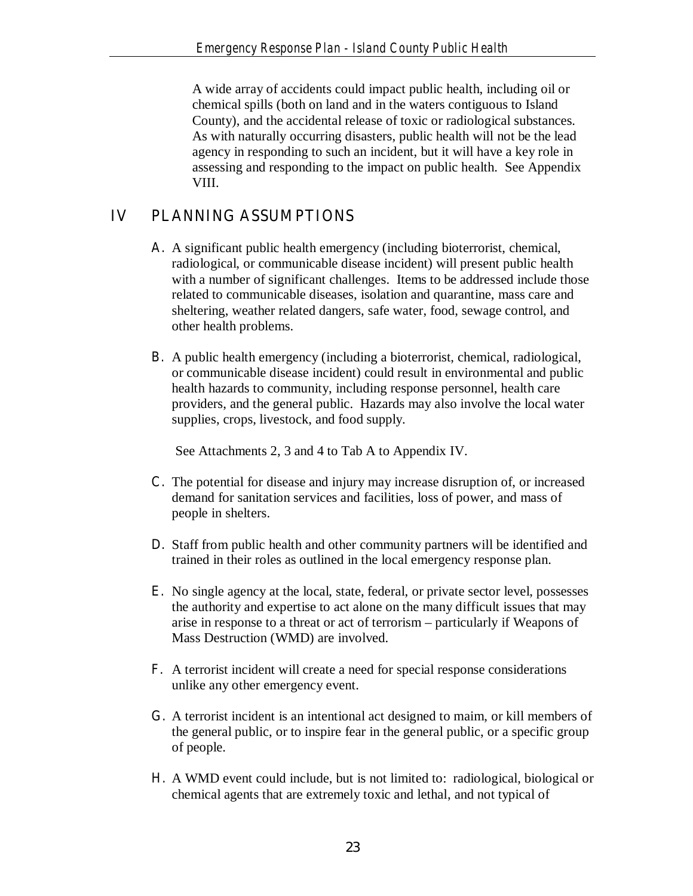A wide array of accidents could impact public health, including oil or chemical spills (both on land and in the waters contiguous to Island County), and the accidental release of toxic or radiological substances. As with naturally occurring disasters, public health will not be the lead agency in responding to such an incident, but it will have a key role in assessing and responding to the impact on public health. See Appendix VIII.

## IV PLANNING ASSUMPTIONS

A. A significant public health emergency (including bioterrorist, chemical, radiological, or communicable disease incident) will present public health with a number of significant challenges. Items to be addressed include those related to communicable diseases, isolation and quarantine, mass care and sheltering, weather related dangers, safe water, food, sewage control, and other health problems.

B. A public health emergency (including a bioterrorist, chemical, radiological, or communicable disease incident) could result in environmental and public health hazards to community, including response personnel, health care providers, and the general public. Hazards may also involve the local water supplies, crops, livestock, and food supply.

See Attachments 2, 3 and 4 to Tab A to Appendix IV.

C. The potential for disease and injury may increase disruption of, or increased demand for sanitation services and facilities, loss of power, and mass of people in shelters.

D. Staff from public health and other community partners will be identified and trained in their roles as outlined in the local emergency response plan.

E. No single agency at the local, state, federal, or private sector level, possesses the authority and expertise to act alone on the many difficult issues that may arise in response to a threat or act of terrorism – particularly if Weapons of Mass Destruction (WMD) are involved.

F. A terrorist incident will create a need for special response considerations unlike any other emergency event.

G. A terrorist incident is an intentional act designed to maim, or kill members of the general public, or to inspire fear in the general public, or a specific group of people.

H. A WMD event could include, but is not limited to: radiological, biological or chemical agents that are extremely toxic and lethal, and not typical of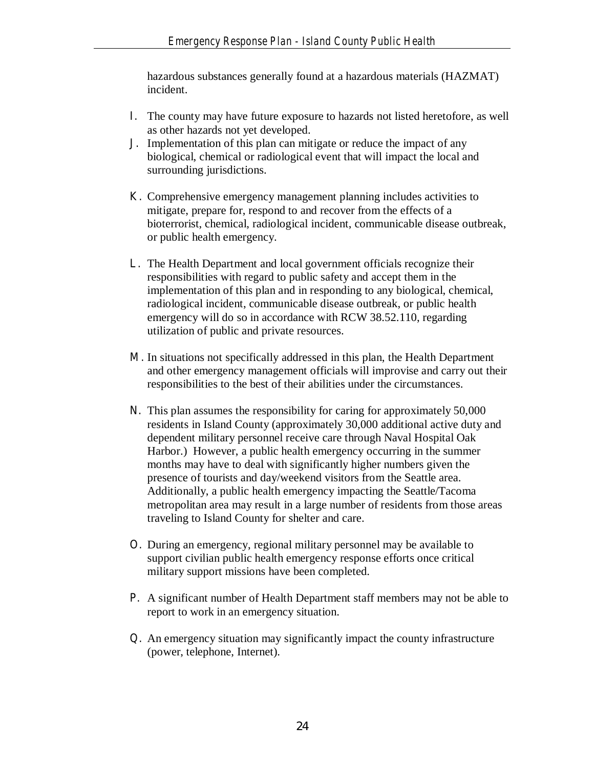hazardous substances generally found at a hazardous materials (HAZMAT) incident.

I. The county may have future exposure to hazards not listed heretofore, as well as other hazards not yet developed.

J. Implementation of this plan can mitigate or reduce the impact of any biological, chemical or radiological event that will impact the local and surrounding jurisdictions.

K. Comprehensive emergency management planning includes activities to mitigate, prepare for, respond to and recover from the effects of a bioterrorist, chemical, radiological incident, communicable disease outbreak, or public health emergency.

L. The Health Department and local government officials recognize their responsibilities with regard to public safety and accept them in the implementation of this plan and in responding to any biological, chemical, radiological incident, communicable disease outbreak, or public health emergency will do so in accordance with RCW 38.52.110, regarding utilization of public and private resources.

M. In situations not specifically addressed in this plan, the Health Department and other emergency management officials will improvise and carry out their responsibilities to the best of their abilities under the circumstances.

N. This plan assumes the responsibility for caring for approximately 50,000 residents in Island County (approximately 30,000 additional active duty and dependent military personnel receive care through Naval Hospital Oak Harbor.) However, a public health emergency occurring in the summer months may have to deal with significantly higher numbers given the presence of tourists and day/weekend visitors from the Seattle area. Additionally, a public health emergency impacting the Seattle/Tacoma metropolitan area may result in a large number of residents from those areas traveling to Island County for shelter and care.

O. During an emergency, regional military personnel may be available to support civilian public health emergency response efforts once critical military support missions have been completed.

P. A significant number of Health Department staff members may not be able to report to work in an emergency situation.

Q. An emergency situation may significantly impact the county infrastructure (power, telephone, Internet).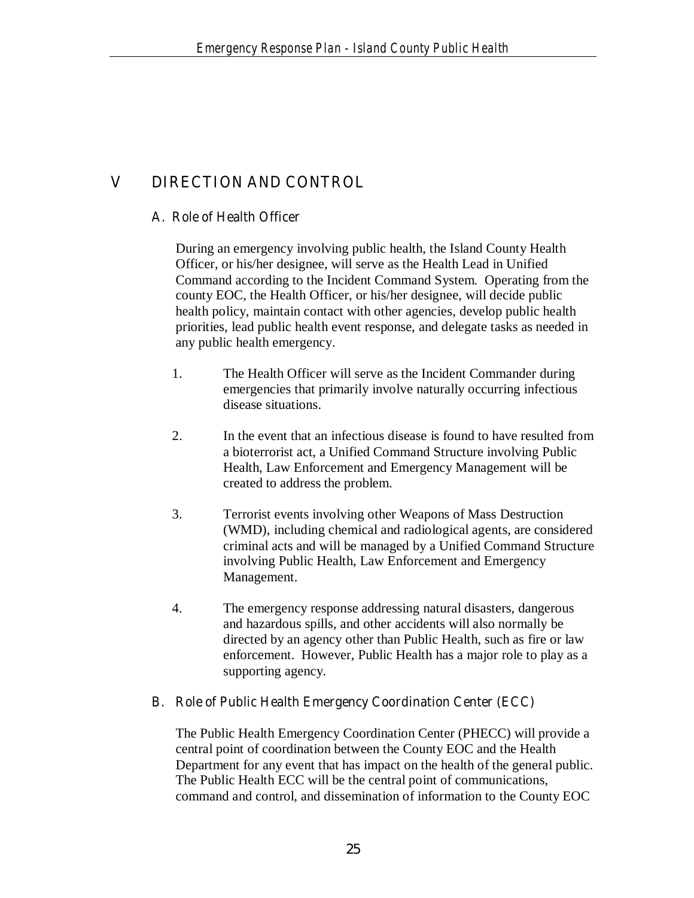# V DIRECTION AND CONTROL

## A. Role of Health Officer

During an emergency involving public health, the Island County Health Officer, or his/her designee, will serve as the Health Lead in Unified Command according to the Incident Command System. Operating from the county EOC, the Health Officer, or his/her designee, will decide public health policy, maintain contact with other agencies, develop public health priorities, lead public health event response, and delegate tasks as needed in any public health emergency.

1. The Health Officer will serve as the Incident Commander during emergencies that primarily involve naturally occurring infectious disease situations.

2. In the event that an infectious disease is found to have resulted from a bioterrorist act, a Unified Command Structure involving Public Health, Law Enforcement and Emergency Management will be created to address the problem.

3. Terrorist events involving other Weapons of Mass Destruction (WMD), including chemical and radiological agents, are considered criminal acts and will be managed by a Unified Command Structure involving Public Health, Law Enforcement and Emergency Management.

4. The emergency response addressing natural disasters, dangerous and hazardous spills, and other accidents will also normally be directed by an agency other than Public Health, such as fire or law enforcement. However, Public Health has a major role to play as a supporting agency.

## B. Role of Public Health Emergency Coordination Center (ECC)

The Public Health Emergency Coordination Center (PHECC) will provide a central point of coordination between the County EOC and the Health Department for any event that has impact on the health of the general public. The Public Health ECC will be the central point of communications, command and control, and dissemination of information to the County EOC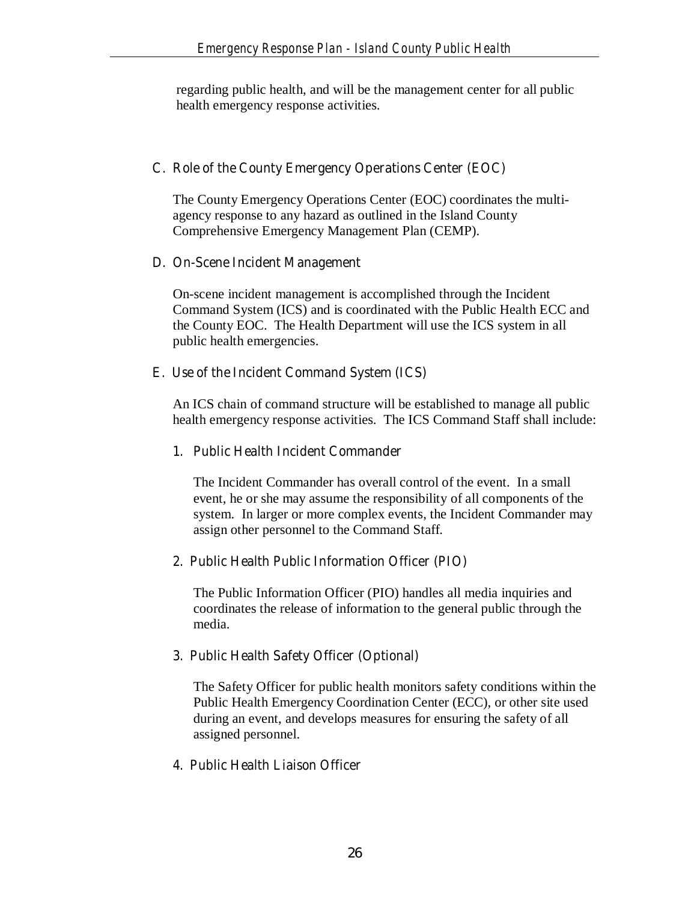regarding public health, and will be the management center for all public health emergency response activities.

## C. Role of the County Emergency Operations Center (EOC)

The County Emergency Operations Center (EOC) coordinates the multi-agency response to any hazard as outlined in the Island County Comprehensive Emergency Management Plan (CEMP).

## D. On-Scene Incident Management

On-scene incident management is accomplished through the Incident Command System (ICS) and is coordinated with the Public Health ECC and the County EOC. The Health Department will use the ICS system in all public health emergencies.

## E. Use of the Incident Command System (ICS)

An ICS chain of command structure will be established to manage all public health emergency response activities. The ICS Command Staff shall include:

### 1. Public Health Incident Commander

The Incident Commander has overall control of the event. In a small event, he or she may assume the responsibility of all components of the system. In larger or more complex events, the Incident Commander may assign other personnel to the Command Staff.

### 2. Public Health Public Information Officer (PIO)

The Public Information Officer (PIO) handles all media inquiries and coordinates the release of information to the general public through the media.

### 3. Public Health Safety Officer (Optional)

The Safety Officer for public health monitors safety conditions within the Public Health Emergency Coordination Center (ECC), or other site used during an event, and develops measures for ensuring the safety of all assigned personnel.

### 4. Public Health Liaison Officer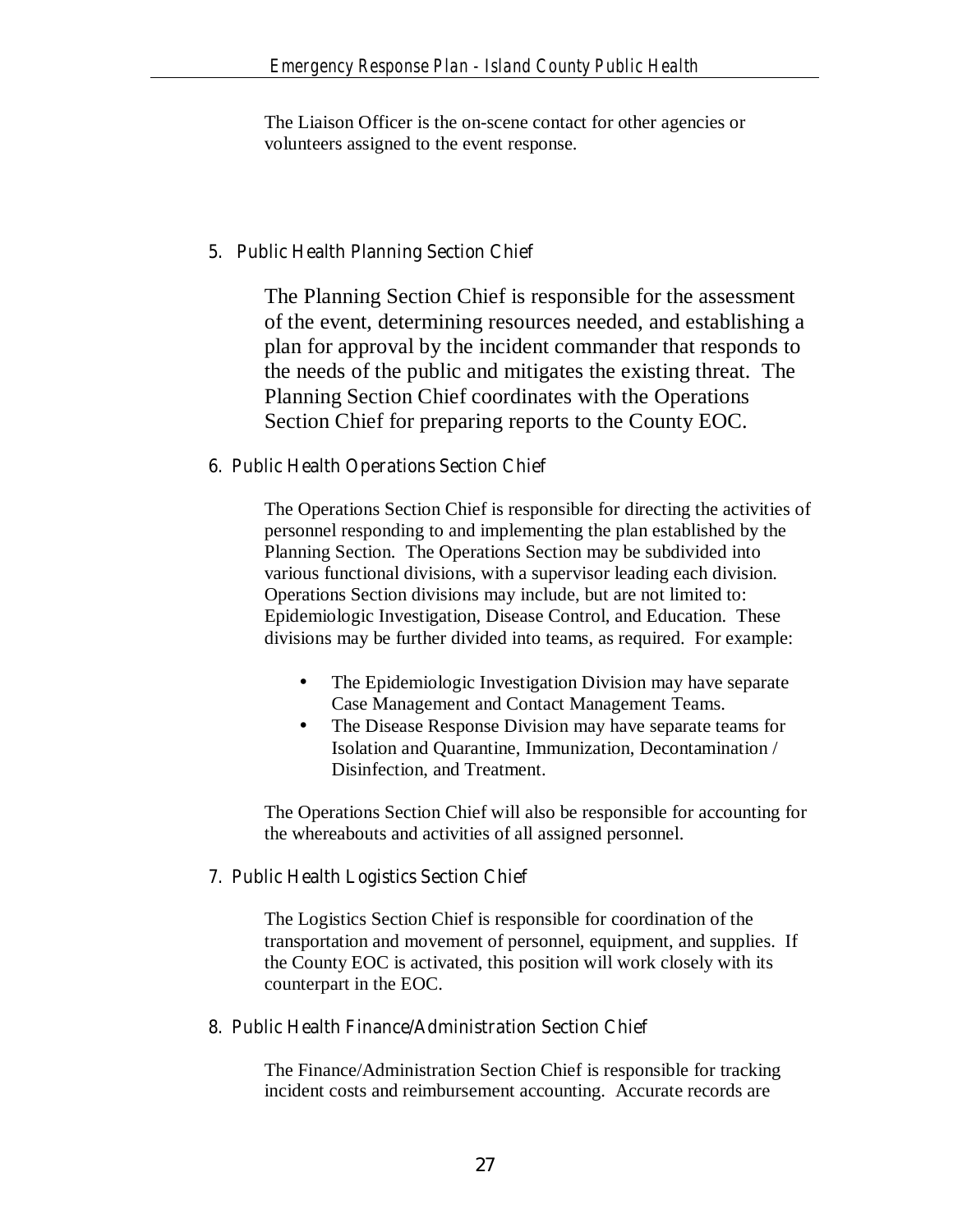The Liaison Officer is the on-scene contact for other agencies or volunteers assigned to the event response.

5. Public Health Planning Section Chief

The Planning Section Chief is responsible for the assessment of the event, determining resources needed, and establishing a plan for approval by the incident commander that responds to the needs of the public and mitigates the existing threat. The Planning Section Chief coordinates with the Operations Section Chief for preparing reports to the County EOC.

6. Public Health Operations Section Chief

The Operations Section Chief is responsible for directing the activities of personnel responding to and implementing the plan established by the Planning Section. The Operations Section may be subdivided into various functional divisions, with a supervisor leading each division. Operations Section divisions may include, but are not limited to: Epidemiologic Investigation, Disease Control, and Education. These divisions may be further divided into teams, as required. For example:

- The Epidemiologic Investigation Division may have separate Case Management and Contact Management Teams.
- The Disease Response Division may have separate teams for Isolation and Quarantine, Immunization, Decontamination / Disinfection, and Treatment.

The Operations Section Chief will also be responsible for accounting for the whereabouts and activities of all assigned personnel.

7. Public Health Logistics Section Chief

The Logistics Section Chief is responsible for coordination of the transportation and movement of personnel, equipment, and supplies. If the County EOC is activated, this position will work closely with its counterpart in the EOC.

8. Public Health Finance/Administration Section Chief

The Finance/Administration Section Chief is responsible for tracking incident costs and reimbursement accounting. Accurate records are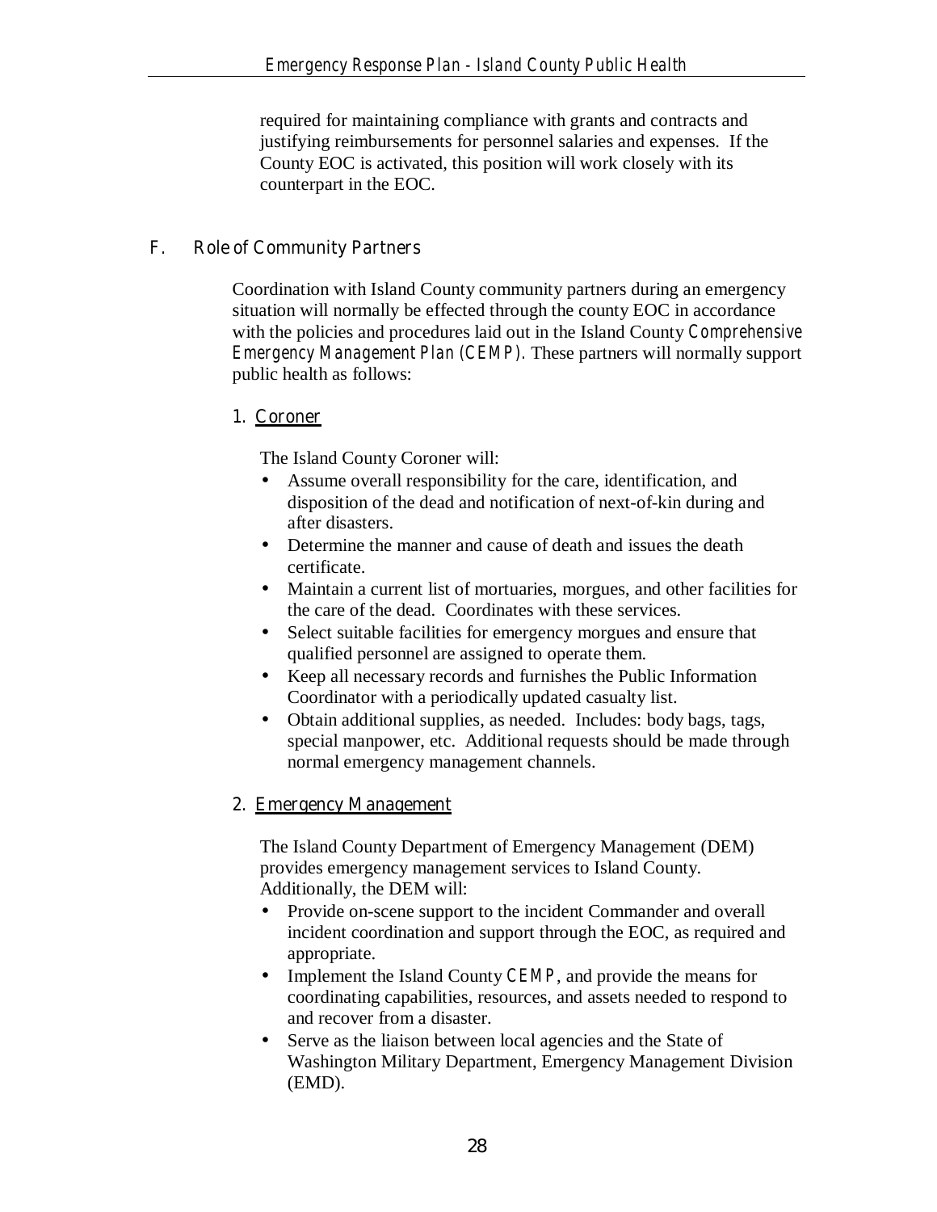required for maintaining compliance with grants and contracts and justifying reimbursements for personnel salaries and expenses. If the County EOC is activated, this position will work closely with its counterpart in the EOC.

## F. Role of Community Partners

Coordination with Island County community partners during an emergency situation will normally be effected through the county EOC in accordance with the policies and procedures laid out in the Island County *Comprehensive Emergency Management Plan (CEMP)*. These partners will normally support public health as follows:

### 1. Coroner

The Island County Coroner will:

- Assume overall responsibility for the care, identification, and disposition of the dead and notification of next-of-kin during and after disasters.
- Determine the manner and cause of death and issues the death certificate.
- Maintain a current list of mortuaries, morgues, and other facilities for the care of the dead. Coordinates with these services.
- Select suitable facilities for emergency morgues and ensure that qualified personnel are assigned to operate them.
- Keep all necessary records and furnishes the Public Information Coordinator with a periodically updated casualty list.
- Obtain additional supplies, as needed. Includes: body bags, tags, special manpower, etc. Additional requests should be made through normal emergency management channels.

### 2. Emergency Management

The Island County Department of Emergency Management (DEM) provides emergency management services to Island County. Additionally, the DEM will:

- Provide on-scene support to the incident Commander and overall incident coordination and support through the EOC, as required and appropriate.
- Implement the Island County CEMP, and provide the means for coordinating capabilities, resources, and assets needed to respond to and recover from a disaster.
- Serve as the liaison between local agencies and the State of Washington Military Department, Emergency Management Division (EMD).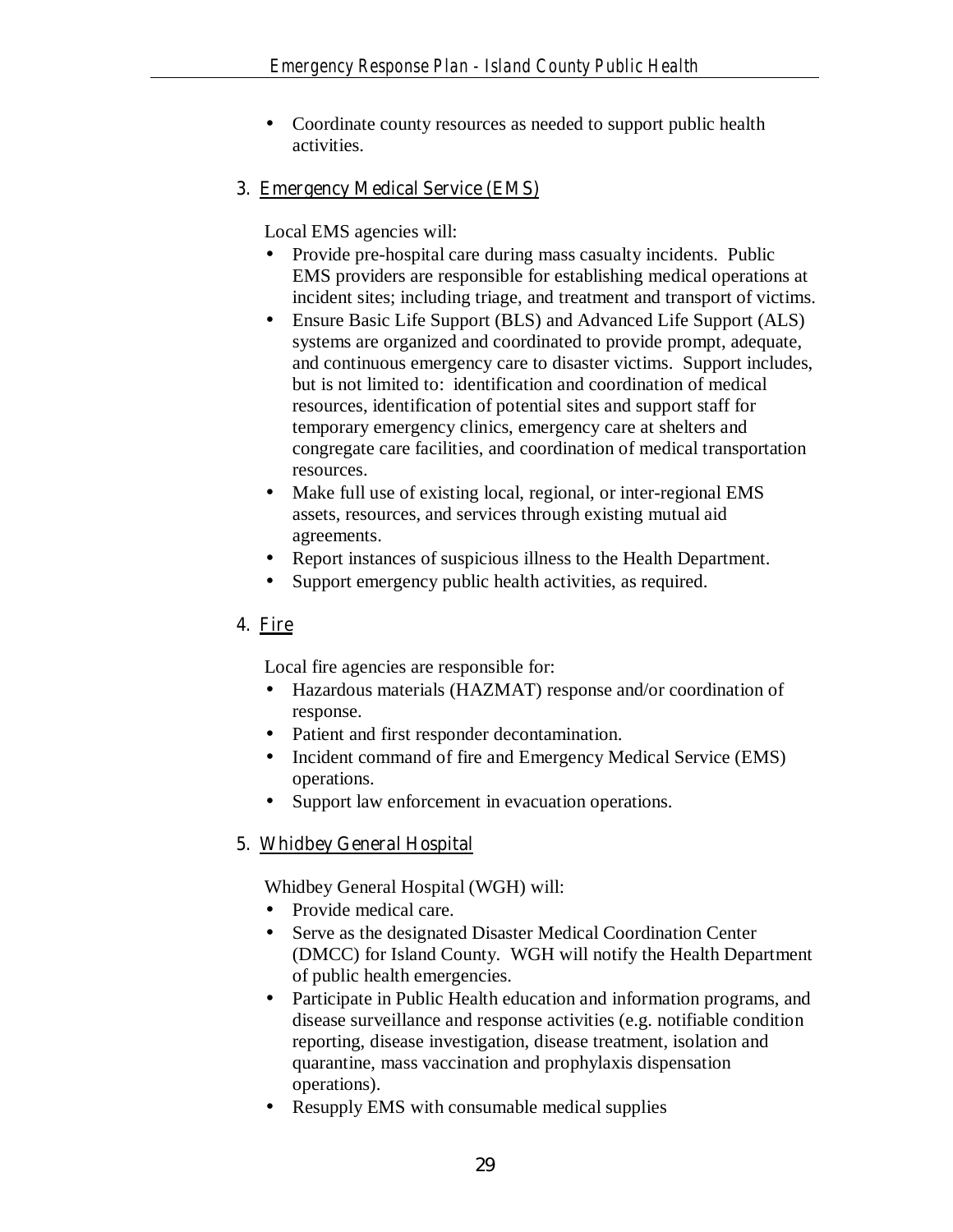- Coordinate county resources as needed to support public health activities.

3. Emergency Medical Service (EMS)

   Local EMS agencies will:

   - Provide pre-hospital care during mass casualty incidents. Public EMS providers are responsible for establishing medical operations at incident sites; including triage, and treatment and transport of victims.
   - Ensure Basic Life Support (BLS) and Advanced Life Support (ALS) systems are organized and coordinated to provide prompt, adequate, and continuous emergency care to disaster victims. Support includes, but is not limited to: identification and coordination of medical resources, identification of potential sites and support staff for temporary emergency clinics, emergency care at shelters and congregate care facilities, and coordination of medical transportation resources.
   - Make full use of existing local, regional, or inter-regional EMS assets, resources, and services through existing mutual aid agreements.
   - Report instances of suspicious illness to the Health Department.
   - Support emergency public health activities, as required.

4. Fire

   Local fire agencies are responsible for:

   - Hazardous materials (HAZMAT) response and/or coordination of response.
   - Patient and first responder decontamination.
   - Incident command of fire and Emergency Medical Service (EMS) operations.
   - Support law enforcement in evacuation operations.

5. Whidbey General Hospital

   Whidbey General Hospital (WGH) will:

   - Provide medical care.
   - Serve as the designated Disaster Medical Coordination Center (DMCC) for Island County. WGH will notify the Health Department of public health emergencies.
   - Participate in Public Health education and information programs, and disease surveillance and response activities (e.g. notifiable condition reporting, disease investigation, disease treatment, isolation and quarantine, mass vaccination and prophylaxis dispensation operations).
   - Resupply EMS with consumable medical supplies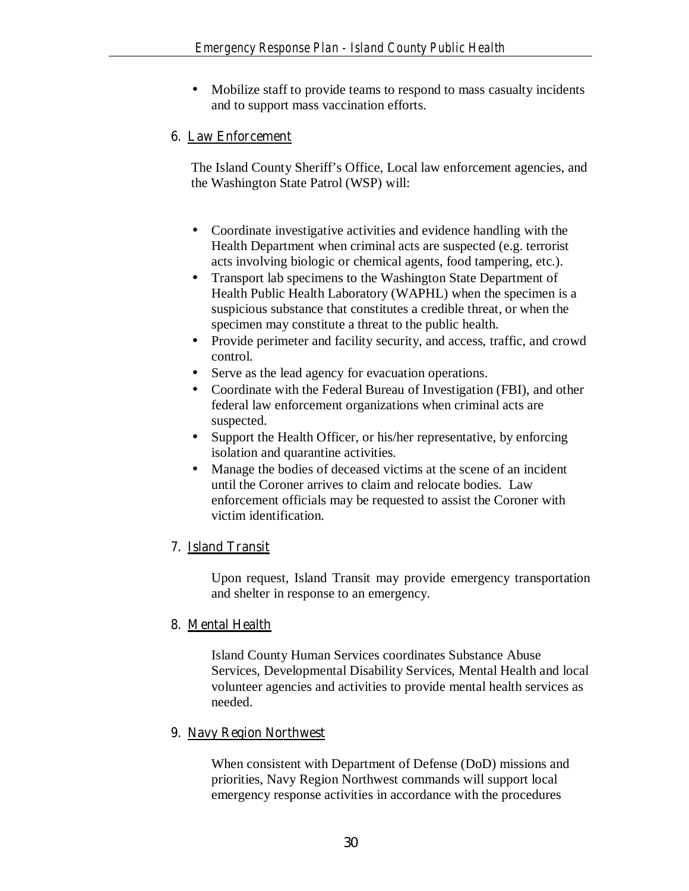- Mobilize staff to provide teams to respond to mass casualty incidents and to support mass vaccination efforts.

6. <u>Law Enforcement</u>

The Island County Sheriff's Office, Local law enforcement agencies, and the Washington State Patrol (WSP) will:

- Coordinate investigative activities and evidence handling with the Health Department when criminal acts are suspected (e.g. terrorist acts involving biologic or chemical agents, food tampering, etc.).
- Transport lab specimens to the Washington State Department of Health Public Health Laboratory (WAPHL) when the specimen is a suspicious substance that constitutes a credible threat, or when the specimen may constitute a threat to the public health.
- Provide perimeter and facility security, and access, traffic, and crowd control.
- Serve as the lead agency for evacuation operations.
- Coordinate with the Federal Bureau of Investigation (FBI), and other federal law enforcement organizations when criminal acts are suspected.
- Support the Health Officer, or his/her representative, by enforcing isolation and quarantine activities.
- Manage the bodies of deceased victims at the scene of an incident until the Coroner arrives to claim and relocate bodies. Law enforcement officials may be requested to assist the Coroner with victim identification.

7. <u>Island Transit</u>

Upon request, Island Transit may provide emergency transportation and shelter in response to an emergency.

8. <u>Mental Health</u>

Island County Human Services coordinates Substance Abuse Services, Developmental Disability Services, Mental Health and local volunteer agencies and activities to provide mental health services as needed.

9. <u>Navy Region Northwest</u>

When consistent with Department of Defense (DoD) missions and priorities, Navy Region Northwest commands will support local emergency response activities in accordance with the procedures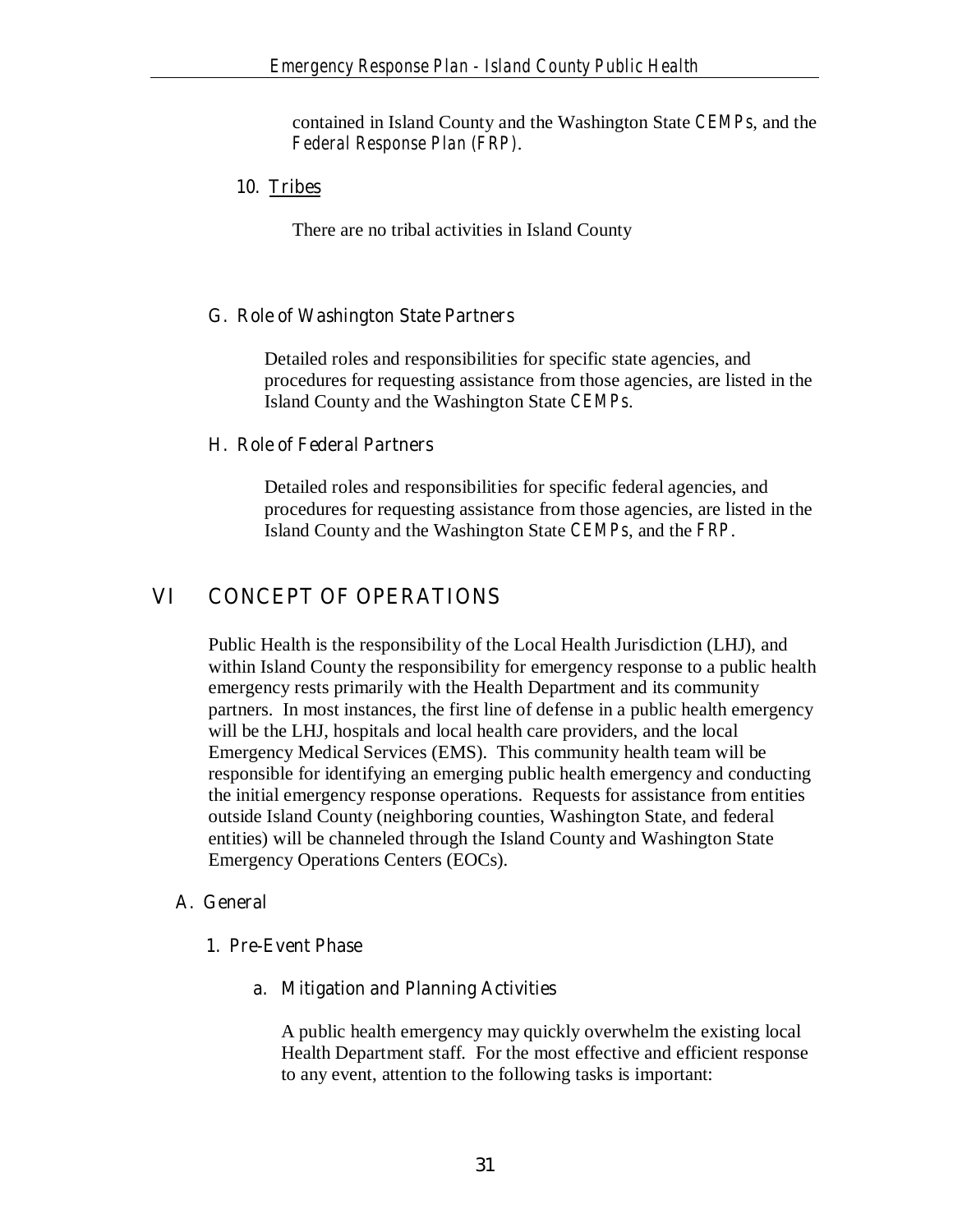contained in Island County and the Washington State *CEMPs*, and the *Federal Response Plan (FRP)*.

10. Tribes

There are no tribal activities in Island County

### G. Role of Washington State Partners

Detailed roles and responsibilities for specific state agencies, and procedures for requesting assistance from those agencies, are listed in the Island County and the Washington State *CEMPs*.

### H. Role of Federal Partners

Detailed roles and responsibilities for specific federal agencies, and procedures for requesting assistance from those agencies, are listed in the Island County and the Washington State *CEMPs*, and the *FRP*.

# VI CONCEPT OF OPERATIONS

Public Health is the responsibility of the Local Health Jurisdiction (LHJ), and within Island County the responsibility for emergency response to a public health emergency rests primarily with the Health Department and its community partners. In most instances, the first line of defense in a public health emergency will be the LHJ, hospitals and local health care providers, and the local Emergency Medical Services (EMS). This community health team will be responsible for identifying an emerging public health emergency and conducting the initial emergency response operations. Requests for assistance from entities outside Island County (neighboring counties, Washington State, and federal entities) will be channeled through the Island County and Washington State Emergency Operations Centers (EOCs).

## A. General

### 1. Pre-Event Phase

#### a. Mitigation and Planning Activities

A public health emergency may quickly overwhelm the existing local Health Department staff. For the most effective and efficient response to any event, attention to the following tasks is important: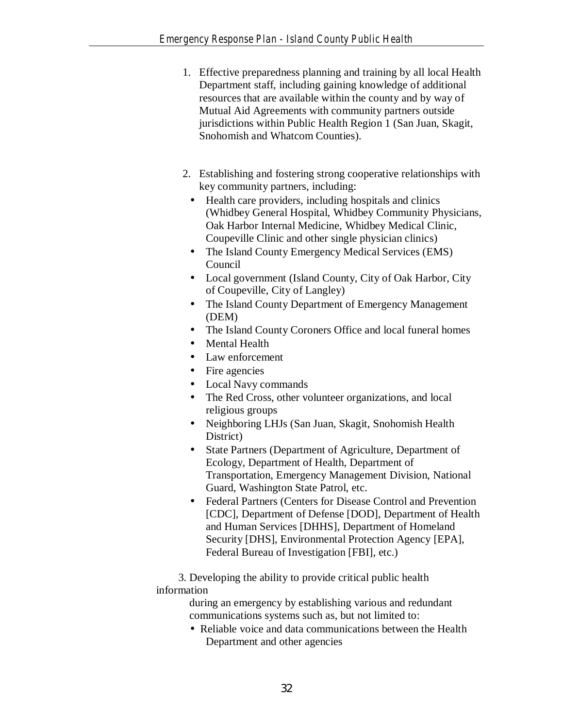1. Effective preparedness planning and training by all local Health Department staff, including gaining knowledge of additional resources that are available within the county and by way of Mutual Aid Agreements with community partners outside jurisdictions within Public Health Region 1 (San Juan, Skagit, Snohomish and Whatcom Counties).

2. Establishing and fostering strong cooperative relationships with key community partners, including:
   - Health care providers, including hospitals and clinics (Whidbey General Hospital, Whidbey Community Physicians, Oak Harbor Internal Medicine, Whidbey Medical Clinic, Coupeville Clinic and other single physician clinics)
   - The Island County Emergency Medical Services (EMS) Council
   - Local government (Island County, City of Oak Harbor, City of Coupeville, City of Langley)
   - The Island County Department of Emergency Management (DEM)
   - The Island County Coroners Office and local funeral homes
   - Mental Health
   - Law enforcement
   - Fire agencies
   - Local Navy commands
   - The Red Cross, other volunteer organizations, and local religious groups
   - Neighboring LHJs (San Juan, Skagit, Snohomish Health District)
   - State Partners (Department of Agriculture, Department of Ecology, Department of Health, Department of Transportation, Emergency Management Division, National Guard, Washington State Patrol, etc.
   - Federal Partners (Centers for Disease Control and Prevention [CDC], Department of Defense [DOD], Department of Health and Human Services [DHHS], Department of Homeland Security [DHS], Environmental Protection Agency [EPA], Federal Bureau of Investigation [FBI], etc.)

3. Developing the ability to provide critical public health information during an emergency by establishing various and redundant communications systems such as, but not limited to:
   - Reliable voice and data communications between the Health Department and other agencies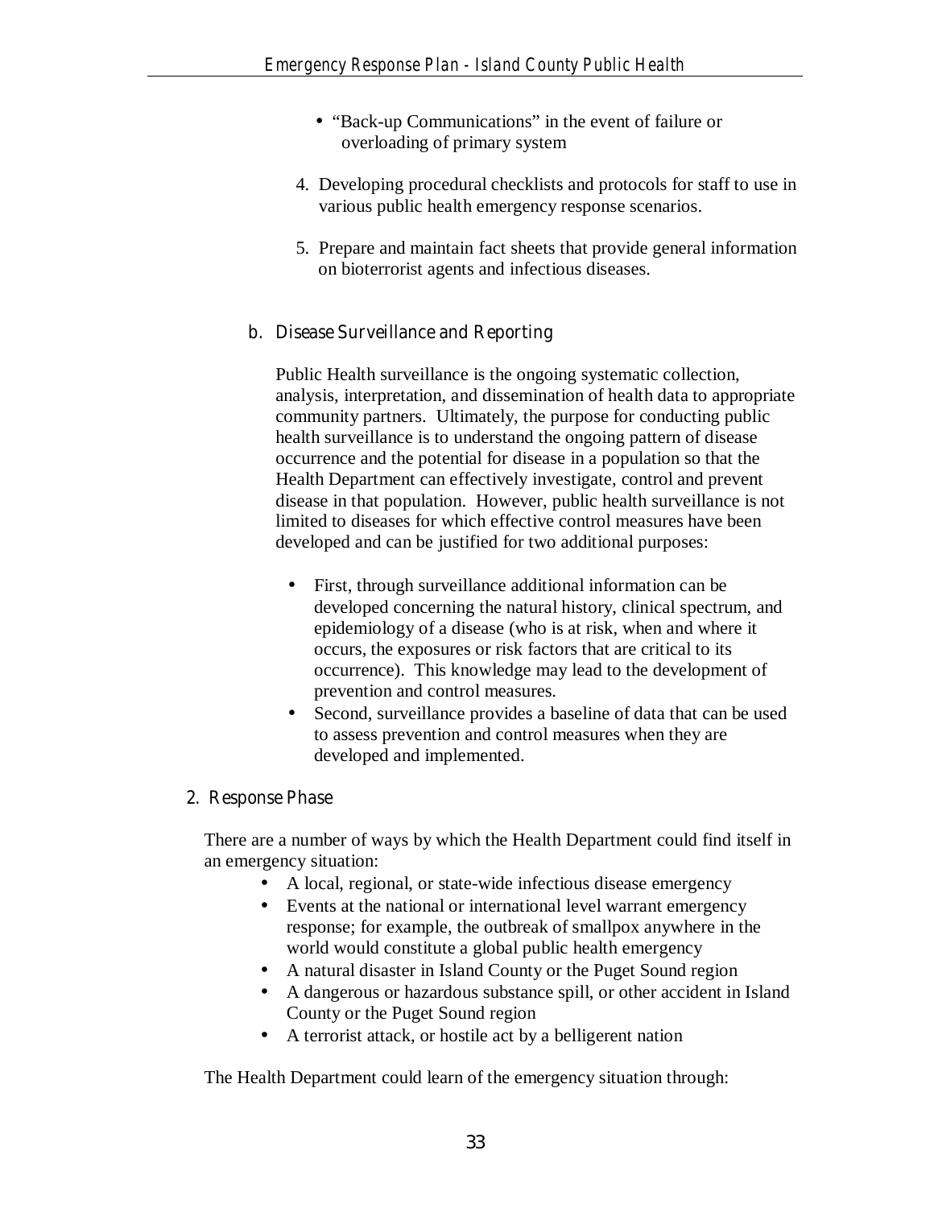- "Back-up Communications" in the event of failure or overloading of primary system

4. Developing procedural checklists and protocols for staff to use in various public health emergency response scenarios.

5. Prepare and maintain fact sheets that provide general information on bioterrorist agents and infectious diseases.

### b. Disease Surveillance and Reporting

Public Health surveillance is the ongoing systematic collection, analysis, interpretation, and dissemination of health data to appropriate community partners. Ultimately, the purpose for conducting public health surveillance is to understand the ongoing pattern of disease occurrence and the potential for disease in a population so that the Health Department can effectively investigate, control and prevent disease in that population. However, public health surveillance is not limited to diseases for which effective control measures have been developed and can be justified for two additional purposes:

- First, through surveillance additional information can be developed concerning the natural history, clinical spectrum, and epidemiology of a disease (who is at risk, when and where it occurs, the exposures or risk factors that are critical to its occurrence). This knowledge may lead to the development of prevention and control measures.
- Second, surveillance provides a baseline of data that can be used to assess prevention and control measures when they are developed and implemented.

## 2. Response Phase

There are a number of ways by which the Health Department could find itself in an emergency situation:

- A local, regional, or state-wide infectious disease emergency
- Events at the national or international level warrant emergency response; for example, the outbreak of smallpox anywhere in the world would constitute a global public health emergency
- A natural disaster in Island County or the Puget Sound region
- A dangerous or hazardous substance spill, or other accident in Island County or the Puget Sound region
- A terrorist attack, or hostile act by a belligerent nation

The Health Department could learn of the emergency situation through: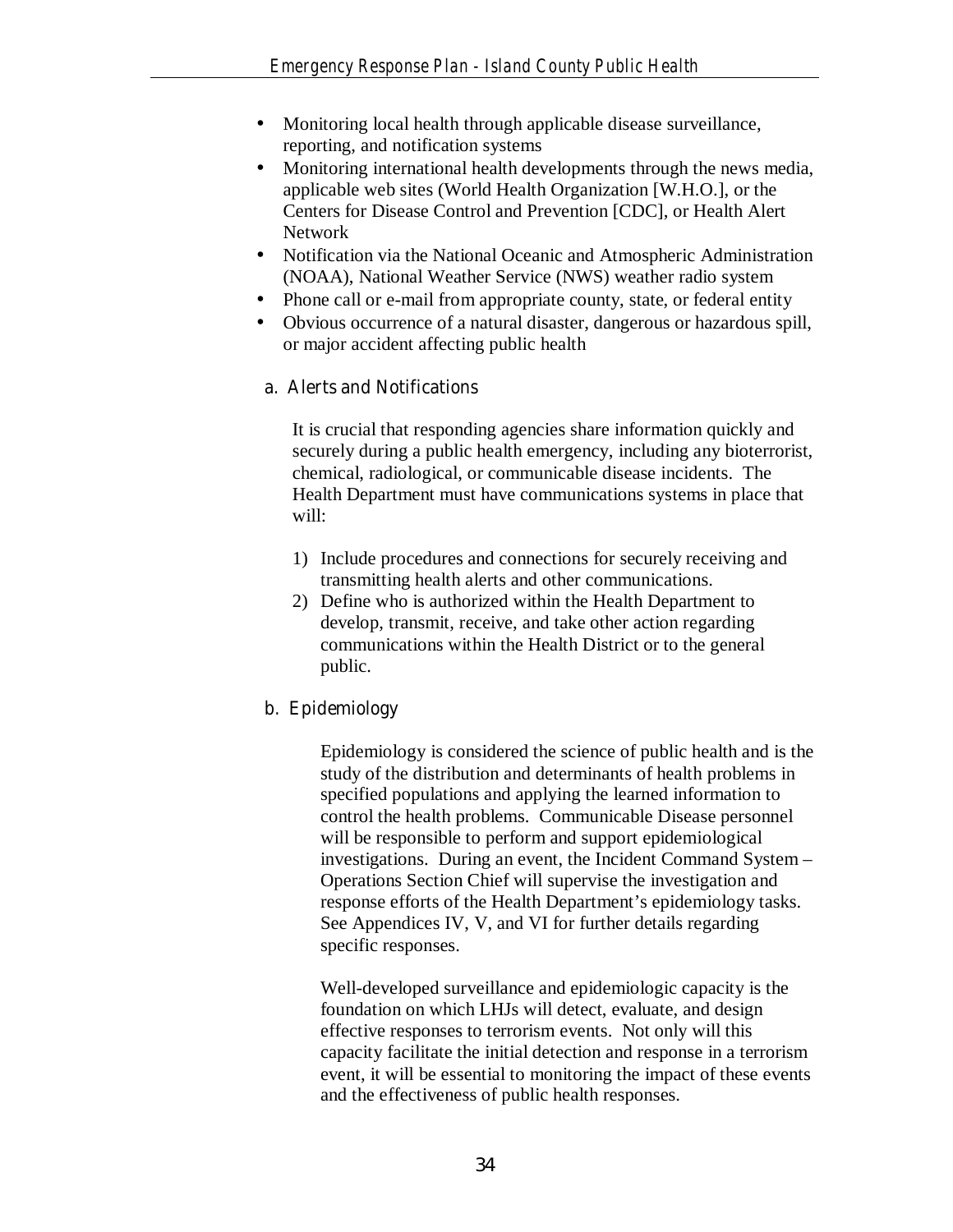- Monitoring local health through applicable disease surveillance, reporting, and notification systems
- Monitoring international health developments through the news media, applicable web sites (World Health Organization [W.H.O.], or the Centers for Disease Control and Prevention [CDC], or Health Alert Network
- Notification via the National Oceanic and Atmospheric Administration (NOAA), National Weather Service (NWS) weather radio system
- Phone call or e-mail from appropriate county, state, or federal entity
- Obvious occurrence of a natural disaster, dangerous or hazardous spill, or major accident affecting public health

### a. Alerts and Notifications

It is crucial that responding agencies share information quickly and securely during a public health emergency, including any bioterrorist, chemical, radiological, or communicable disease incidents. The Health Department must have communications systems in place that will:

1) Include procedures and connections for securely receiving and transmitting health alerts and other communications.
2) Define who is authorized within the Health Department to develop, transmit, receive, and take other action regarding communications within the Health District or to the general public.

### b. Epidemiology

Epidemiology is considered the science of public health and is the study of the distribution and determinants of health problems in specified populations and applying the learned information to control the health problems. Communicable Disease personnel will be responsible to perform and support epidemiological investigations. During an event, the Incident Command System – Operations Section Chief will supervise the investigation and response efforts of the Health Department's epidemiology tasks. See Appendices IV, V, and VI for further details regarding specific responses.

Well-developed surveillance and epidemiologic capacity is the foundation on which LHJs will detect, evaluate, and design effective responses to terrorism events. Not only will this capacity facilitate the initial detection and response in a terrorism event, it will be essential to monitoring the impact of these events and the effectiveness of public health responses.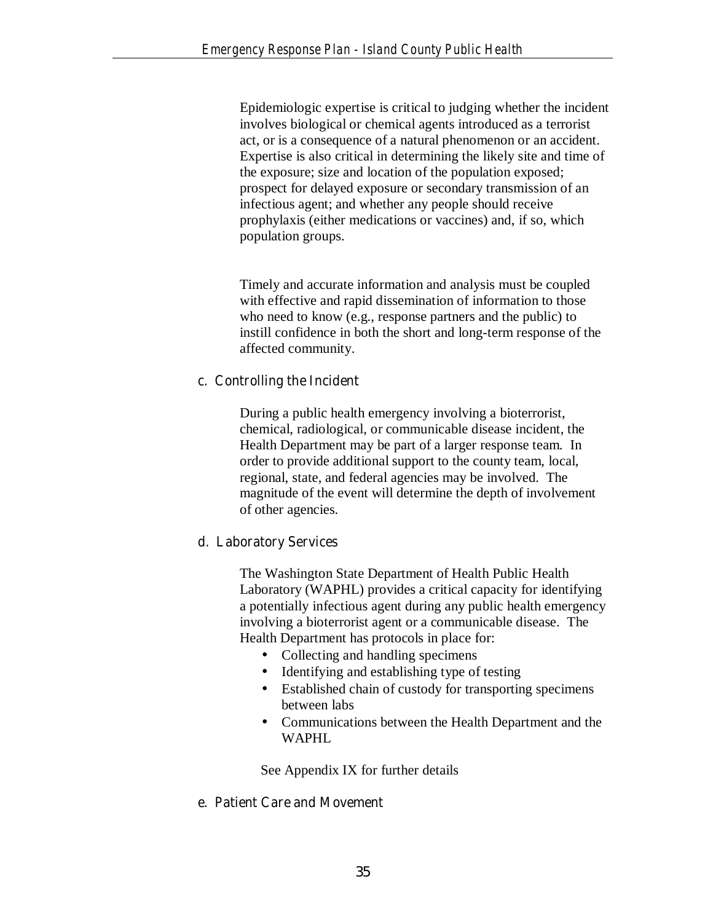Epidemiologic expertise is critical to judging whether the incident involves biological or chemical agents introduced as a terrorist act, or is a consequence of a natural phenomenon or an accident. Expertise is also critical in determining the likely site and time of the exposure; size and location of the population exposed; prospect for delayed exposure or secondary transmission of an infectious agent; and whether any people should receive prophylaxis (either medications or vaccines) and, if so, which population groups.

Timely and accurate information and analysis must be coupled with effective and rapid dissemination of information to those who need to know (e.g., response partners and the public) to instill confidence in both the short and long-term response of the affected community.

### c. Controlling the Incident

During a public health emergency involving a bioterrorist, chemical, radiological, or communicable disease incident, the Health Department may be part of a larger response team. In order to provide additional support to the county team, local, regional, state, and federal agencies may be involved. The magnitude of the event will determine the depth of involvement of other agencies.

### d. Laboratory Services

The Washington State Department of Health Public Health Laboratory (WAPHL) provides a critical capacity for identifying a potentially infectious agent during any public health emergency involving a bioterrorist agent or a communicable disease. The Health Department has protocols in place for:

- Collecting and handling specimens
- Identifying and establishing type of testing
- Established chain of custody for transporting specimens between labs
- Communications between the Health Department and the WAPHL

See Appendix IX for further details

### e. Patient Care and Movement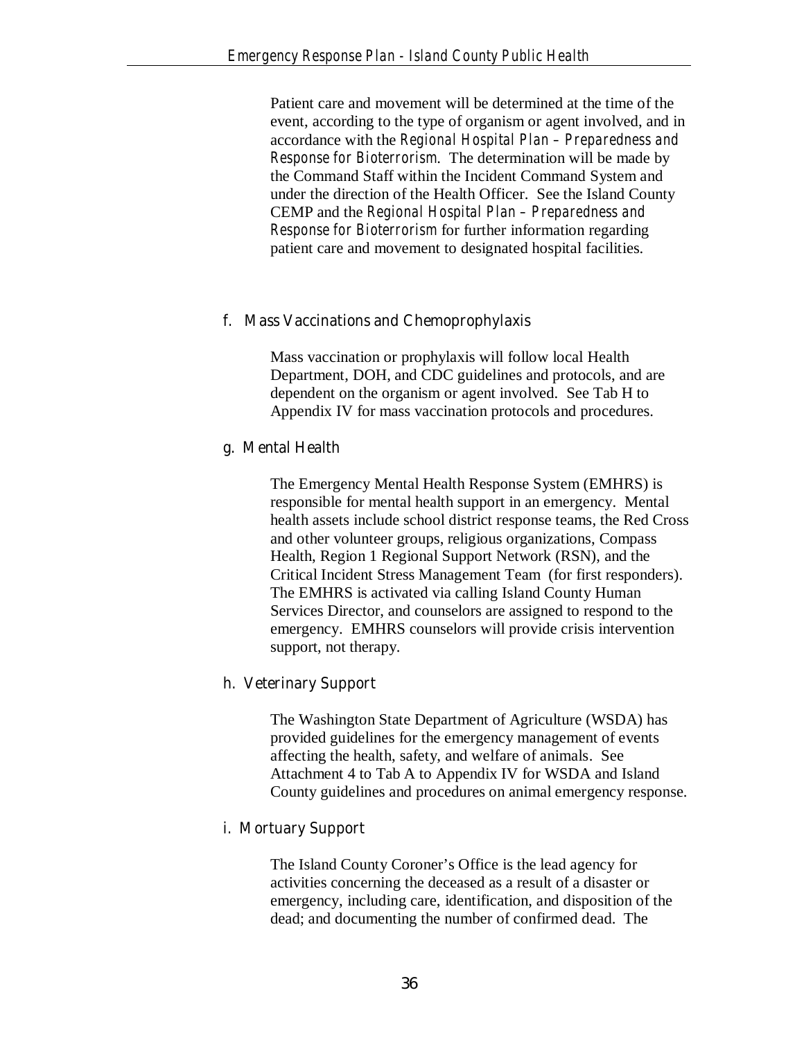Patient care and movement will be determined at the time of the event, according to the type of organism or agent involved, and in accordance with the *Regional Hospital Plan – Preparedness and Response for Bioterrorism*. The determination will be made by the Command Staff within the Incident Command System and under the direction of the Health Officer. See the Island County CEMP and the *Regional Hospital Plan – Preparedness and Response for Bioterrorism* for further information regarding patient care and movement to designated hospital facilities.

### f. Mass Vaccinations and Chemoprophylaxis

Mass vaccination or prophylaxis will follow local Health Department, DOH, and CDC guidelines and protocols, and are dependent on the organism or agent involved. See Tab H to Appendix IV for mass vaccination protocols and procedures.

### g. Mental Health

The Emergency Mental Health Response System (EMHRS) is responsible for mental health support in an emergency. Mental health assets include school district response teams, the Red Cross and other volunteer groups, religious organizations, Compass Health, Region 1 Regional Support Network (RSN), and the Critical Incident Stress Management Team (for first responders). The EMHRS is activated via calling Island County Human Services Director, and counselors are assigned to respond to the emergency. EMHRS counselors will provide crisis intervention support, not therapy.

### h. Veterinary Support

The Washington State Department of Agriculture (WSDA) has provided guidelines for the emergency management of events affecting the health, safety, and welfare of animals. See Attachment 4 to Tab A to Appendix IV for WSDA and Island County guidelines and procedures on animal emergency response.

### i. Mortuary Support

The Island County Coroner's Office is the lead agency for activities concerning the deceased as a result of a disaster or emergency, including care, identification, and disposition of the dead; and documenting the number of confirmed dead. The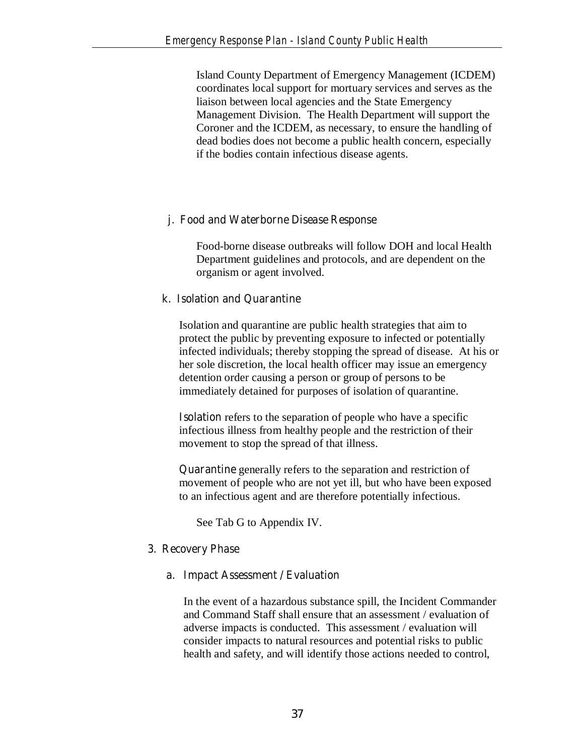Island County Department of Emergency Management (ICDEM) coordinates local support for mortuary services and serves as the liaison between local agencies and the State Emergency Management Division. The Health Department will support the Coroner and the ICDEM, as necessary, to ensure the handling of dead bodies does not become a public health concern, especially if the bodies contain infectious disease agents.

#### j. Food and Waterborne Disease Response

Food-borne disease outbreaks will follow DOH and local Health Department guidelines and protocols, and are dependent on the organism or agent involved.

#### k. Isolation and Quarantine

Isolation and quarantine are public health strategies that aim to protect the public by preventing exposure to infected or potentially infected individuals; thereby stopping the spread of disease. At his or her sole discretion, the local health officer may issue an emergency detention order causing a person or group of persons to be immediately detained for purposes of isolation of quarantine.

*Isolation* refers to the separation of people who have a specific infectious illness from healthy people and the restriction of their movement to stop the spread of that illness.

*Quarantine* generally refers to the separation and restriction of movement of people who are not yet ill, but who have been exposed to an infectious agent and are therefore potentially infectious.

See Tab G to Appendix IV.

### 3. Recovery Phase

#### a. Impact Assessment / Evaluation

In the event of a hazardous substance spill, the Incident Commander and Command Staff shall ensure that an assessment / evaluation of adverse impacts is conducted. This assessment / evaluation will consider impacts to natural resources and potential risks to public health and safety, and will identify those actions needed to control,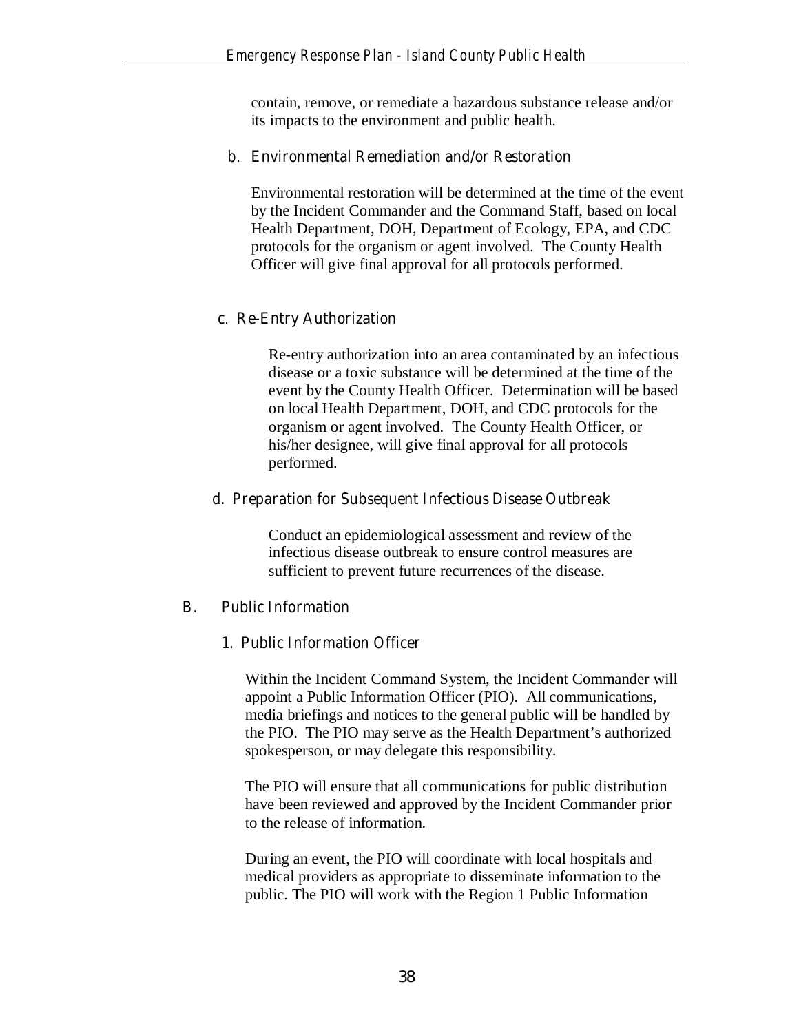contain, remove, or remediate a hazardous substance release and/or its impacts to the environment and public health.

#### b. Environmental Remediation and/or Restoration

Environmental restoration will be determined at the time of the event by the Incident Commander and the Command Staff, based on local Health Department, DOH, Department of Ecology, EPA, and CDC protocols for the organism or agent involved. The County Health Officer will give final approval for all protocols performed.

#### c. Re-Entry Authorization

Re-entry authorization into an area contaminated by an infectious disease or a toxic substance will be determined at the time of the event by the County Health Officer. Determination will be based on local Health Department, DOH, and CDC protocols for the organism or agent involved. The County Health Officer, or his/her designee, will give final approval for all protocols performed.

#### d. Preparation for Subsequent Infectious Disease Outbreak

Conduct an epidemiological assessment and review of the infectious disease outbreak to ensure control measures are sufficient to prevent future recurrences of the disease.

## B. Public Information

### 1. Public Information Officer

Within the Incident Command System, the Incident Commander will appoint a Public Information Officer (PIO). All communications, media briefings and notices to the general public will be handled by the PIO. The PIO may serve as the Health Department's authorized spokesperson, or may delegate this responsibility.

The PIO will ensure that all communications for public distribution have been reviewed and approved by the Incident Commander prior to the release of information.

During an event, the PIO will coordinate with local hospitals and medical providers as appropriate to disseminate information to the public. The PIO will work with the Region 1 Public Information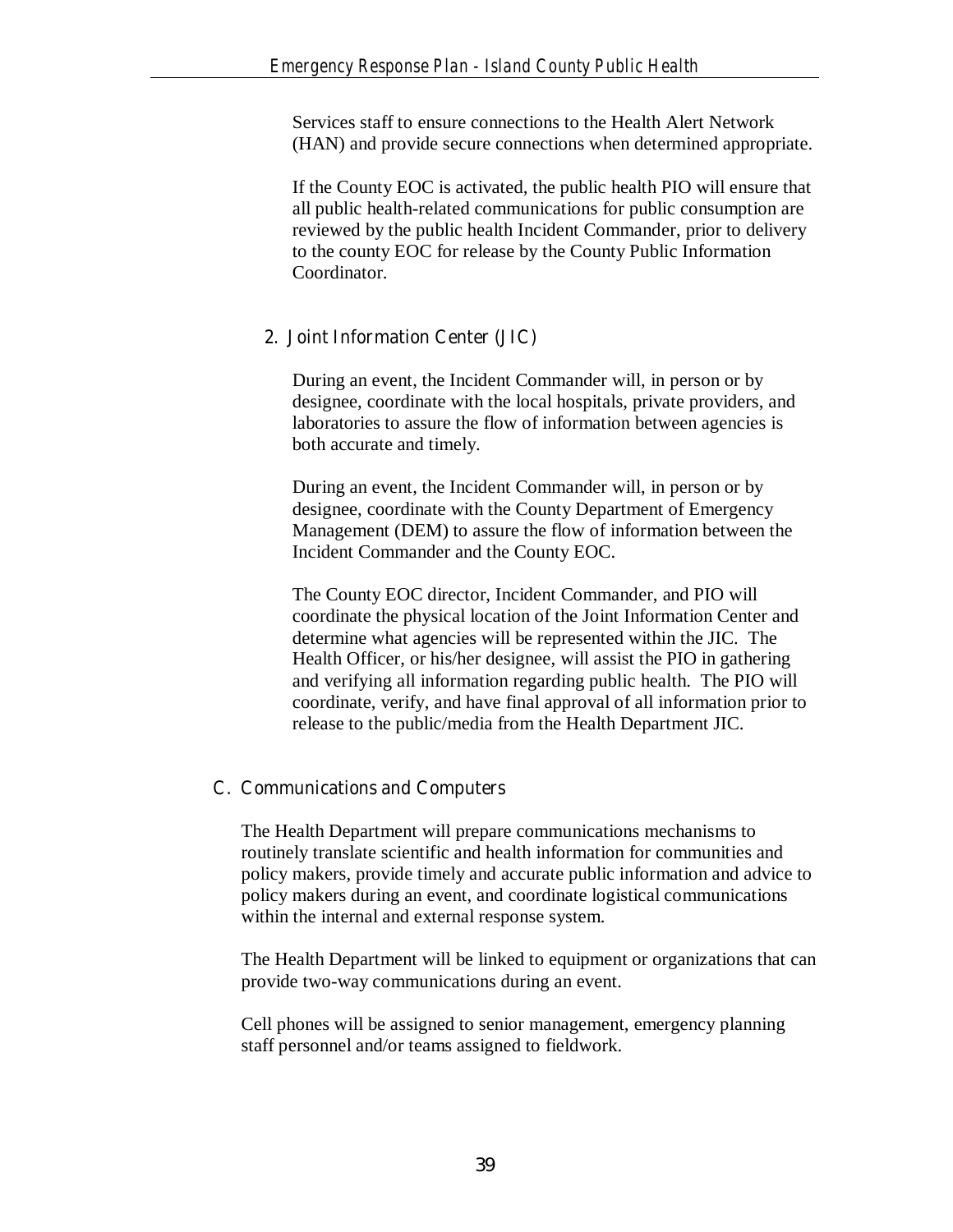Services staff to ensure connections to the Health Alert Network (HAN) and provide secure connections when determined appropriate.

If the County EOC is activated, the public health PIO will ensure that all public health-related communications for public consumption are reviewed by the public health Incident Commander, prior to delivery to the county EOC for release by the County Public Information Coordinator.

### 2. Joint Information Center (JIC)

During an event, the Incident Commander will, in person or by designee, coordinate with the local hospitals, private providers, and laboratories to assure the flow of information between agencies is both accurate and timely.

During an event, the Incident Commander will, in person or by designee, coordinate with the County Department of Emergency Management (DEM) to assure the flow of information between the Incident Commander and the County EOC.

The County EOC director, Incident Commander, and PIO will coordinate the physical location of the Joint Information Center and determine what agencies will be represented within the JIC. The Health Officer, or his/her designee, will assist the PIO in gathering and verifying all information regarding public health. The PIO will coordinate, verify, and have final approval of all information prior to release to the public/media from the Health Department JIC.

## C. Communications and Computers

The Health Department will prepare communications mechanisms to routinely translate scientific and health information for communities and policy makers, provide timely and accurate public information and advice to policy makers during an event, and coordinate logistical communications within the internal and external response system.

The Health Department will be linked to equipment or organizations that can provide two-way communications during an event.

Cell phones will be assigned to senior management, emergency planning staff personnel and/or teams assigned to fieldwork.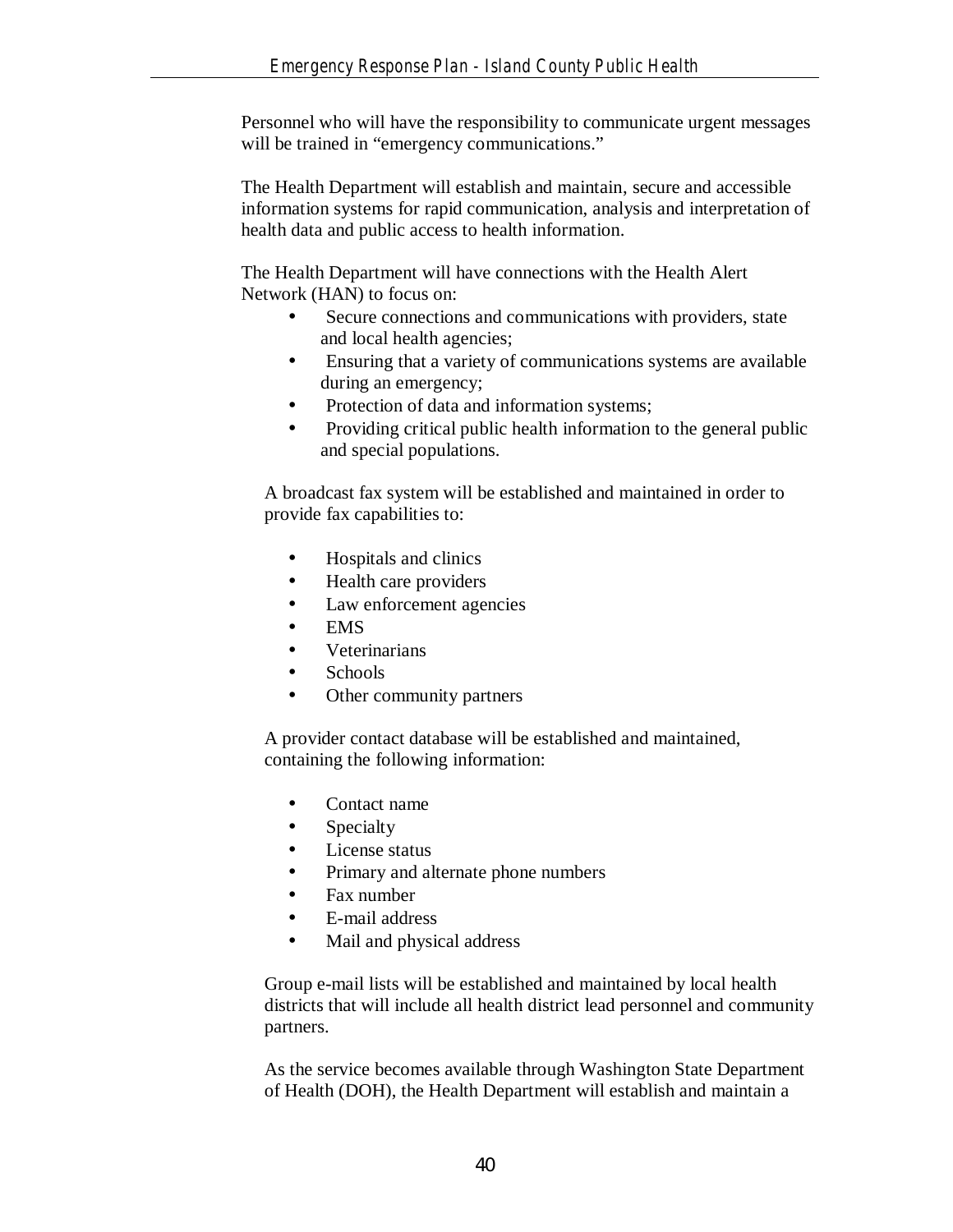Personnel who will have the responsibility to communicate urgent messages will be trained in "emergency communications."

The Health Department will establish and maintain, secure and accessible information systems for rapid communication, analysis and interpretation of health data and public access to health information.

The Health Department will have connections with the Health Alert Network (HAN) to focus on:

- Secure connections and communications with providers, state and local health agencies;
- Ensuring that a variety of communications systems are available during an emergency;
- Protection of data and information systems;
- Providing critical public health information to the general public and special populations.

A broadcast fax system will be established and maintained in order to provide fax capabilities to:

- Hospitals and clinics
- Health care providers
- Law enforcement agencies
- EMS
- Veterinarians
- Schools
- Other community partners

A provider contact database will be established and maintained, containing the following information:

- Contact name
- Specialty
- License status
- Primary and alternate phone numbers
- Fax number
- E-mail address
- Mail and physical address

Group e-mail lists will be established and maintained by local health districts that will include all health district lead personnel and community partners.

As the service becomes available through Washington State Department of Health (DOH), the Health Department will establish and maintain a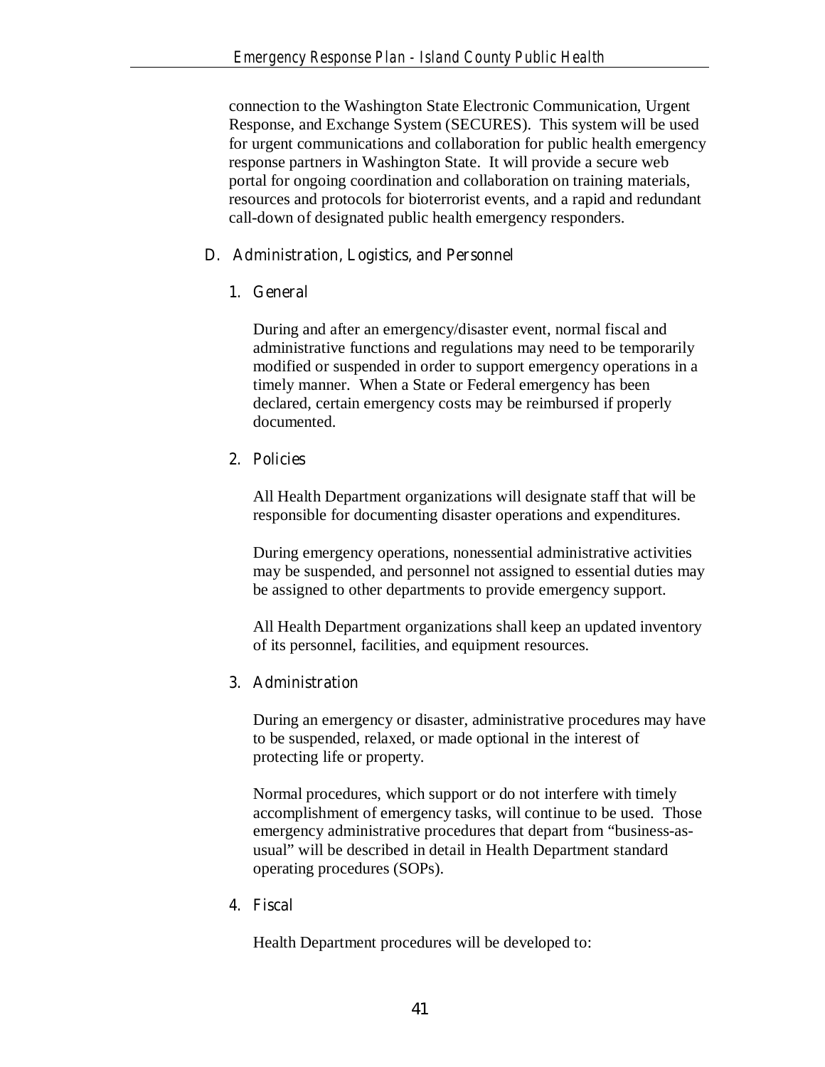connection to the Washington State Electronic Communication, Urgent Response, and Exchange System (SECURES). This system will be used for urgent communications and collaboration for public health emergency response partners in Washington State. It will provide a secure web portal for ongoing coordination and collaboration on training materials, resources and protocols for bioterrorist events, and a rapid and redundant call-down of designated public health emergency responders.

## D. Administration, Logistics, and Personnel

### 1. General

During and after an emergency/disaster event, normal fiscal and administrative functions and regulations may need to be temporarily modified or suspended in order to support emergency operations in a timely manner. When a State or Federal emergency has been declared, certain emergency costs may be reimbursed if properly documented.

### 2. Policies

All Health Department organizations will designate staff that will be responsible for documenting disaster operations and expenditures.

During emergency operations, nonessential administrative activities may be suspended, and personnel not assigned to essential duties may be assigned to other departments to provide emergency support.

All Health Department organizations shall keep an updated inventory of its personnel, facilities, and equipment resources.

### 3. Administration

During an emergency or disaster, administrative procedures may have to be suspended, relaxed, or made optional in the interest of protecting life or property.

Normal procedures, which support or do not interfere with timely accomplishment of emergency tasks, will continue to be used. Those emergency administrative procedures that depart from "business-as-usual" will be described in detail in Health Department standard operating procedures (SOPs).

### 4. Fiscal

Health Department procedures will be developed to: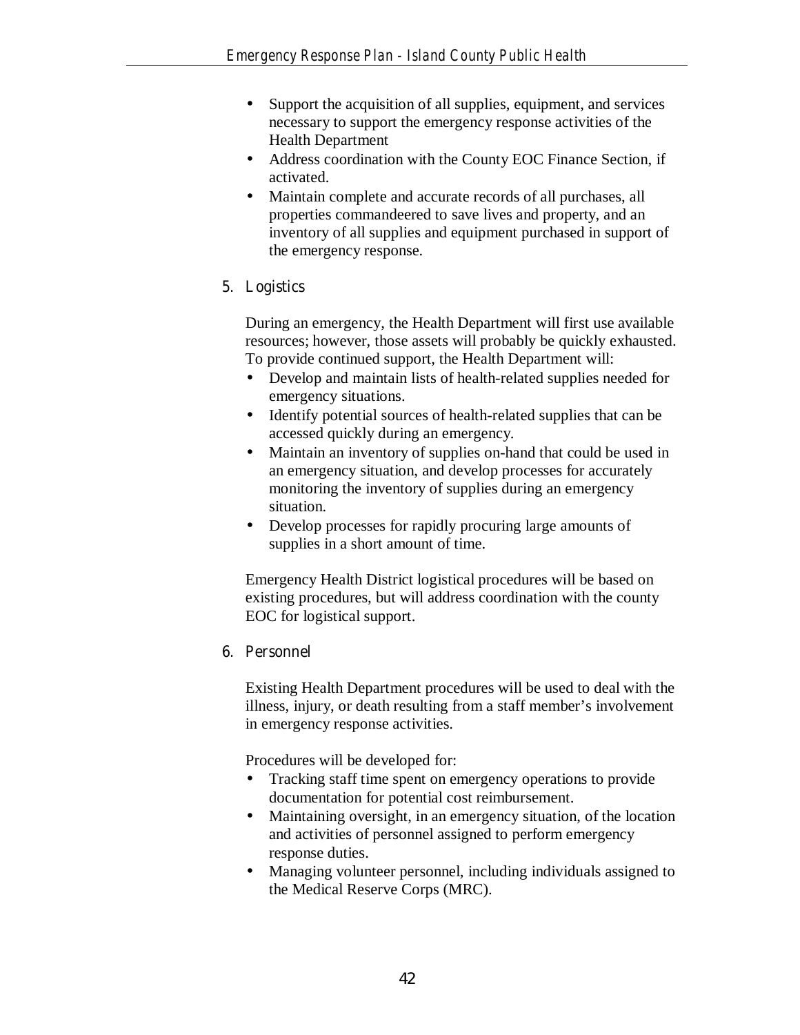- Support the acquisition of all supplies, equipment, and services necessary to support the emergency response activities of the Health Department
- Address coordination with the County EOC Finance Section, if activated.
- Maintain complete and accurate records of all purchases, all properties commandeered to save lives and property, and an inventory of all supplies and equipment purchased in support of the emergency response.

### 5. Logistics

During an emergency, the Health Department will first use available resources; however, those assets will probably be quickly exhausted. To provide continued support, the Health Department will:

- Develop and maintain lists of health-related supplies needed for emergency situations.
- Identify potential sources of health-related supplies that can be accessed quickly during an emergency.
- Maintain an inventory of supplies on-hand that could be used in an emergency situation, and develop processes for accurately monitoring the inventory of supplies during an emergency situation.
- Develop processes for rapidly procuring large amounts of supplies in a short amount of time.

Emergency Health District logistical procedures will be based on existing procedures, but will address coordination with the county EOC for logistical support.

### 6. Personnel

Existing Health Department procedures will be used to deal with the illness, injury, or death resulting from a staff member's involvement in emergency response activities.

Procedures will be developed for:

- Tracking staff time spent on emergency operations to provide documentation for potential cost reimbursement.
- Maintaining oversight, in an emergency situation, of the location and activities of personnel assigned to perform emergency response duties.
- Managing volunteer personnel, including individuals assigned to the Medical Reserve Corps (MRC).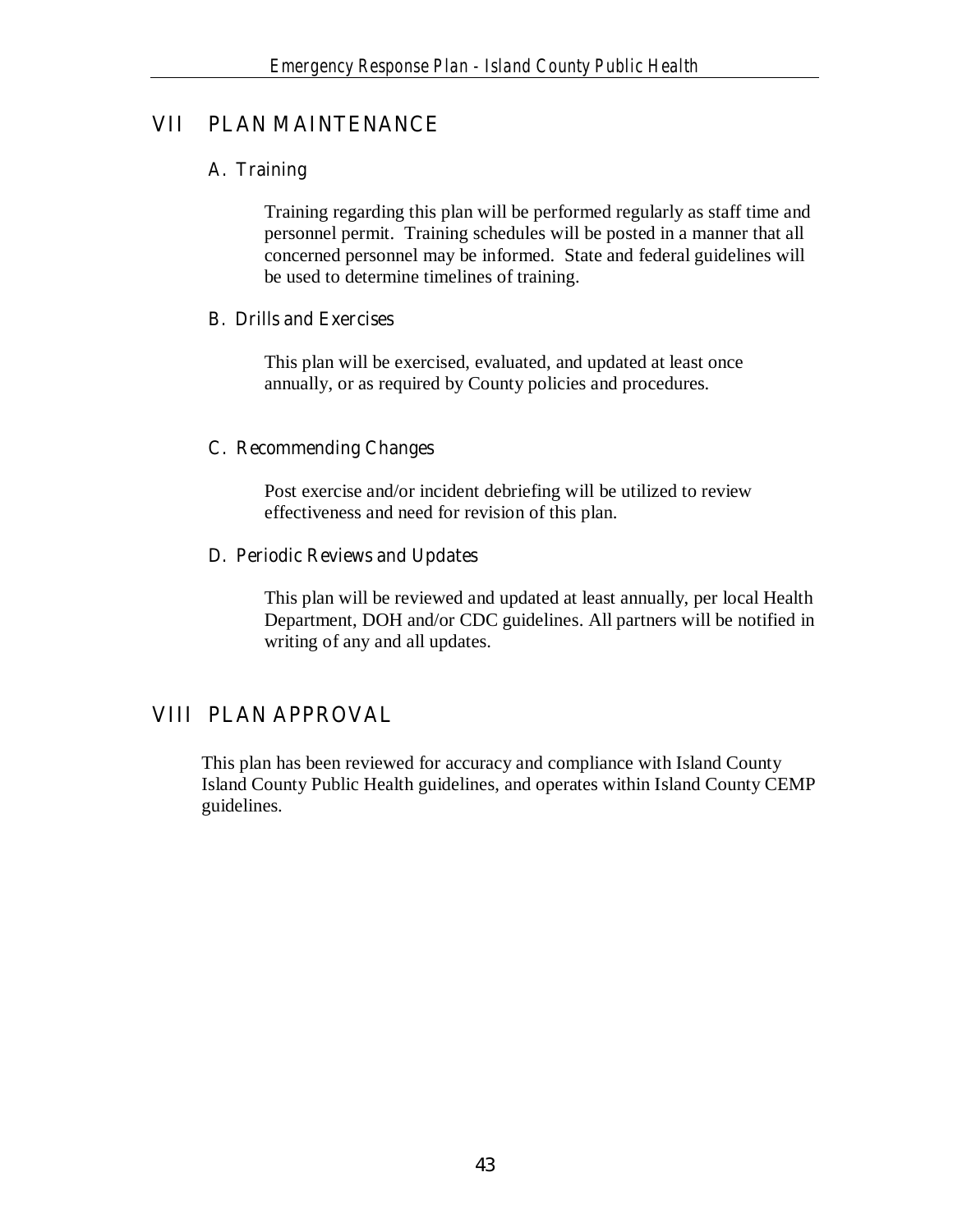# VII PLAN MAINTENANCE

## A. Training

Training regarding this plan will be performed regularly as staff time and personnel permit. Training schedules will be posted in a manner that all concerned personnel may be informed. State and federal guidelines will be used to determine timelines of training.

## B. Drills and Exercises

This plan will be exercised, evaluated, and updated at least once annually, or as required by County policies and procedures.

## C. Recommending Changes

Post exercise and/or incident debriefing will be utilized to review effectiveness and need for revision of this plan.

## D. Periodic Reviews and Updates

This plan will be reviewed and updated at least annually, per local Health Department, DOH and/or CDC guidelines. All partners will be notified in writing of any and all updates.

# VIII PLAN APPROVAL

This plan has been reviewed for accuracy and compliance with Island County Island County Public Health guidelines, and operates within Island County CEMP guidelines.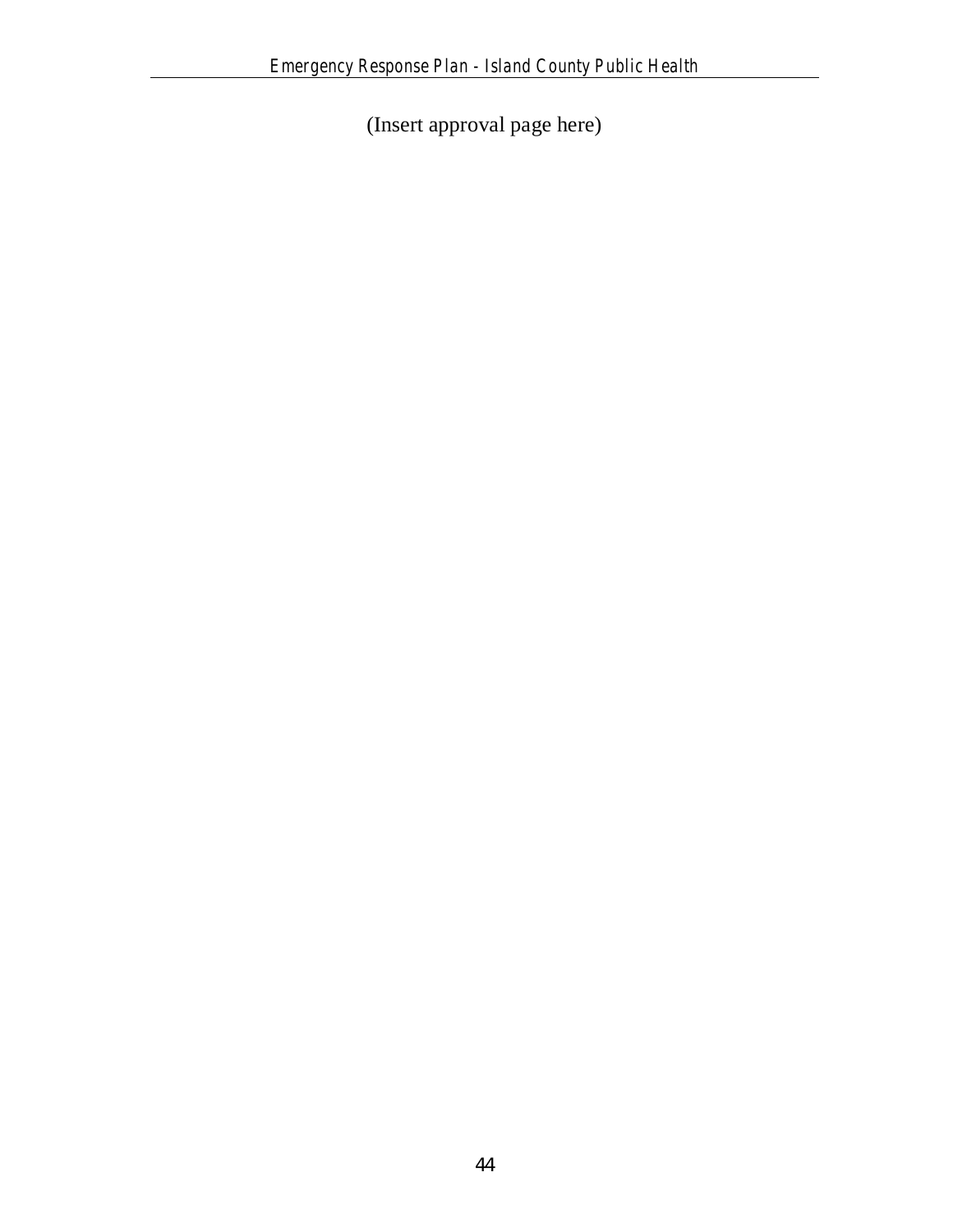(Insert approval page here)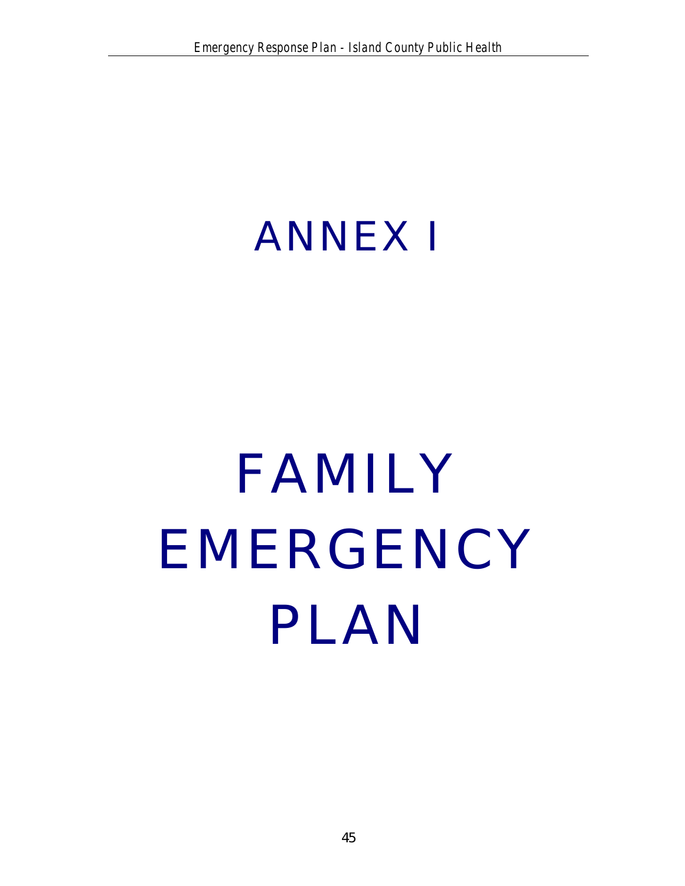# ANNEX I

# FAMILY EMERGENCY PLAN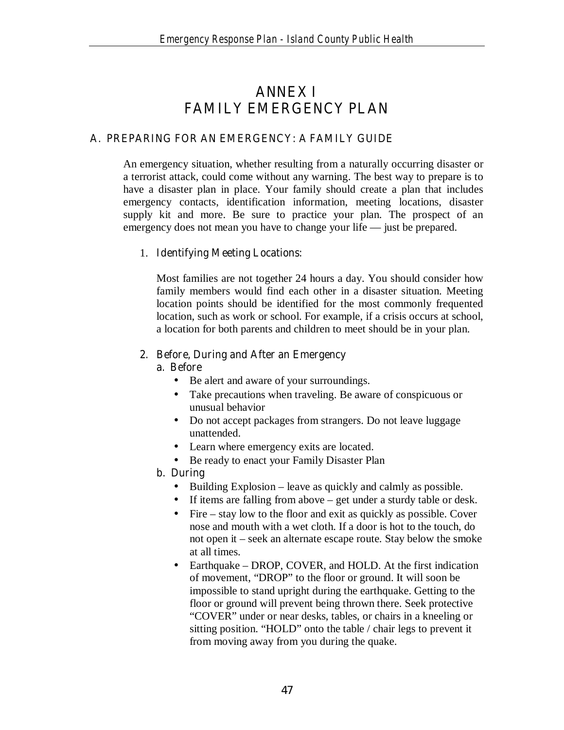# ANNEX I
# FAMILY EMERGENCY PLAN

## A. PREPARING FOR AN EMERGENCY: A FAMILY GUIDE

An emergency situation, whether resulting from a naturally occurring disaster or a terrorist attack, could come without any warning. The best way to prepare is to have a disaster plan in place. Your family should create a plan that includes emergency contacts, identification information, meeting locations, disaster supply kit and more. Be sure to practice your plan. The prospect of an emergency does not mean you have to change your life — just be prepared.

1. Identifying Meeting Locations:

   Most families are not together 24 hours a day. You should consider how family members would find each other in a disaster situation. Meeting location points should be identified for the most commonly frequented location, such as work or school. For example, if a crisis occurs at school, a location for both parents and children to meet should be in your plan.

2. Before, During and After an Emergency
   a. Before
      - Be alert and aware of your surroundings.
      - Take precautions when traveling. Be aware of conspicuous or unusual behavior
      - Do not accept packages from strangers. Do not leave luggage unattended.
      - Learn where emergency exits are located.
      - Be ready to enact your Family Disaster Plan
   b. During
      - Building Explosion – leave as quickly and calmly as possible.
      - If items are falling from above – get under a sturdy table or desk.
      - Fire – stay low to the floor and exit as quickly as possible. Cover nose and mouth with a wet cloth. If a door is hot to the touch, do not open it – seek an alternate escape route. Stay below the smoke at all times.
      - Earthquake – DROP, COVER, and HOLD. At the first indication of movement, "DROP" to the floor or ground. It will soon be impossible to stand upright during the earthquake. Getting to the floor or ground will prevent being thrown there. Seek protective "COVER" under or near desks, tables, or chairs in a kneeling or sitting position. "HOLD" onto the table / chair legs to prevent it from moving away from you during the quake.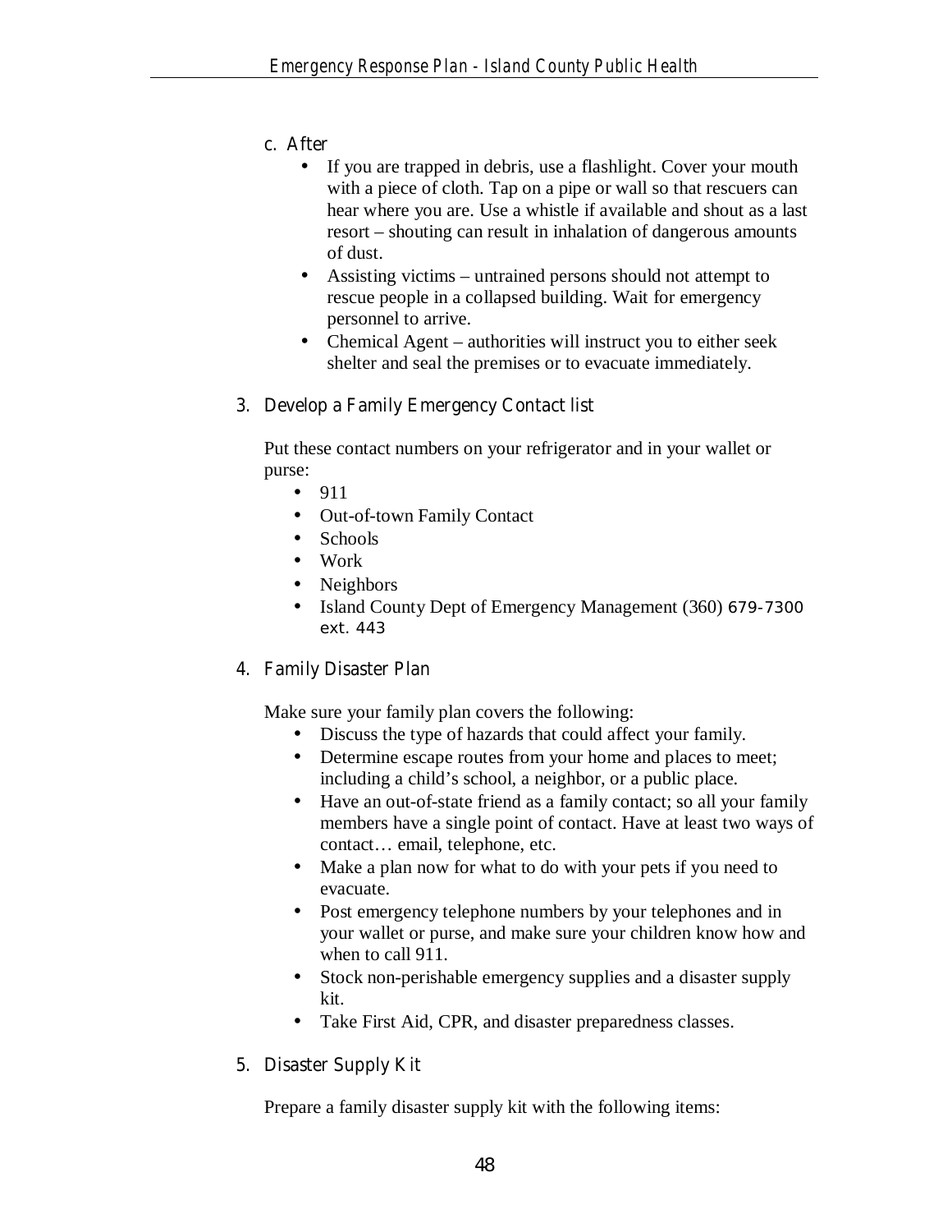c. After

- If you are trapped in debris, use a flashlight. Cover your mouth with a piece of cloth. Tap on a pipe or wall so that rescuers can hear where you are. Use a whistle if available and shout as a last resort – shouting can result in inhalation of dangerous amounts of dust.
- Assisting victims – untrained persons should not attempt to rescue people in a collapsed building. Wait for emergency personnel to arrive.
- Chemical Agent – authorities will instruct you to either seek shelter and seal the premises or to evacuate immediately.

3. Develop a Family Emergency Contact list

Put these contact numbers on your refrigerator and in your wallet or purse:

- 911
- Out-of-town Family Contact
- Schools
- Work
- Neighbors
- Island County Dept of Emergency Management (360) 679-7300 ext. 443

4. Family Disaster Plan

Make sure your family plan covers the following:

- Discuss the type of hazards that could affect your family.
- Determine escape routes from your home and places to meet; including a child's school, a neighbor, or a public place.
- Have an out-of-state friend as a family contact; so all your family members have a single point of contact. Have at least two ways of contact… email, telephone, etc.
- Make a plan now for what to do with your pets if you need to evacuate.
- Post emergency telephone numbers by your telephones and in your wallet or purse, and make sure your children know how and when to call 911.
- Stock non-perishable emergency supplies and a disaster supply kit.
- Take First Aid, CPR, and disaster preparedness classes.

5. Disaster Supply Kit

Prepare a family disaster supply kit with the following items: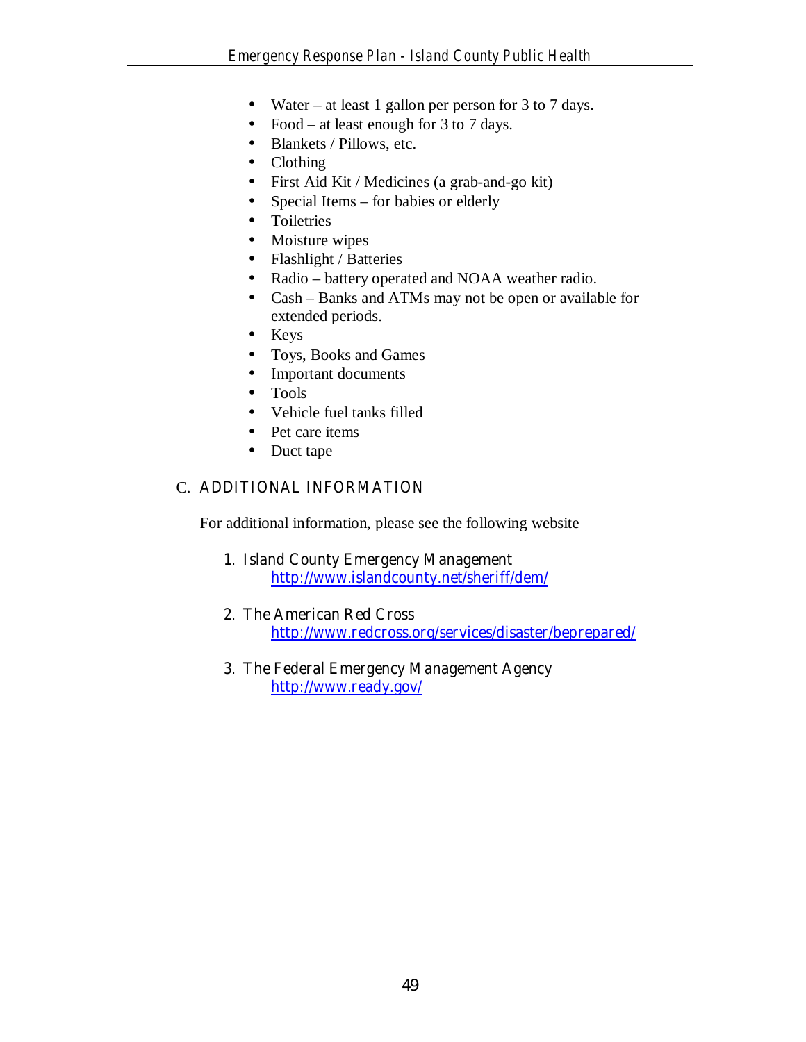- Water – at least 1 gallon per person for 3 to 7 days.
- Food – at least enough for 3 to 7 days.
- Blankets / Pillows, etc.
- Clothing
- First Aid Kit / Medicines (a grab-and-go kit)
- Special Items – for babies or elderly
- Toiletries
- Moisture wipes
- Flashlight / Batteries
- Radio – battery operated and NOAA weather radio.
- Cash – Banks and ATMs may not be open or available for extended periods.
- Keys
- Toys, Books and Games
- Important documents
- Tools
- Vehicle fuel tanks filled
- Pet care items
- Duct tape

## C. ADDITIONAL INFORMATION

For additional information, please see the following website

1. Island County Emergency Management
   http://www.islandcounty.net/sheriff/dem/

2. The American Red Cross
   http://www.redcross.org/services/disaster/beprepared/

3. The Federal Emergency Management Agency
   http://www.ready.gov/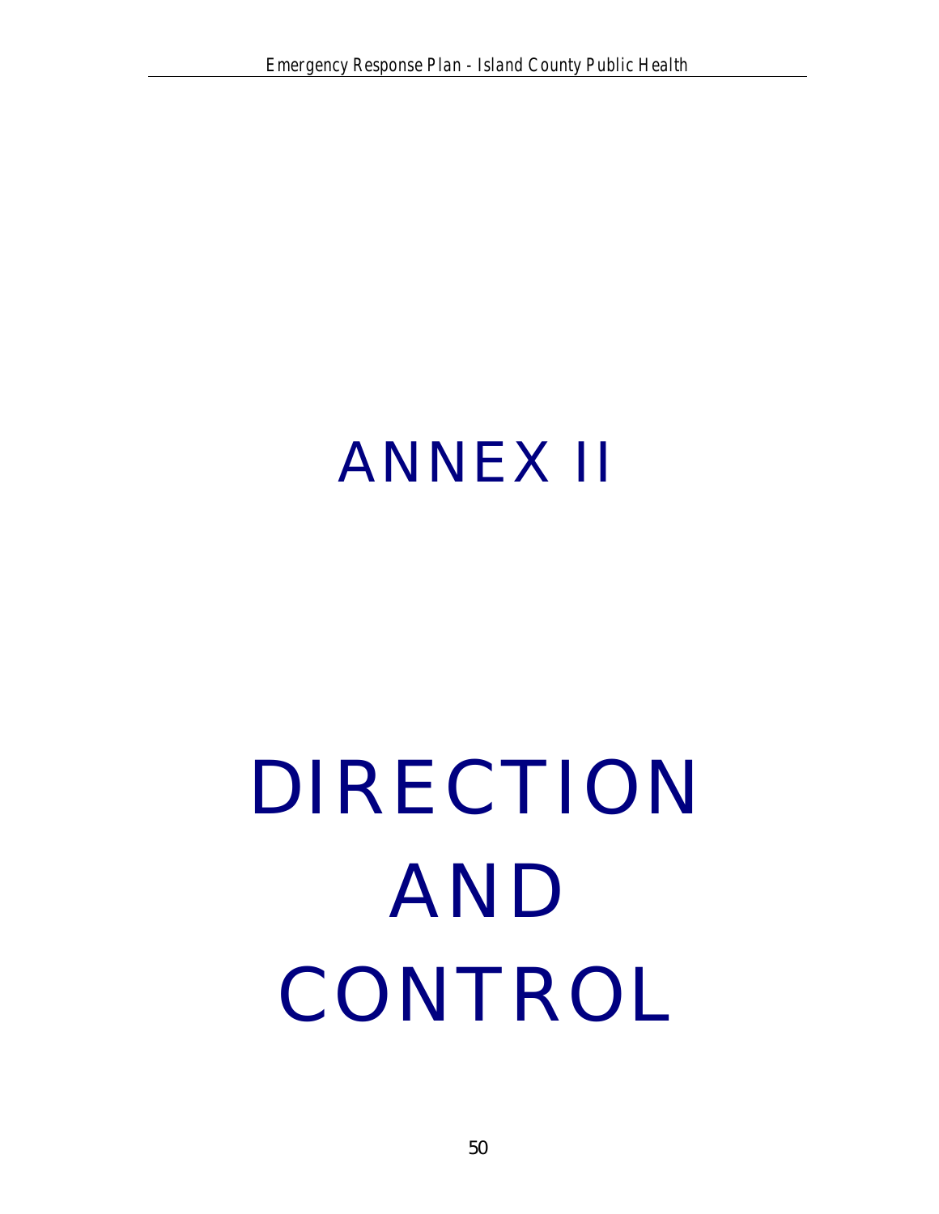# ANNEX II

# DIRECTION AND CONTROL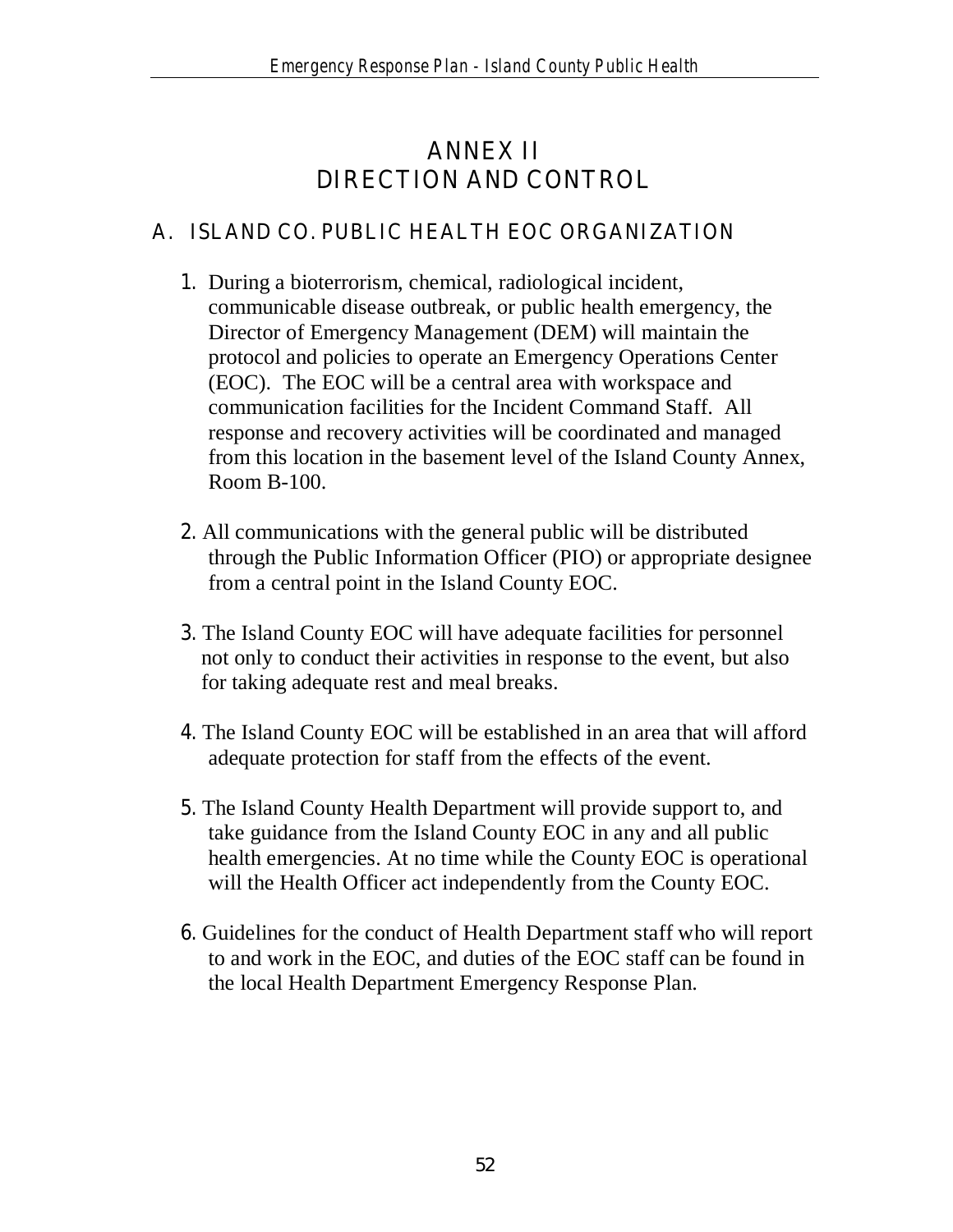# ANNEX II
# DIRECTION AND CONTROL

## A. ISLAND CO. PUBLIC HEALTH EOC ORGANIZATION

1. During a bioterrorism, chemical, radiological incident, communicable disease outbreak, or public health emergency, the Director of Emergency Management (DEM) will maintain the protocol and policies to operate an Emergency Operations Center (EOC). The EOC will be a central area with workspace and communication facilities for the Incident Command Staff. All response and recovery activities will be coordinated and managed from this location in the basement level of the Island County Annex, Room B-100.

2. All communications with the general public will be distributed through the Public Information Officer (PIO) or appropriate designee from a central point in the Island County EOC.

3. The Island County EOC will have adequate facilities for personnel not only to conduct their activities in response to the event, but also for taking adequate rest and meal breaks.

4. The Island County EOC will be established in an area that will afford adequate protection for staff from the effects of the event.

5. The Island County Health Department will provide support to, and take guidance from the Island County EOC in any and all public health emergencies. At no time while the County EOC is operational will the Health Officer act independently from the County EOC.

6. Guidelines for the conduct of Health Department staff who will report to and work in the EOC, and duties of the EOC staff can be found in the local Health Department Emergency Response Plan.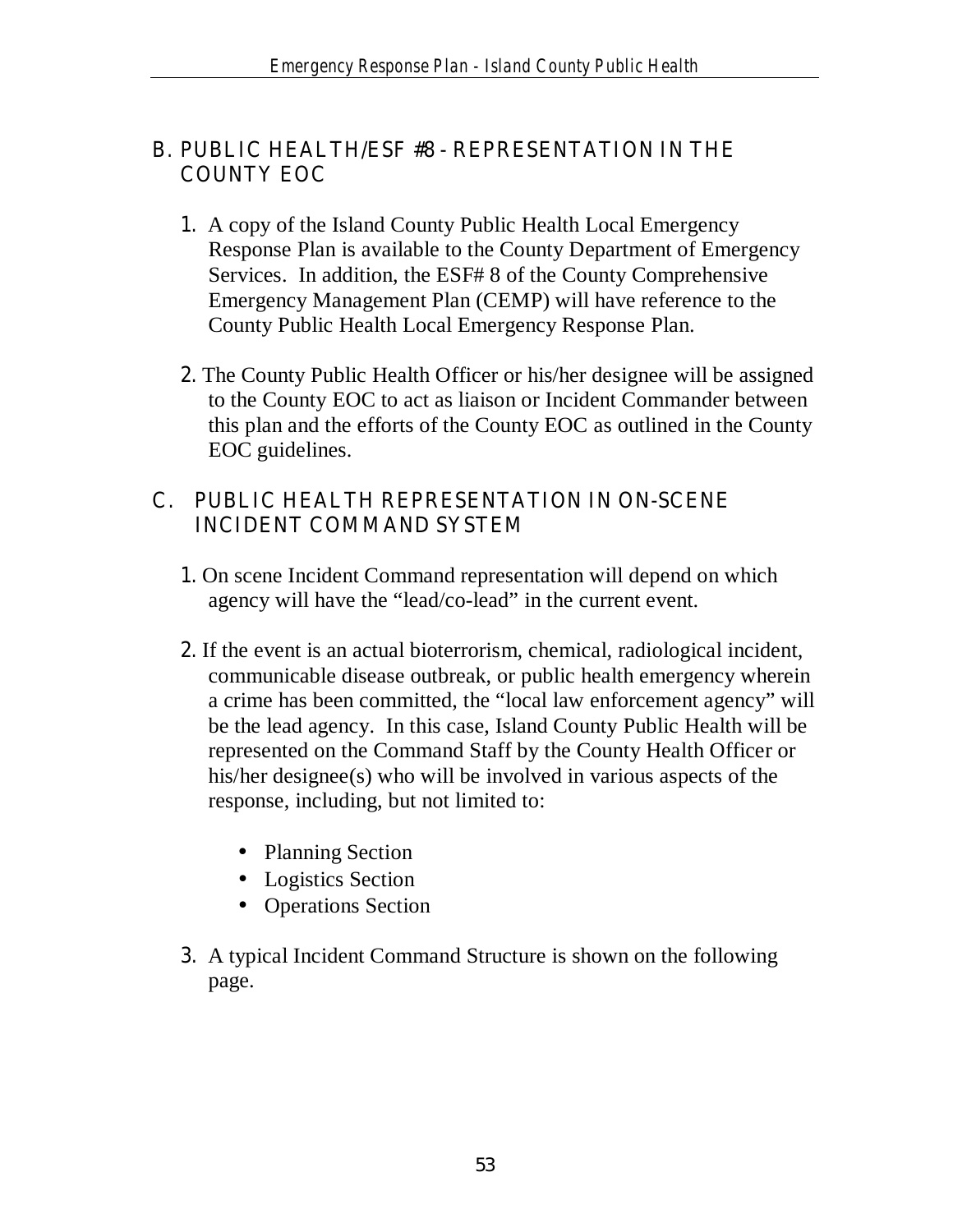## B. PUBLIC HEALTH/ESF #8 - REPRESENTATION IN THE COUNTY EOC

1. A copy of the Island County Public Health Local Emergency Response Plan is available to the County Department of Emergency Services. In addition, the ESF# 8 of the County Comprehensive Emergency Management Plan (CEMP) will have reference to the County Public Health Local Emergency Response Plan.

2. The County Public Health Officer or his/her designee will be assigned to the County EOC to act as liaison or Incident Commander between this plan and the efforts of the County EOC as outlined in the County EOC guidelines.

## C. PUBLIC HEALTH REPRESENTATION IN ON-SCENE INCIDENT COMMAND SYSTEM

1. On scene Incident Command representation will depend on which agency will have the "lead/co-lead" in the current event.

2. If the event is an actual bioterrorism, chemical, radiological incident, communicable disease outbreak, or public health emergency wherein a crime has been committed, the "local law enforcement agency" will be the lead agency. In this case, Island County Public Health will be represented on the Command Staff by the County Health Officer or his/her designee(s) who will be involved in various aspects of the response, including, but not limited to:

   - Planning Section
   - Logistics Section
   - Operations Section

3. A typical Incident Command Structure is shown on the following page.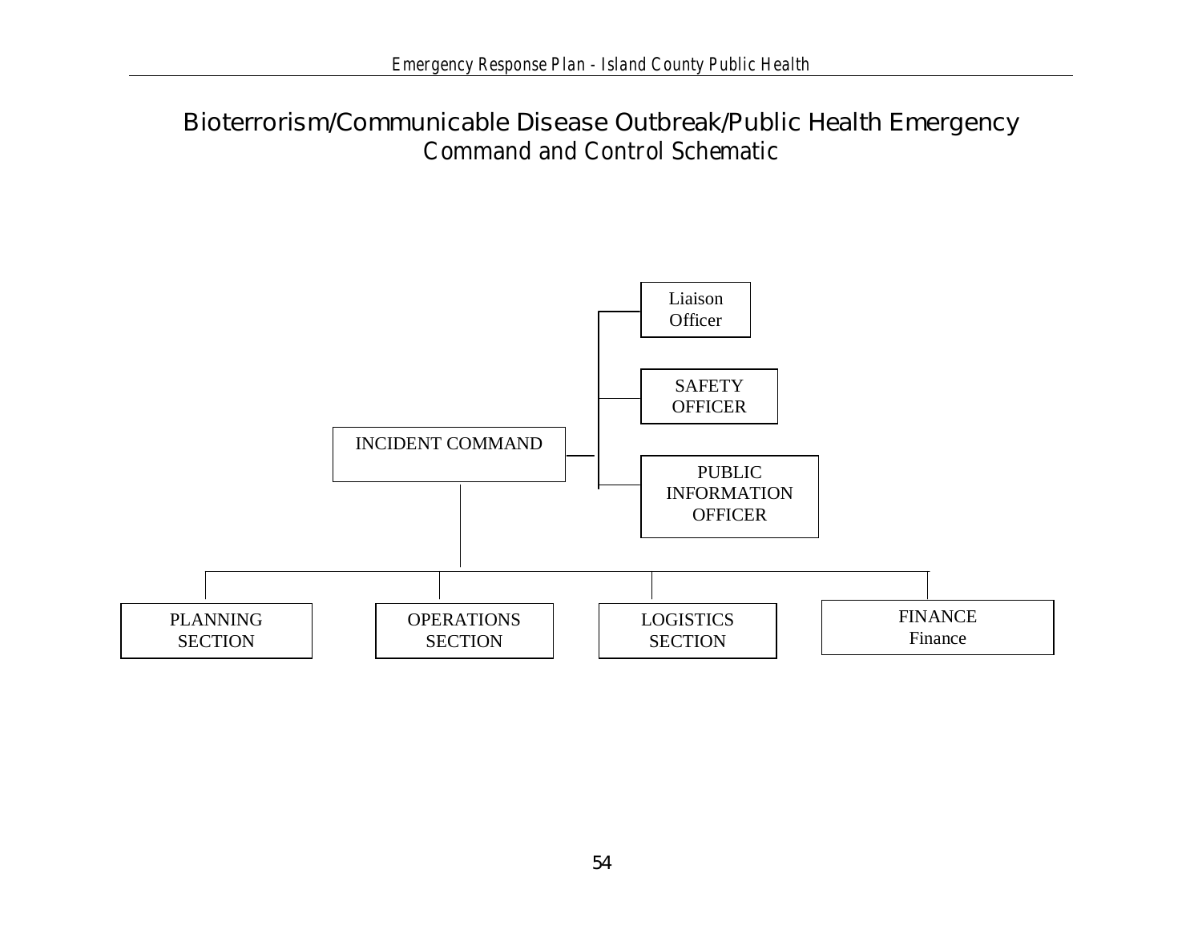# Bioterrorism/Communicable Disease Outbreak/Public Health Emergency

## Command and Control Schematic

- INCIDENT COMMAND
  - Liaison Officer
  - SAFETY OFFICER
  - PUBLIC INFORMATION OFFICER
  - PLANNING SECTION
  - OPERATIONS SECTION
  - LOGISTICS SECTION
  - FINANCE Finance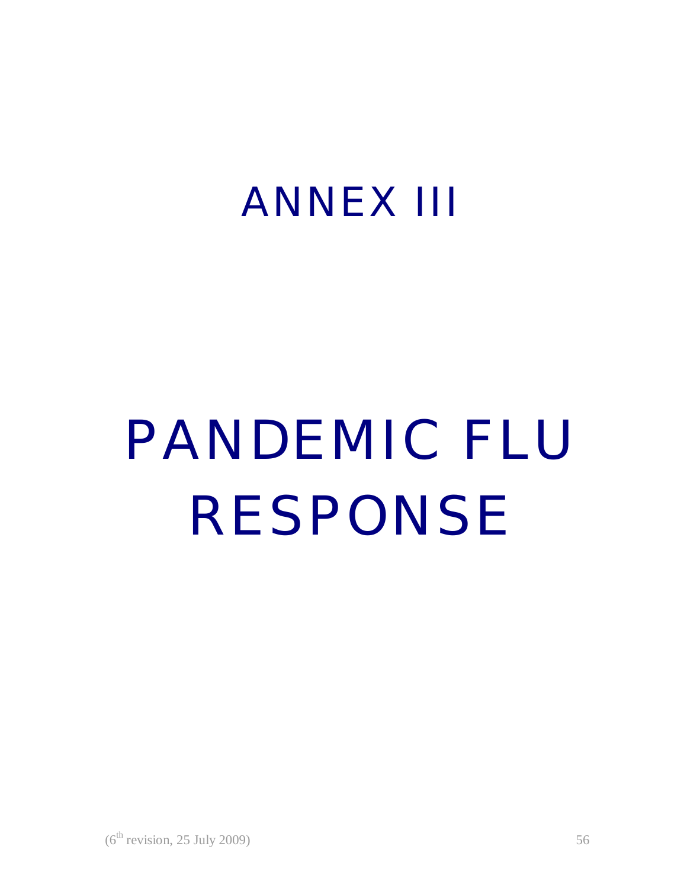# ANNEX III

# PANDEMIC FLU RESPONSE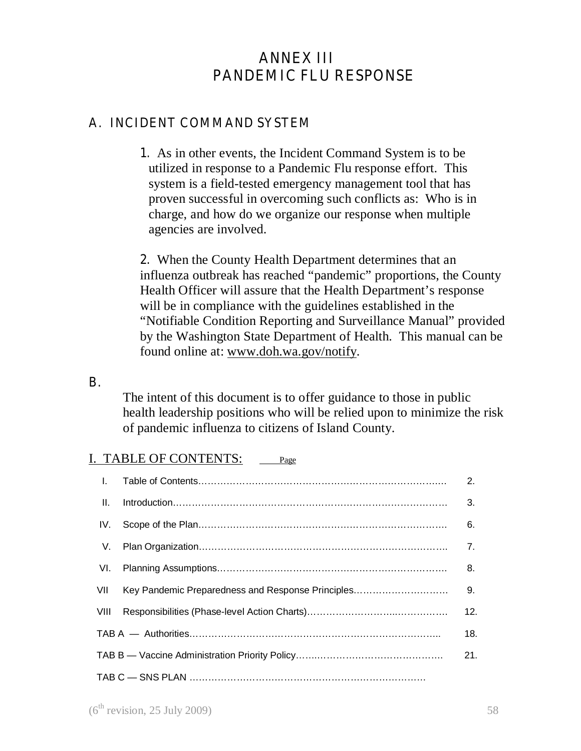# ANNEX III
# PANDEMIC FLU RESPONSE

## A. INCIDENT COMMAND SYSTEM

1. As in other events, the Incident Command System is to be utilized in response to a Pandemic Flu response effort. This system is a field-tested emergency management tool that has proven successful in overcoming such conflicts as: Who is in charge, and how do we organize our response when multiple agencies are involved.

2. When the County Health Department determines that an influenza outbreak has reached "pandemic" proportions, the County Health Officer will assure that the Health Department's response will be in compliance with the guidelines established in the "Notifiable Condition Reporting and Surveillance Manual" provided by the Washington State Department of Health. This manual can be found online at: www.doh.wa.gov/notify.

## B.

The intent of this document is to offer guidance to those in public health leadership positions who will be relied upon to minimize the risk of pandemic influenza to citizens of Island County.

## I. TABLE OF CONTENTS:

| | | Page |
|---|---|---|
| I. | Table of Contents | 2. |
| II. | Introduction | 3. |
| IV. | Scope of the Plan | 6. |
| V. | Plan Organization | 7. |
| VI. | Planning Assumptions | 8. |
| VII | Key Pandemic Preparedness and Response Principles | 9. |
| VIII | Responsibilities (Phase-level Action Charts) | 12. |
| TAB A — Authorities | | 18. |
| TAB B — Vaccine Administration Priority Policy | | 21. |
| TAB C — SNS PLAN | | |

(6th revision, 25 July 2009)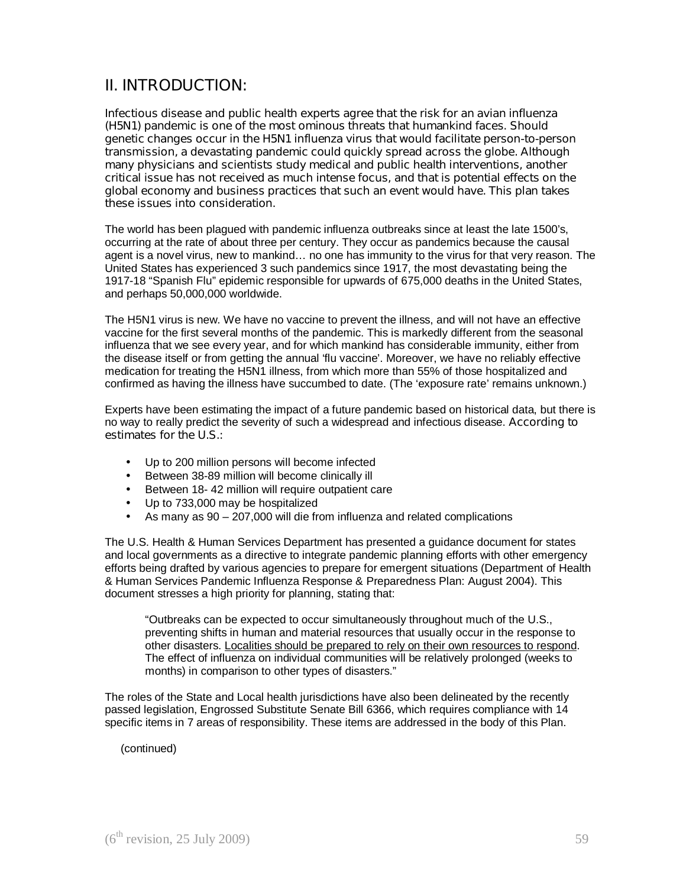## II. INTRODUCTION:

Infectious disease and public health experts agree that the risk for an avian influenza (H5N1) pandemic is one of the most ominous threats that humankind faces. Should genetic changes occur in the H5N1 influenza virus that would facilitate person-to-person transmission, a devastating pandemic could quickly spread across the globe. Although many physicians and scientists study medical and public health interventions, another critical issue has not received as much intense focus, and that is potential effects on the global economy and business practices that such an event would have. This plan takes these issues into consideration.

The world has been plagued with pandemic influenza outbreaks since at least the late 1500's, occurring at the rate of about three per century. They occur as pandemics because the causal agent is a novel virus, new to mankind… no one has immunity to the virus for that very reason. The United States has experienced 3 such pandemics since 1917, the most devastating being the 1917-18 "Spanish Flu" epidemic responsible for upwards of 675,000 deaths in the United States, and perhaps 50,000,000 worldwide.

The H5N1 virus is new. We have no vaccine to prevent the illness, and will not have an effective vaccine for the first several months of the pandemic. This is markedly different from the seasonal influenza that we see every year, and for which mankind has considerable immunity, either from the disease itself or from getting the annual 'flu vaccine'. Moreover, we have no reliably effective medication for treating the H5N1 illness, from which more than 55% of those hospitalized and confirmed as having the illness have succumbed to date. (The 'exposure rate' remains unknown.)

Experts have been estimating the impact of a future pandemic based on historical data, but there is no way to really predict the severity of such a widespread and infectious disease. According to estimates for the U.S.:

- Up to 200 million persons will become infected
- Between 38-89 million will become clinically ill
- Between 18- 42 million will require outpatient care
- Up to 733,000 may be hospitalized
- As many as 90 – 207,000 will die from influenza and related complications

The U.S. Health & Human Services Department has presented a guidance document for states and local governments as a directive to integrate pandemic planning efforts with other emergency efforts being drafted by various agencies to prepare for emergent situations (Department of Health & Human Services Pandemic Influenza Response & Preparedness Plan: August 2004). This document stresses a high priority for planning, stating that:

> "Outbreaks can be expected to occur simultaneously throughout much of the U.S., preventing shifts in human and material resources that usually occur in the response to other disasters. <u>Localities should be prepared to rely on their own resources to respond</u>. The effect of influenza on individual communities will be relatively prolonged (weeks to months) in comparison to other types of disasters."

The roles of the State and Local health jurisdictions have also been delineated by the recently passed legislation, Engrossed Substitute Senate Bill 6366, which requires compliance with 14 specific items in 7 areas of responsibility. These items are addressed in the body of this Plan.

(continued)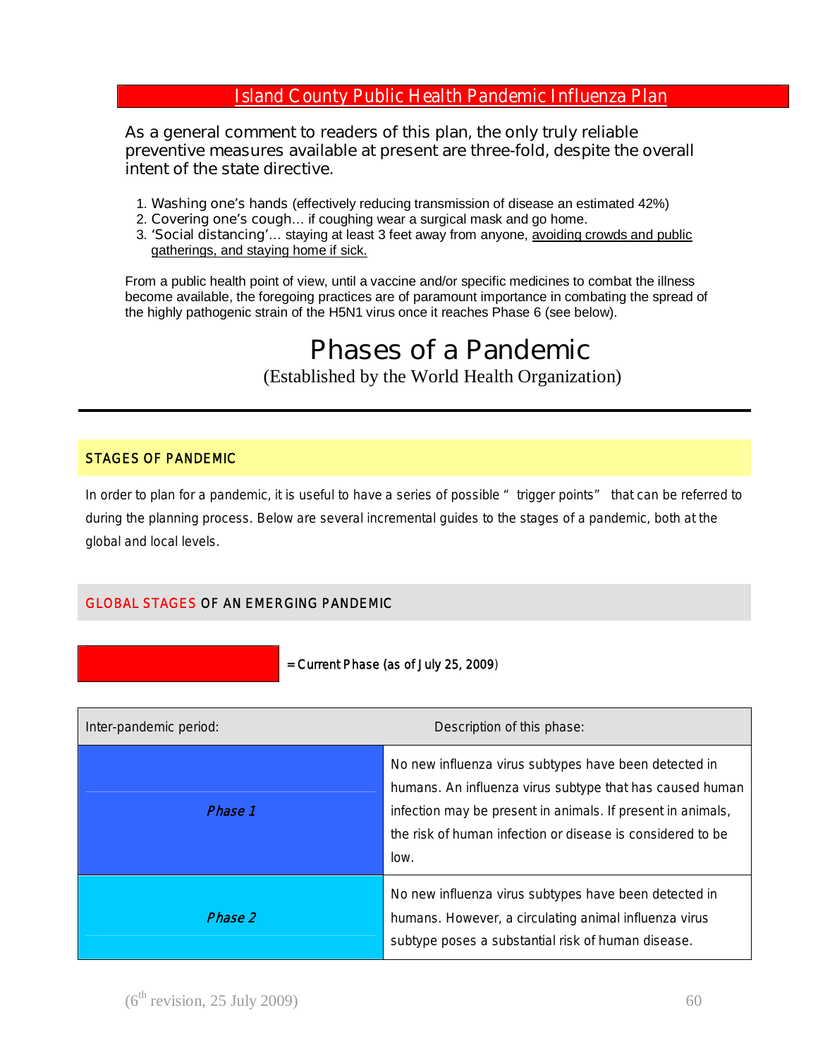# Island County Public Health Pandemic Influenza Plan

As a general comment to readers of this plan, the only truly reliable preventive measures available at present are three-fold, despite the overall intent of the state directive.

1. Washing one's hands (effectively reducing transmission of disease an estimated 42%)
2. Covering one's cough… if coughing wear a surgical mask and go home.
3. 'Social distancing'… staying at least 3 feet away from anyone, avoiding crowds and public gatherings, and staying home if sick.

From a public health point of view, until a vaccine and/or specific medicines to combat the illness become available, the foregoing practices are of paramount importance in combating the spread of the highly pathogenic strain of the H5N1 virus once it reaches Phase 6 (see below).

## Phases of a Pandemic

(Established by the World Health Organization)

### STAGES OF PANDEMIC

In order to plan for a pandemic, it is useful to have a series of possible "trigger points" that can be referred to during the planning process. Below are several incremental guides to the stages of a pandemic, both at the global and local levels.

### GLOBAL STAGES OF AN EMERGING PANDEMIC

= Current Phase (as of July 25, 2009)

| Inter-pandemic period: | Description of this phase: |
|---|---|
| *Phase 1* | No new influenza virus subtypes have been detected in humans. An influenza virus subtype that has caused human infection may be present in animals. If present in animals, the risk of human infection or disease is considered to be low. |
| *Phase 2* | No new influenza virus subtypes have been detected in humans. However, a circulating animal influenza virus subtype poses a substantial risk of human disease. |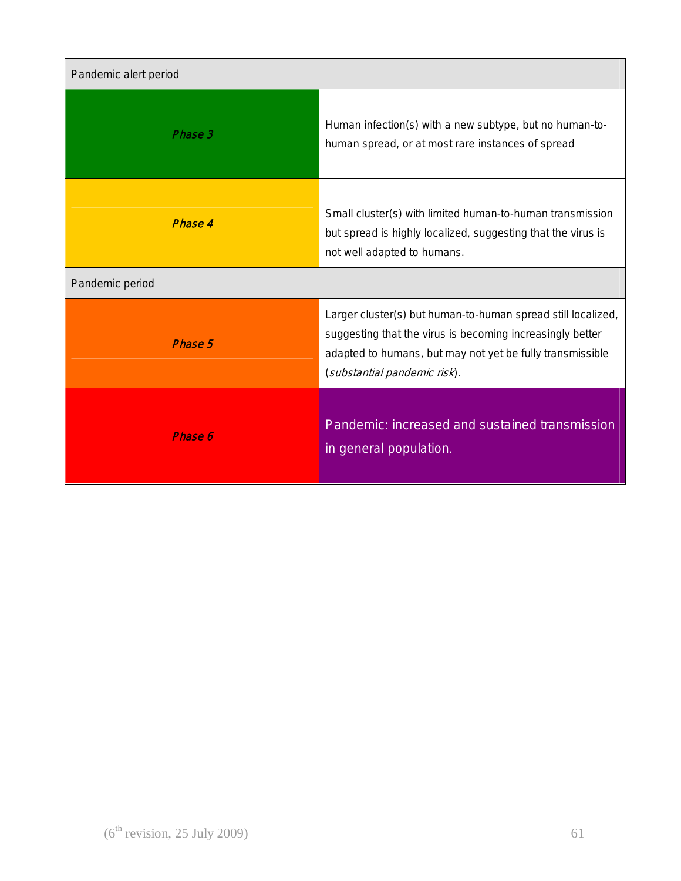| Pandemic alert period | |
|---|---|
| *Phase 3* | Human infection(s) with a new subtype, but no human-to-human spread, or at most rare instances of spread |
| *Phase 4* | Small cluster(s) with limited human-to-human transmission but spread is highly localized, suggesting that the virus is not well adapted to humans. |
| Pandemic period | |
| *Phase 5* | Larger cluster(s) but human-to-human spread still localized, suggesting that the virus is becoming increasingly better adapted to humans, but may not yet be fully transmissible (*substantial pandemic risk*). |
| *Phase 6* | Pandemic: increased and sustained transmission in general population. |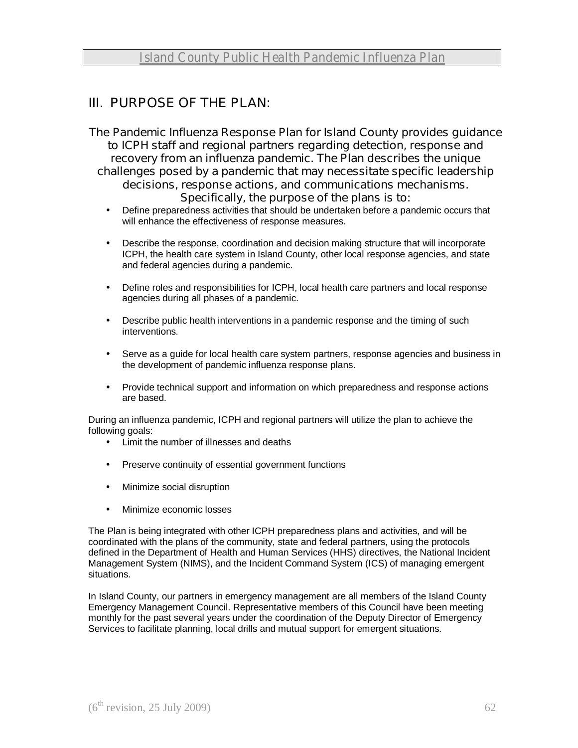## III. PURPOSE OF THE PLAN:

The Pandemic Influenza Response Plan for Island County provides guidance to ICPH staff and regional partners regarding detection, response and recovery from an influenza pandemic. The Plan describes the unique challenges posed by a pandemic that may necessitate specific leadership decisions, response actions, and communications mechanisms. Specifically, the purpose of the plans is to:

- Define preparedness activities that should be undertaken before a pandemic occurs that will enhance the effectiveness of response measures.
- Describe the response, coordination and decision making structure that will incorporate ICPH, the health care system in Island County, other local response agencies, and state and federal agencies during a pandemic.
- Define roles and responsibilities for ICPH, local health care partners and local response agencies during all phases of a pandemic.
- Describe public health interventions in a pandemic response and the timing of such interventions.
- Serve as a guide for local health care system partners, response agencies and business in the development of pandemic influenza response plans.
- Provide technical support and information on which preparedness and response actions are based.

During an influenza pandemic, ICPH and regional partners will utilize the plan to achieve the following goals:

- Limit the number of illnesses and deaths
- Preserve continuity of essential government functions
- Minimize social disruption
- Minimize economic losses

The Plan is being integrated with other ICPH preparedness plans and activities, and will be coordinated with the plans of the community, state and federal partners, using the protocols defined in the Department of Health and Human Services (HHS) directives, the National Incident Management System (NIMS), and the Incident Command System (ICS) of managing emergent situations.

In Island County, our partners in emergency management are all members of the Island County Emergency Management Council. Representative members of this Council have been meeting monthly for the past several years under the coordination of the Deputy Director of Emergency Services to facilitate planning, local drills and mutual support for emergent situations.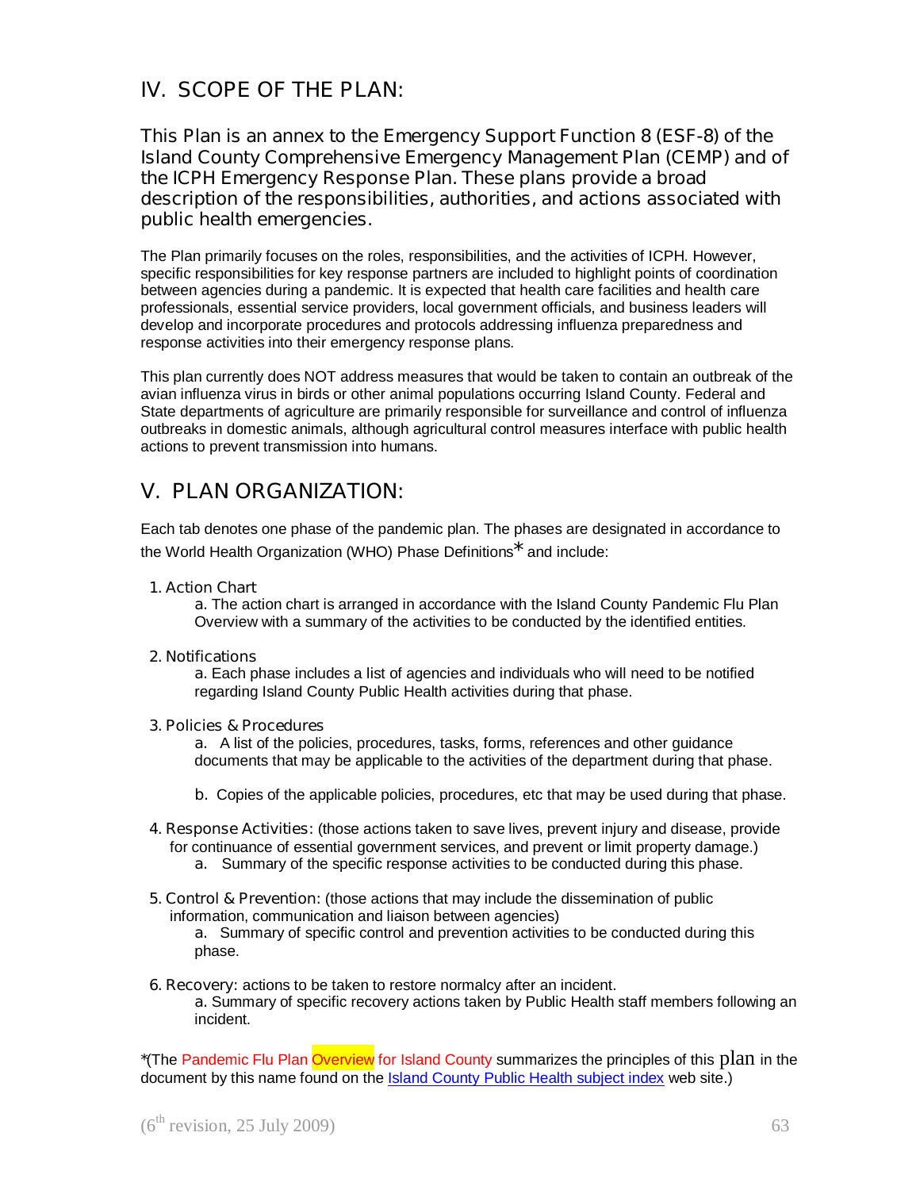## IV. SCOPE OF THE PLAN:

This Plan is an annex to the Emergency Support Function 8 (ESF-8) of the Island County Comprehensive Emergency Management Plan (CEMP) and of the ICPH Emergency Response Plan. These plans provide a broad description of the responsibilities, authorities, and actions associated with public health emergencies.

The Plan primarily focuses on the roles, responsibilities, and the activities of ICPH. However, specific responsibilities for key response partners are included to highlight points of coordination between agencies during a pandemic. It is expected that health care facilities and health care professionals, essential service providers, local government officials, and business leaders will develop and incorporate procedures and protocols addressing influenza preparedness and response activities into their emergency response plans.

This plan currently does NOT address measures that would be taken to contain an outbreak of the avian influenza virus in birds or other animal populations occurring Island County. Federal and State departments of agriculture are primarily responsible for surveillance and control of influenza outbreaks in domestic animals, although agricultural control measures interface with public health actions to prevent transmission into humans.

## V. PLAN ORGANIZATION:

Each tab denotes one phase of the pandemic plan. The phases are designated in accordance to the World Health Organization (WHO) Phase Definitions* and include:

1. Action Chart
   a. The action chart is arranged in accordance with the Island County Pandemic Flu Plan Overview with a summary of the activities to be conducted by the identified entities.

2. Notifications
   a. Each phase includes a list of agencies and individuals who will need to be notified regarding Island County Public Health activities during that phase.

3. Policies & Procedures
   a. A list of the policies, procedures, tasks, forms, references and other guidance documents that may be applicable to the activities of the department during that phase.

   b. Copies of the applicable policies, procedures, etc that may be used during that phase.

4. Response Activities: (those actions taken to save lives, prevent injury and disease, provide for continuance of essential government services, and prevent or limit property damage.)
   a. Summary of the specific response activities to be conducted during this phase.

5. Control & Prevention: (those actions that may include the dissemination of public information, communication and liaison between agencies)
   a. Summary of specific control and prevention activities to be conducted during this phase.

6. Recovery: actions to be taken to restore normalcy after an incident.
   a. Summary of specific recovery actions taken by Public Health staff members following an incident.

*(The Pandemic Flu Plan Overview for Island County summarizes the principles of this plan in the document by this name found on the Island County Public Health subject index web site.)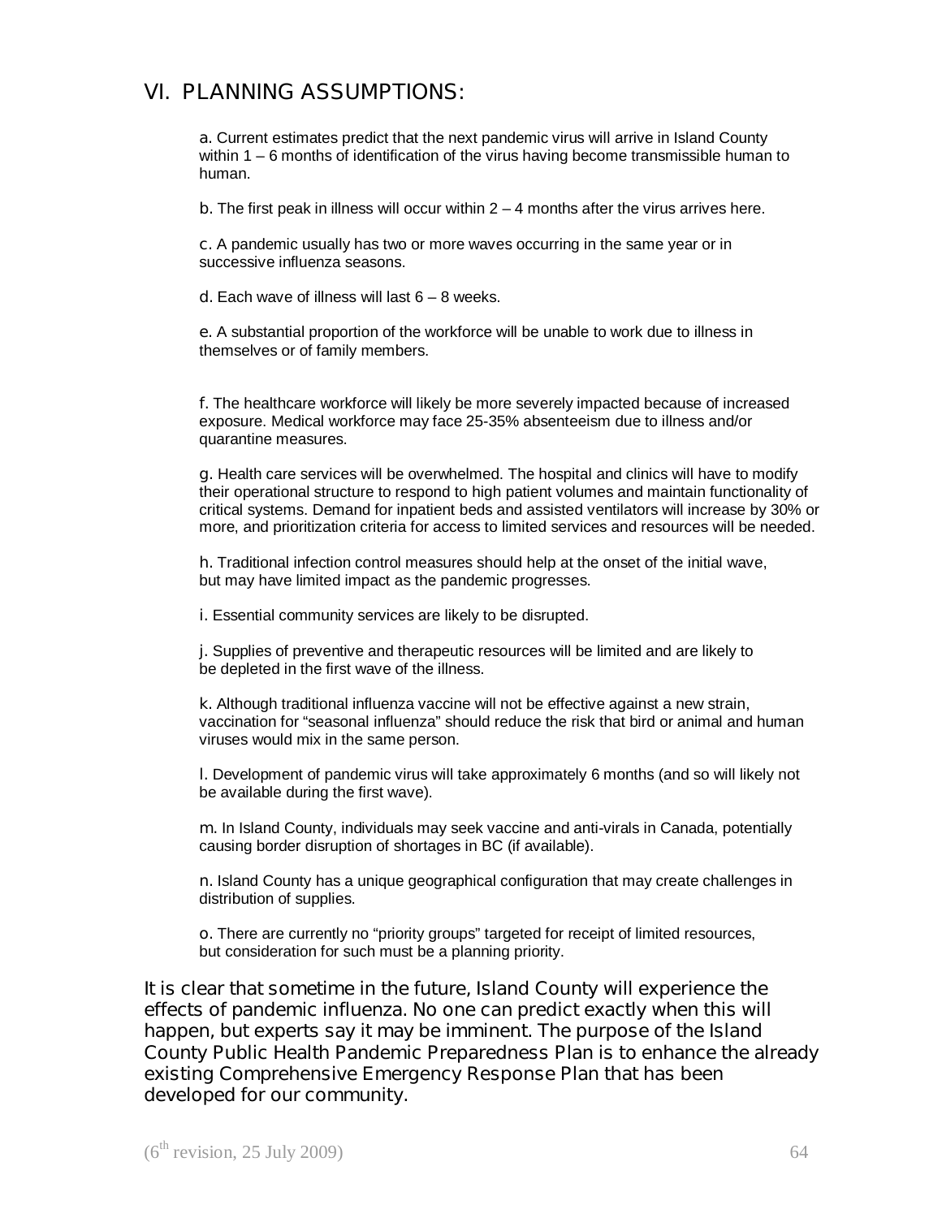## VI. PLANNING ASSUMPTIONS:

a. Current estimates predict that the next pandemic virus will arrive in Island County within 1 – 6 months of identification of the virus having become transmissible human to human.

b. The first peak in illness will occur within 2 – 4 months after the virus arrives here.

c. A pandemic usually has two or more waves occurring in the same year or in successive influenza seasons.

d. Each wave of illness will last 6 – 8 weeks.

e. A substantial proportion of the workforce will be unable to work due to illness in themselves or of family members.

f. The healthcare workforce will likely be more severely impacted because of increased exposure. Medical workforce may face 25-35% absenteeism due to illness and/or quarantine measures.

g. Health care services will be overwhelmed. The hospital and clinics will have to modify their operational structure to respond to high patient volumes and maintain functionality of critical systems. Demand for inpatient beds and assisted ventilators will increase by 30% or more, and prioritization criteria for access to limited services and resources will be needed.

h. Traditional infection control measures should help at the onset of the initial wave, but may have limited impact as the pandemic progresses.

i. Essential community services are likely to be disrupted.

j. Supplies of preventive and therapeutic resources will be limited and are likely to be depleted in the first wave of the illness.

k. Although traditional influenza vaccine will not be effective against a new strain, vaccination for "seasonal influenza" should reduce the risk that bird or animal and human viruses would mix in the same person.

l. Development of pandemic virus will take approximately 6 months (and so will likely not be available during the first wave).

m. In Island County, individuals may seek vaccine and anti-virals in Canada, potentially causing border disruption of shortages in BC (if available).

n. Island County has a unique geographical configuration that may create challenges in distribution of supplies.

o. There are currently no "priority groups" targeted for receipt of limited resources, but consideration for such must be a planning priority.

It is clear that sometime in the future, Island County will experience the effects of pandemic influenza. No one can predict exactly when this will happen, but experts say it may be imminent. The purpose of the Island County Public Health Pandemic Preparedness Plan is to enhance the already existing Comprehensive Emergency Response Plan that has been developed for our community.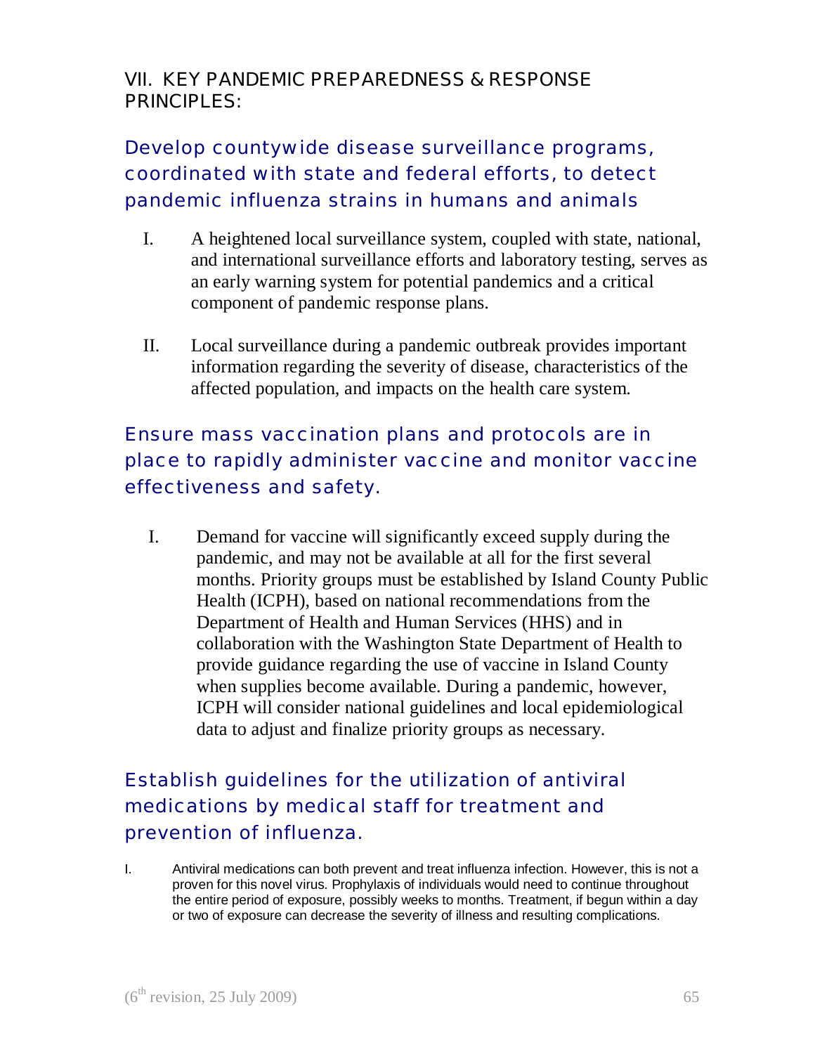## VII. KEY PANDEMIC PREPAREDNESS & RESPONSE PRINCIPLES:

### Develop countywide disease surveillance programs, coordinated with state and federal efforts, to detect pandemic influenza strains in humans and animals

I. A heightened local surveillance system, coupled with state, national, and international surveillance efforts and laboratory testing, serves as an early warning system for potential pandemics and a critical component of pandemic response plans.

II. Local surveillance during a pandemic outbreak provides important information regarding the severity of disease, characteristics of the affected population, and impacts on the health care system.

### Ensure mass vaccination plans and protocols are in place to rapidly administer vaccine and monitor vaccine effectiveness and safety.

I. Demand for vaccine will significantly exceed supply during the pandemic, and may not be available at all for the first several months. Priority groups must be established by Island County Public Health (ICPH), based on national recommendations from the Department of Health and Human Services (HHS) and in collaboration with the Washington State Department of Health to provide guidance regarding the use of vaccine in Island County when supplies become available. During a pandemic, however, ICPH will consider national guidelines and local epidemiological data to adjust and finalize priority groups as necessary.

### Establish guidelines for the utilization of antiviral medications by medical staff for treatment and prevention of influenza.

I. Antiviral medications can both prevent and treat influenza infection. However, this is not a proven for this novel virus. Prophylaxis of individuals would need to continue throughout the entire period of exposure, possibly weeks to months. Treatment, if begun within a day or two of exposure can decrease the severity of illness and resulting complications.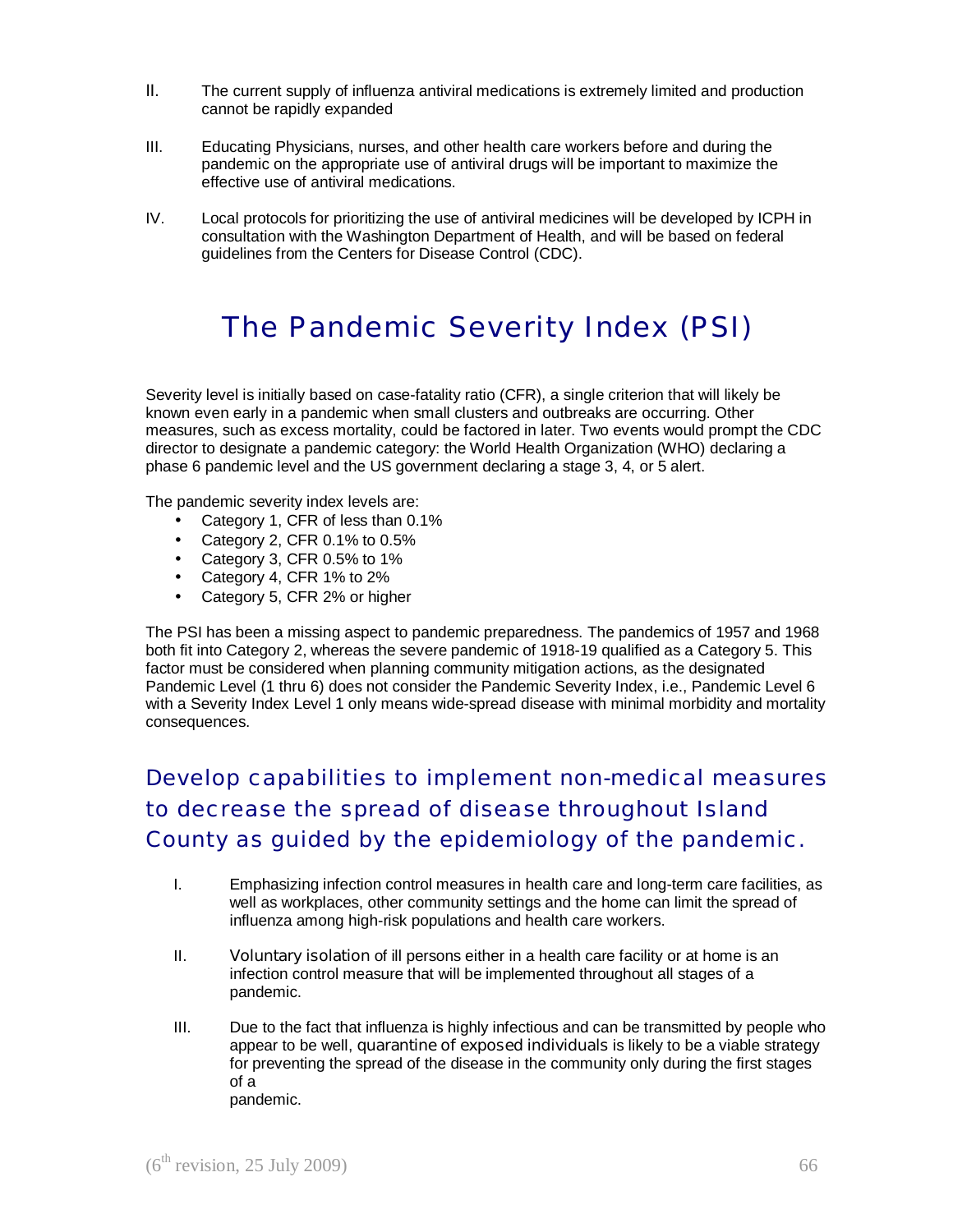II. The current supply of influenza antiviral medications is extremely limited and production cannot be rapidly expanded

III. Educating Physicians, nurses, and other health care workers before and during the pandemic on the appropriate use of antiviral drugs will be important to maximize the effective use of antiviral medications.

IV. Local protocols for prioritizing the use of antiviral medicines will be developed by ICPH in consultation with the Washington Department of Health, and will be based on federal guidelines from the Centers for Disease Control (CDC).

# The Pandemic Severity Index (PSI)

Severity level is initially based on case-fatality ratio (CFR), a single criterion that will likely be known even early in a pandemic when small clusters and outbreaks are occurring. Other measures, such as excess mortality, could be factored in later. Two events would prompt the CDC director to designate a pandemic category: the World Health Organization (WHO) declaring a phase 6 pandemic level and the US government declaring a stage 3, 4, or 5 alert.

The pandemic severity index levels are:

- Category 1, CFR of less than 0.1%
- Category 2, CFR 0.1% to 0.5%
- Category 3, CFR 0.5% to 1%
- Category 4, CFR 1% to 2%
- Category 5, CFR 2% or higher

The PSI has been a missing aspect to pandemic preparedness. The pandemics of 1957 and 1968 both fit into Category 2, whereas the severe pandemic of 1918-19 qualified as a Category 5. This factor must be considered when planning community mitigation actions, as the designated Pandemic Level (1 thru 6) does not consider the Pandemic Severity Index, i.e., Pandemic Level 6 with a Severity Index Level 1 only means wide-spread disease with minimal morbidity and mortality consequences.

## Develop capabilities to implement non-medical measures to decrease the spread of disease throughout Island County as guided by the epidemiology of the pandemic.

I. Emphasizing infection control measures in health care and long-term care facilities, as well as workplaces, other community settings and the home can limit the spread of influenza among high-risk populations and health care workers.

II. Voluntary isolation of ill persons either in a health care facility or at home is an infection control measure that will be implemented throughout all stages of a pandemic.

III. Due to the fact that influenza is highly infectious and can be transmitted by people who appear to be well, quarantine of exposed individuals is likely to be a viable strategy for preventing the spread of the disease in the community only during the first stages of a pandemic.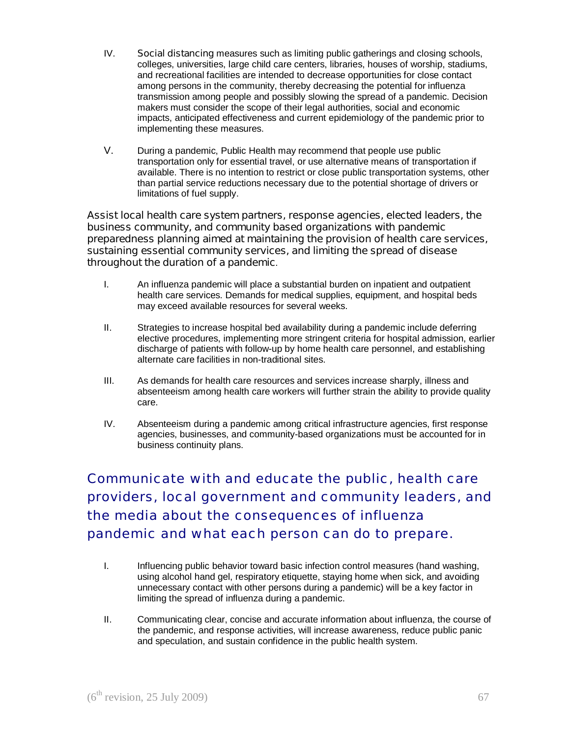IV. Social distancing measures such as limiting public gatherings and closing schools, colleges, universities, large child care centers, libraries, houses of worship, stadiums, and recreational facilities are intended to decrease opportunities for close contact among persons in the community, thereby decreasing the potential for influenza transmission among people and possibly slowing the spread of a pandemic. Decision makers must consider the scope of their legal authorities, social and economic impacts, anticipated effectiveness and current epidemiology of the pandemic prior to implementing these measures.

V. During a pandemic, Public Health may recommend that people use public transportation only for essential travel, or use alternative means of transportation if available. There is no intention to restrict or close public transportation systems, other than partial service reductions necessary due to the potential shortage of drivers or limitations of fuel supply.

Assist local health care system partners, response agencies, elected leaders, the business community, and community based organizations with pandemic preparedness planning aimed at maintaining the provision of health care services, sustaining essential community services, and limiting the spread of disease throughout the duration of a pandemic.

I. An influenza pandemic will place a substantial burden on inpatient and outpatient health care services. Demands for medical supplies, equipment, and hospital beds may exceed available resources for several weeks.

II. Strategies to increase hospital bed availability during a pandemic include deferring elective procedures, implementing more stringent criteria for hospital admission, earlier discharge of patients with follow-up by home health care personnel, and establishing alternate care facilities in non-traditional sites.

III. As demands for health care resources and services increase sharply, illness and absenteeism among health care workers will further strain the ability to provide quality care.

IV. Absenteeism during a pandemic among critical infrastructure agencies, first response agencies, businesses, and community-based organizations must be accounted for in business continuity plans.

## Communicate with and educate the public, health care providers, local government and community leaders, and the media about the consequences of influenza pandemic and what each person can do to prepare.

I. Influencing public behavior toward basic infection control measures (hand washing, using alcohol hand gel, respiratory etiquette, staying home when sick, and avoiding unnecessary contact with other persons during a pandemic) will be a key factor in limiting the spread of influenza during a pandemic.

II. Communicating clear, concise and accurate information about influenza, the course of the pandemic, and response activities, will increase awareness, reduce public panic and speculation, and sustain confidence in the public health system.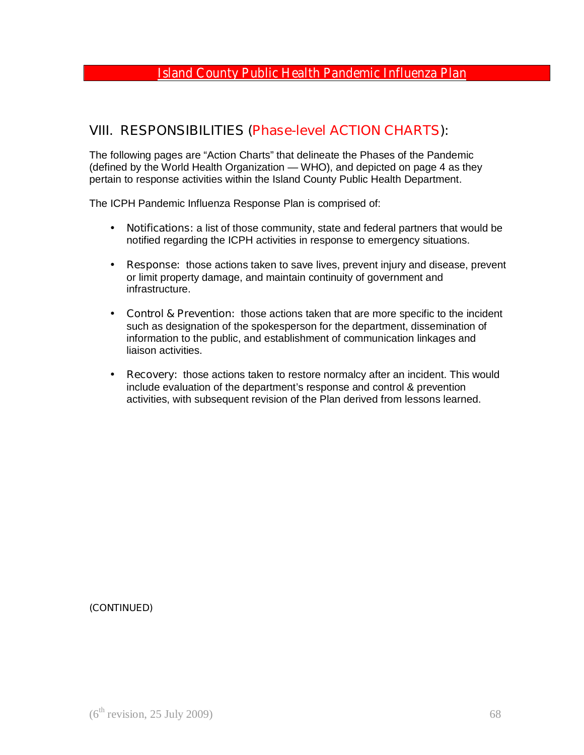## VIII. RESPONSIBILITIES (Phase-level ACTION CHARTS):

The following pages are "Action Charts" that delineate the Phases of the Pandemic (defined by the World Health Organization — WHO), and depicted on page 4 as they pertain to response activities within the Island County Public Health Department.

The ICPH Pandemic Influenza Response Plan is comprised of:

- Notifications: a list of those community, state and federal partners that would be notified regarding the ICPH activities in response to emergency situations.
- Response: those actions taken to save lives, prevent injury and disease, prevent or limit property damage, and maintain continuity of government and infrastructure.
- Control & Prevention: those actions taken that are more specific to the incident such as designation of the spokesperson for the department, dissemination of information to the public, and establishment of communication linkages and liaison activities.
- Recovery: those actions taken to restore normalcy after an incident. This would include evaluation of the department's response and control & prevention activities, with subsequent revision of the Plan derived from lessons learned.

(CONTINUED)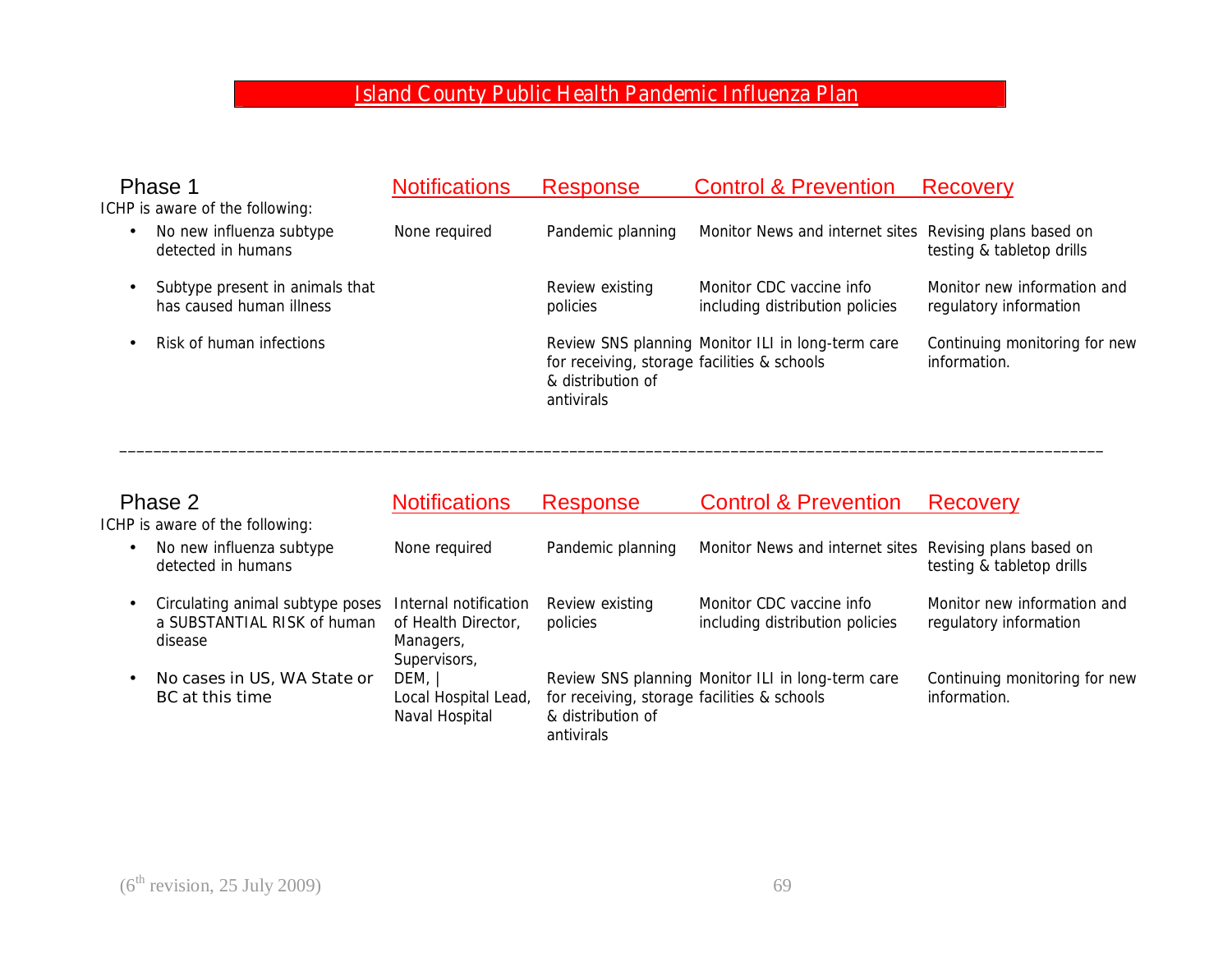# Island County Public Health Pandemic Influenza Plan

## Phase 1

ICHP is aware of the following:

| | Notifications | Response | Control & Prevention | Recovery |
|---|---|---|---|---|
| • No new influenza subtype detected in humans | None required | Pandemic planning | Monitor News and internet sites | Revising plans based on testing & tabletop drills |
| • Subtype present in animals that has caused human illness | | Review existing policies | Monitor CDC vaccine info including distribution policies | Monitor new information and regulatory information |
| • Risk of human infections | | Review SNS planning for receiving, storage & distribution of antivirals | Monitor ILI in long-term care facilities & schools | Continuing monitoring for new information. |

---

## Phase 2

ICHP is aware of the following:

| | Notifications | Response | Control & Prevention | Recovery |
|---|---|---|---|---|
| • No new influenza subtype detected in humans | None required | Pandemic planning | Monitor News and internet sites | Revising plans based on testing & tabletop drills |
| • Circulating animal subtype poses a SUBSTANTIAL RISK of human disease | Internal notification of Health Director, Managers, Supervisors, | Review existing policies | Monitor CDC vaccine info including distribution policies | Monitor new information and regulatory information |
| • No cases in US, WA State or BC at this time | DEM, \| Local Hospital Lead, Naval Hospital | Review SNS planning for receiving, storage & distribution of antivirals | Monitor ILI in long-term care facilities & schools | Continuing monitoring for new information. |

(6th revision, 25 July 2009)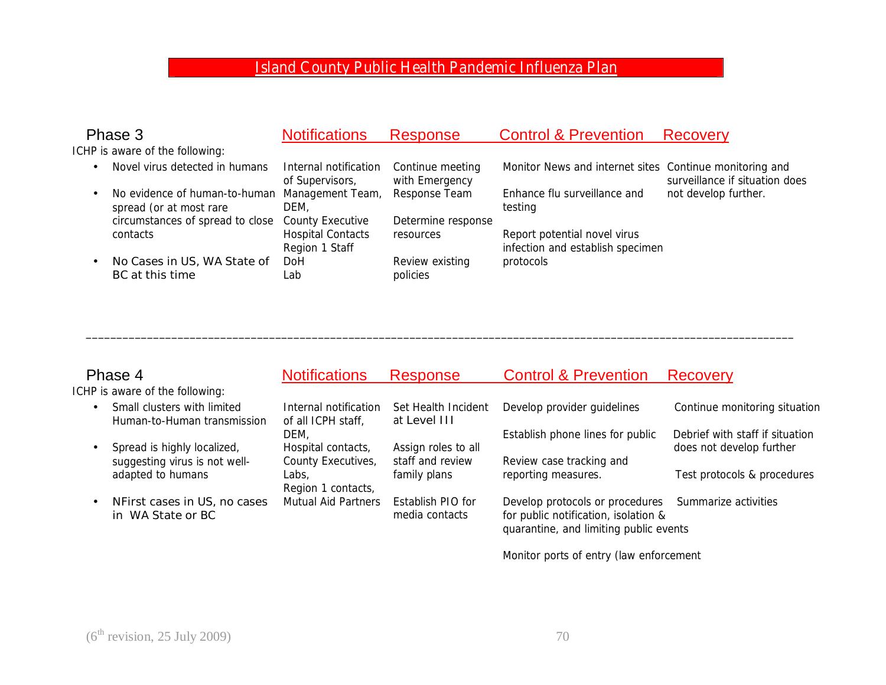## Island County Public Health Pandemic Influenza Plan

| Phase 3 | Notifications | Response | Control & Prevention | Recovery |
|---|---|---|---|---|
| ICHP is aware of the following:<br>• Novel virus detected in humans<br>• No evidence of human-to-human spread (or at most rare circumstances of spread to close contacts<br>• No Cases in US, WA State of BC at this time | Internal notification of Supervisors, Management Team, DEM, County Executive Hospital Contacts Region 1 Staff DoH Lab | Continue meeting with Emergency Response Team<br><br>Determine response resources<br><br>Review existing policies | Monitor News and internet sites<br><br>Enhance flu surveillance and testing<br><br>Report potential novel virus infection and establish specimen protocols | Continue monitoring and surveillance if situation does not develop further. |

---

| Phase 4 | Notifications | Response | Control & Prevention | Recovery |
|---|---|---|---|---|
| ICHP is aware of the following:<br>• Small clusters with limited Human-to-Human transmission<br>• Spread is highly localized, suggesting virus is not well-adapted to humans<br>• NFirst cases in US, no cases in WA State or BC | Internal notification of all ICPH staff, DEM, Hospital contacts, County Executives, Labs, Region 1 contacts, Mutual Aid Partners | Set Health Incident at Level III<br><br>Assign roles to all staff and review family plans<br><br>Establish PIO for media contacts | Develop provider guidelines<br><br>Establish phone lines for public<br><br>Review case tracking and reporting measures.<br><br>Develop protocols or procedures for public notification, isolation & quarantine, and limiting public events<br><br>Monitor ports of entry (law enforcement | Continue monitoring situation<br><br>Debrief with staff if situation does not develop further<br><br>Test protocols & procedures<br><br>Summarize activities |

(6th revision, 25 July 2009)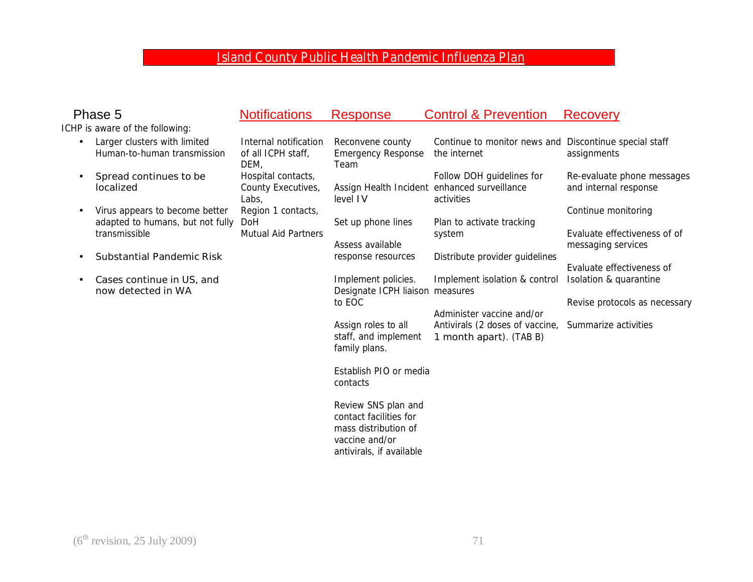## Phase 5

ICHP is aware of the following:

| ICHP is aware of the following | Notifications | Response | Control & Prevention | Recovery |
|---|---|---|---|---|
| • Larger clusters with limited Human-to-human transmission<br>• Spread continues to be localized<br>• Virus appears to become better adapted to humans, but not fully transmissible<br>• Substantial Pandemic Risk<br>• Cases continue in US, and now detected in WA | Internal notification of all ICPH staff, DEM,<br>Hospital contacts,<br>County Executives,<br>Labs,<br>Region 1 contacts,<br>DoH<br>Mutual Aid Partners | Reconvene county Emergency Response Team<br><br>Assign Health Incident level IV<br><br>Set up phone lines<br><br>Assess available response resources<br><br>Implement policies. Designate ICPH liaison to EOC<br><br>Assign roles to all staff, and implement family plans.<br><br>Establish PIO or media contacts<br><br>Review SNS plan and contact facilities for mass distribution of vaccine and/or antivirals, if available | Continue to monitor news and the internet<br><br>Follow DOH guidelines for enhanced surveillance activities<br><br>Plan to activate tracking system<br><br>Distribute provider guidelines<br><br>Implement isolation & control measures<br><br>Administer vaccine and/or Antivirals (2 doses of vaccine, 1 month apart). (TAB B) | Discontinue special staff assignments<br><br>Re-evaluate phone messages and internal response<br><br>Continue monitoring<br><br>Evaluate effectiveness of of messaging services<br><br>Evaluate effectiveness of Isolation & quarantine<br><br>Revise protocols as necessary<br><br>Summarize activities |

(6th revision, 25 July 2009)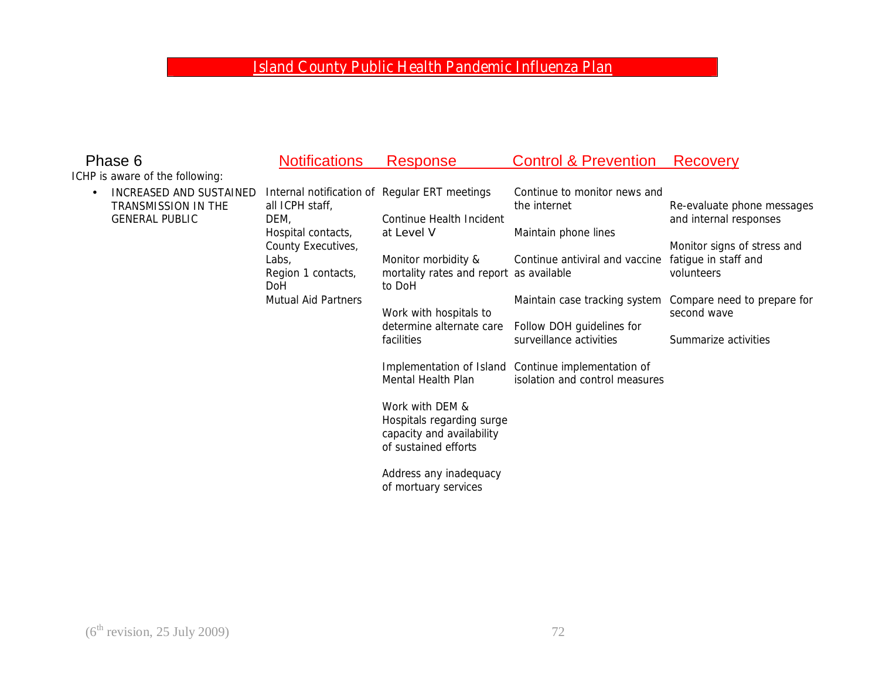## Phase 6

ICHP is aware of the following:

| | Notifications | Response | Control & Prevention | Recovery |
|---|---|---|---|---|
| • INCREASED AND SUSTAINED TRANSMISSION IN THE GENERAL PUBLIC | Internal notification of all ICPH staff,<br>DEM,<br>Hospital contacts,<br>County Executives,<br>Labs,<br>Region 1 contacts,<br>DoH<br>Mutual Aid Partners | Regular ERT meetings<br><br>Continue Health Incident at Level V<br><br>Monitor morbidity & mortality rates and report to DoH<br><br>Work with hospitals to determine alternate care facilities<br><br>Implementation of Island Mental Health Plan<br><br>Work with DEM & Hospitals regarding surge capacity and availability of sustained efforts<br><br>Address any inadequacy of mortuary services | Continue to monitor news and the internet<br><br>Maintain phone lines<br><br>Continue antiviral and vaccine as available<br><br>Maintain case tracking system<br><br>Follow DOH guidelines for surveillance activities<br><br>Continue implementation of isolation and control measures | Re-evaluate phone messages and internal responses<br><br>Monitor signs of stress and fatigue in staff and volunteers<br><br>Compare need to prepare for second wave<br><br>Summarize activities |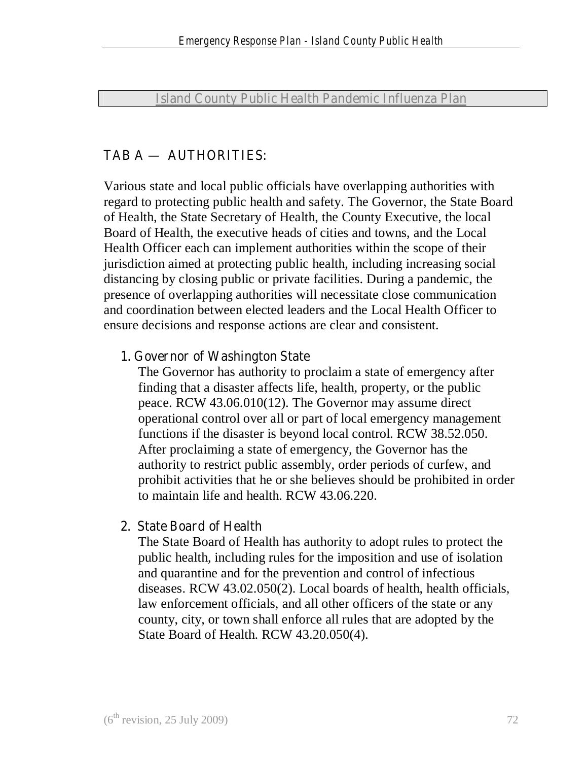## Island County Public Health Pandemic Influenza Plan

### TAB A — AUTHORITIES:

Various state and local public officials have overlapping authorities with regard to protecting public health and safety. The Governor, the State Board of Health, the State Secretary of Health, the County Executive, the local Board of Health, the executive heads of cities and towns, and the Local Health Officer each can implement authorities within the scope of their jurisdiction aimed at protecting public health, including increasing social distancing by closing public or private facilities. During a pandemic, the presence of overlapping authorities will necessitate close communication and coordination between elected leaders and the Local Health Officer to ensure decisions and response actions are clear and consistent.

1. Governor of Washington State

   The Governor has authority to proclaim a state of emergency after finding that a disaster affects life, health, property, or the public peace. RCW 43.06.010(12). The Governor may assume direct operational control over all or part of local emergency management functions if the disaster is beyond local control. RCW 38.52.050. After proclaiming a state of emergency, the Governor has the authority to restrict public assembly, order periods of curfew, and prohibit activities that he or she believes should be prohibited in order to maintain life and health. RCW 43.06.220.

2. State Board of Health

   The State Board of Health has authority to adopt rules to protect the public health, including rules for the imposition and use of isolation and quarantine and for the prevention and control of infectious diseases. RCW 43.02.050(2). Local boards of health, health officials, law enforcement officials, and all other officers of the state or any county, city, or town shall enforce all rules that are adopted by the State Board of Health. RCW 43.20.050(4).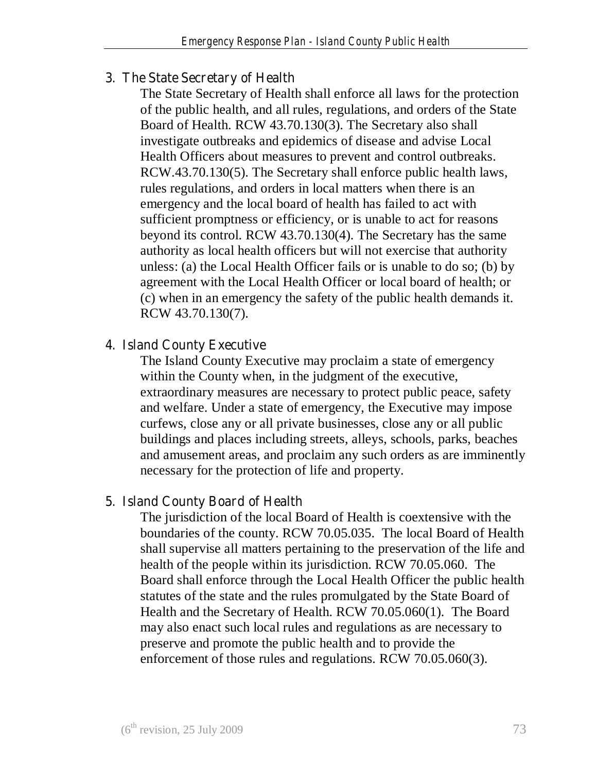### 3. The State Secretary of Health

The State Secretary of Health shall enforce all laws for the protection of the public health, and all rules, regulations, and orders of the State Board of Health. RCW 43.70.130(3). The Secretary also shall investigate outbreaks and epidemics of disease and advise Local Health Officers about measures to prevent and control outbreaks. RCW.43.70.130(5). The Secretary shall enforce public health laws, rules regulations, and orders in local matters when there is an emergency and the local board of health has failed to act with sufficient promptness or efficiency, or is unable to act for reasons beyond its control. RCW 43.70.130(4). The Secretary has the same authority as local health officers but will not exercise that authority unless: (a) the Local Health Officer fails or is unable to do so; (b) by agreement with the Local Health Officer or local board of health; or (c) when in an emergency the safety of the public health demands it. RCW 43.70.130(7).

### 4. Island County Executive

The Island County Executive may proclaim a state of emergency within the County when, in the judgment of the executive, extraordinary measures are necessary to protect public peace, safety and welfare. Under a state of emergency, the Executive may impose curfews, close any or all private businesses, close any or all public buildings and places including streets, alleys, schools, parks, beaches and amusement areas, and proclaim any such orders as are imminently necessary for the protection of life and property.

### 5. Island County Board of Health

The jurisdiction of the local Board of Health is coextensive with the boundaries of the county. RCW 70.05.035. The local Board of Health shall supervise all matters pertaining to the preservation of the life and health of the people within its jurisdiction. RCW 70.05.060. The Board shall enforce through the Local Health Officer the public health statutes of the state and the rules promulgated by the State Board of Health and the Secretary of Health. RCW 70.05.060(1). The Board may also enact such local rules and regulations as are necessary to preserve and promote the public health and to provide the enforcement of those rules and regulations. RCW 70.05.060(3).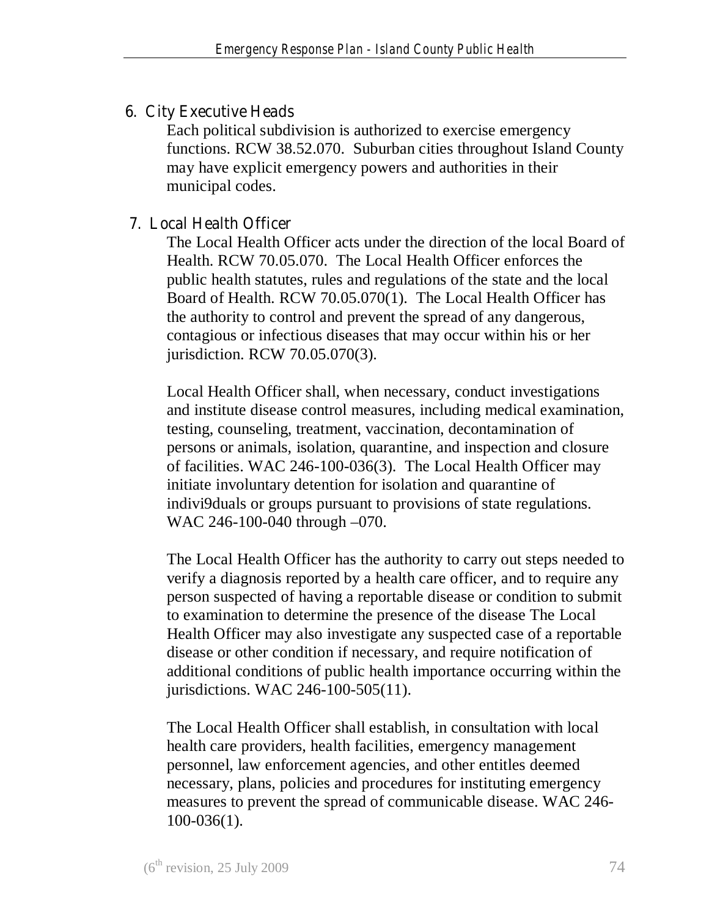## 6. City Executive Heads

Each political subdivision is authorized to exercise emergency functions. RCW 38.52.070. Suburban cities throughout Island County may have explicit emergency powers and authorities in their municipal codes.

## 7. Local Health Officer

The Local Health Officer acts under the direction of the local Board of Health. RCW 70.05.070. The Local Health Officer enforces the public health statutes, rules and regulations of the state and the local Board of Health. RCW 70.05.070(1). The Local Health Officer has the authority to control and prevent the spread of any dangerous, contagious or infectious diseases that may occur within his or her jurisdiction. RCW 70.05.070(3).

Local Health Officer shall, when necessary, conduct investigations and institute disease control measures, including medical examination, testing, counseling, treatment, vaccination, decontamination of persons or animals, isolation, quarantine, and inspection and closure of facilities. WAC 246-100-036(3). The Local Health Officer may initiate involuntary detention for isolation and quarantine of indivi9duals or groups pursuant to provisions of state regulations. WAC 246-100-040 through –070.

The Local Health Officer has the authority to carry out steps needed to verify a diagnosis reported by a health care officer, and to require any person suspected of having a reportable disease or condition to submit to examination to determine the presence of the disease The Local Health Officer may also investigate any suspected case of a reportable disease or other condition if necessary, and require notification of additional conditions of public health importance occurring within the jurisdictions. WAC 246-100-505(11).

The Local Health Officer shall establish, in consultation with local health care providers, health facilities, emergency management personnel, law enforcement agencies, and other entitles deemed necessary, plans, policies and procedures for instituting emergency measures to prevent the spread of communicable disease. WAC 246-100-036(1).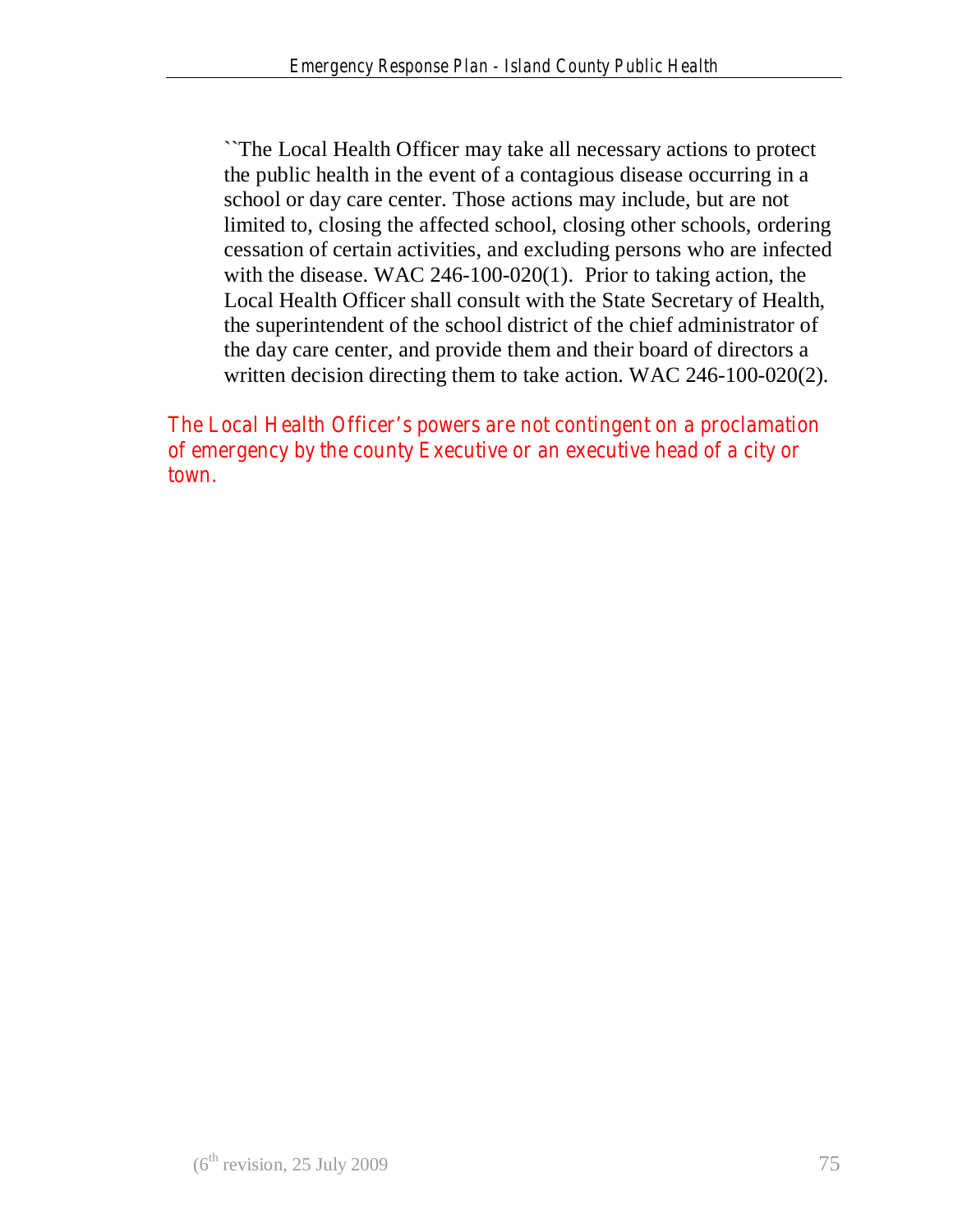> ``The Local Health Officer may take all necessary actions to protect the public health in the event of a contagious disease occurring in a school or day care center. Those actions may include, but are not limited to, closing the affected school, closing other schools, ordering cessation of certain activities, and excluding persons who are infected with the disease. WAC 246-100-020(1). Prior to taking action, the Local Health Officer shall consult with the State Secretary of Health, the superintendent of the school district of the chief administrator of the day care center, and provide them and their board of directors a written decision directing them to take action. WAC 246-100-020(2).

The Local Health Officer's powers are not contingent on a proclamation of emergency by the county Executive or an executive head of a city or town.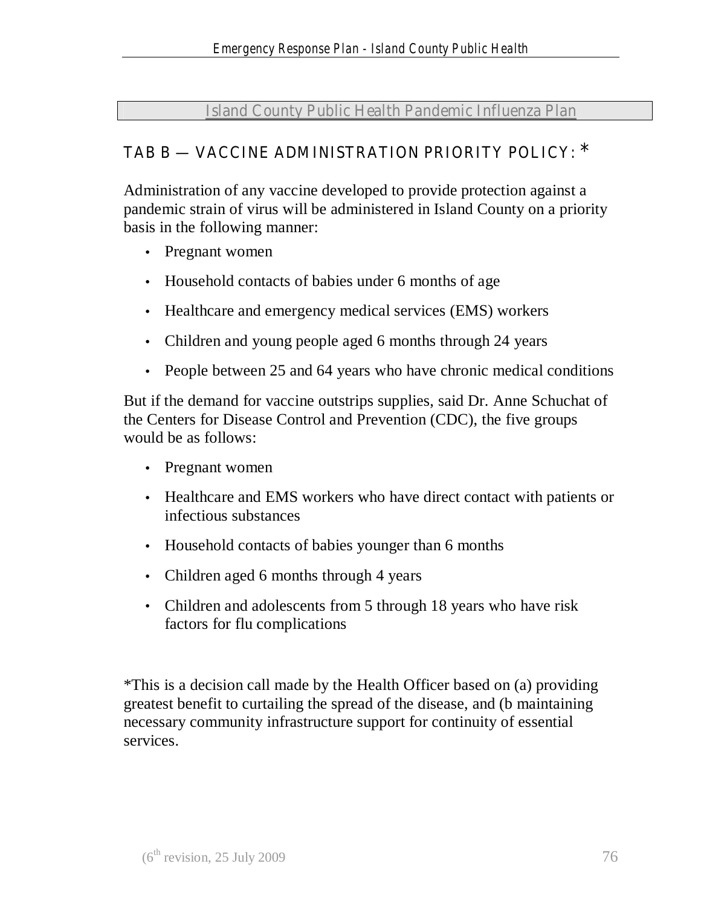## Island County Public Health Pandemic Influenza Plan

## TAB B — VACCINE ADMINISTRATION PRIORITY POLICY: *

Administration of any vaccine developed to provide protection against a pandemic strain of virus will be administered in Island County on a priority basis in the following manner:

- Pregnant women
- Household contacts of babies under 6 months of age
- Healthcare and emergency medical services (EMS) workers
- Children and young people aged 6 months through 24 years
- People between 25 and 64 years who have chronic medical conditions

But if the demand for vaccine outstrips supplies, said Dr. Anne Schuchat of the Centers for Disease Control and Prevention (CDC), the five groups would be as follows:

- Pregnant women
- Healthcare and EMS workers who have direct contact with patients or infectious substances
- Household contacts of babies younger than 6 months
- Children aged 6 months through 4 years
- Children and adolescents from 5 through 18 years who have risk factors for flu complications

*This is a decision call made by the Health Officer based on (a) providing greatest benefit to curtailing the spread of the disease, and (b maintaining necessary community infrastructure support for continuity of essential services.

(6th revision, 25 July 2009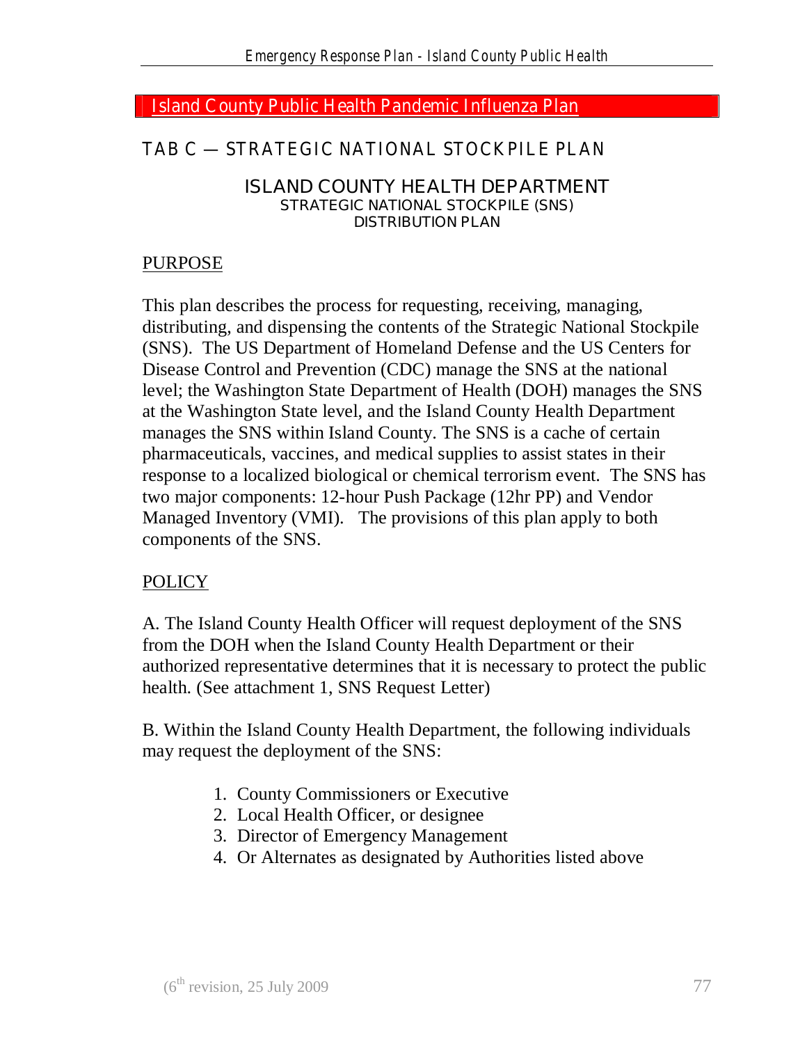## Island County Public Health Pandemic Influenza Plan

## TAB C — STRATEGIC NATIONAL STOCKPILE PLAN

### ISLAND COUNTY HEALTH DEPARTMENT
**STRATEGIC NATIONAL STOCKPILE (SNS)**
**DISTRIBUTION PLAN**

PURPOSE

This plan describes the process for requesting, receiving, managing, distributing, and dispensing the contents of the Strategic National Stockpile (SNS). The US Department of Homeland Defense and the US Centers for Disease Control and Prevention (CDC) manage the SNS at the national level; the Washington State Department of Health (DOH) manages the SNS at the Washington State level, and the Island County Health Department manages the SNS within Island County. The SNS is a cache of certain pharmaceuticals, vaccines, and medical supplies to assist states in their response to a localized biological or chemical terrorism event. The SNS has two major components: 12-hour Push Package (12hr PP) and Vendor Managed Inventory (VMI). The provisions of this plan apply to both components of the SNS.

POLICY

A. The Island County Health Officer will request deployment of the SNS from the DOH when the Island County Health Department or their authorized representative determines that it is necessary to protect the public health. (See attachment 1, SNS Request Letter)

B. Within the Island County Health Department, the following individuals may request the deployment of the SNS:

1. County Commissioners or Executive
2. Local Health Officer, or designee
3. Director of Emergency Management
4. Or Alternates as designated by Authorities listed above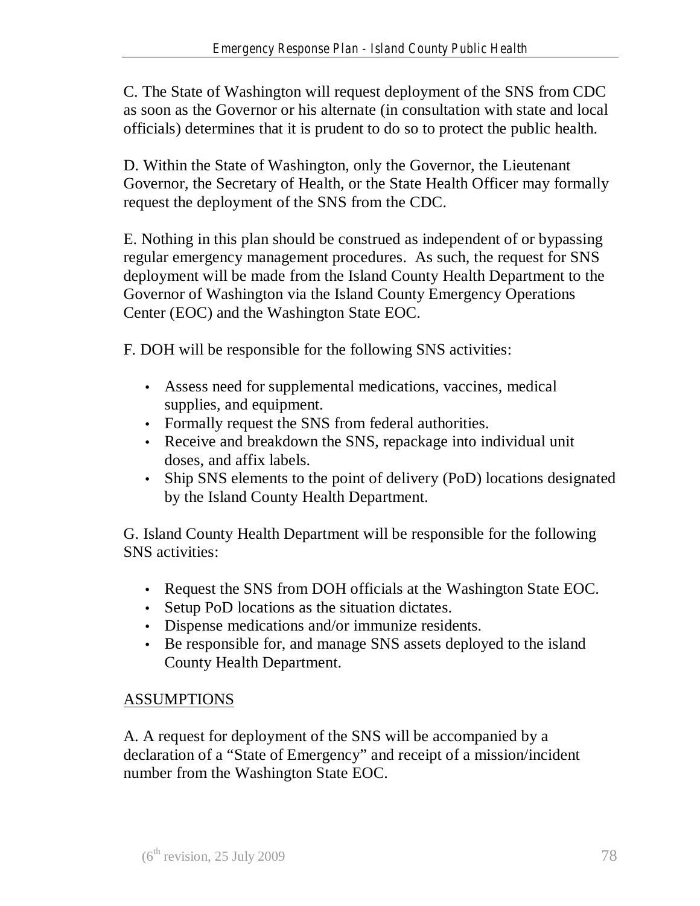C. The State of Washington will request deployment of the SNS from CDC as soon as the Governor or his alternate (in consultation with state and local officials) determines that it is prudent to do so to protect the public health.

D. Within the State of Washington, only the Governor, the Lieutenant Governor, the Secretary of Health, or the State Health Officer may formally request the deployment of the SNS from the CDC.

E. Nothing in this plan should be construed as independent of or bypassing regular emergency management procedures. As such, the request for SNS deployment will be made from the Island County Health Department to the Governor of Washington via the Island County Emergency Operations Center (EOC) and the Washington State EOC.

F. DOH will be responsible for the following SNS activities:

- Assess need for supplemental medications, vaccines, medical supplies, and equipment.
- Formally request the SNS from federal authorities.
- Receive and breakdown the SNS, repackage into individual unit doses, and affix labels.
- Ship SNS elements to the point of delivery (PoD) locations designated by the Island County Health Department.

G. Island County Health Department will be responsible for the following SNS activities:

- Request the SNS from DOH officials at the Washington State EOC.
- Setup PoD locations as the situation dictates.
- Dispense medications and/or immunize residents.
- Be responsible for, and manage SNS assets deployed to the island County Health Department.

<u>ASSUMPTIONS</u>

A. A request for deployment of the SNS will be accompanied by a declaration of a "State of Emergency" and receipt of a mission/incident number from the Washington State EOC.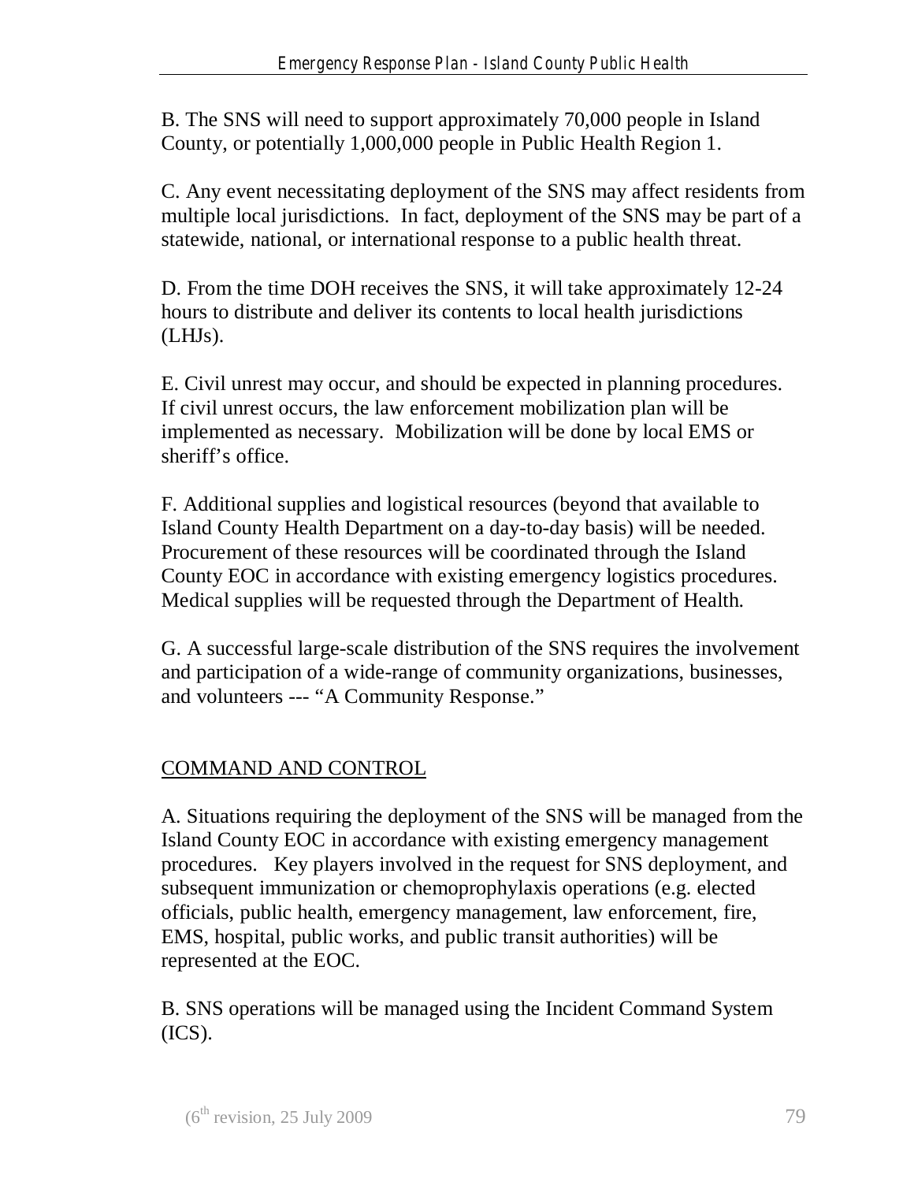B. The SNS will need to support approximately 70,000 people in Island County, or potentially 1,000,000 people in Public Health Region 1.

C. Any event necessitating deployment of the SNS may affect residents from multiple local jurisdictions. In fact, deployment of the SNS may be part of a statewide, national, or international response to a public health threat.

D. From the time DOH receives the SNS, it will take approximately 12-24 hours to distribute and deliver its contents to local health jurisdictions (LHJs).

E. Civil unrest may occur, and should be expected in planning procedures. If civil unrest occurs, the law enforcement mobilization plan will be implemented as necessary. Mobilization will be done by local EMS or sheriff's office.

F. Additional supplies and logistical resources (beyond that available to Island County Health Department on a day-to-day basis) will be needed. Procurement of these resources will be coordinated through the Island County EOC in accordance with existing emergency logistics procedures. Medical supplies will be requested through the Department of Health.

G. A successful large-scale distribution of the SNS requires the involvement and participation of a wide-range of community organizations, businesses, and volunteers --- "A Community Response."

## COMMAND AND CONTROL

A. Situations requiring the deployment of the SNS will be managed from the Island County EOC in accordance with existing emergency management procedures. Key players involved in the request for SNS deployment, and subsequent immunization or chemoprophylaxis operations (e.g. elected officials, public health, emergency management, law enforcement, fire, EMS, hospital, public works, and public transit authorities) will be represented at the EOC.

B. SNS operations will be managed using the Incident Command System (ICS).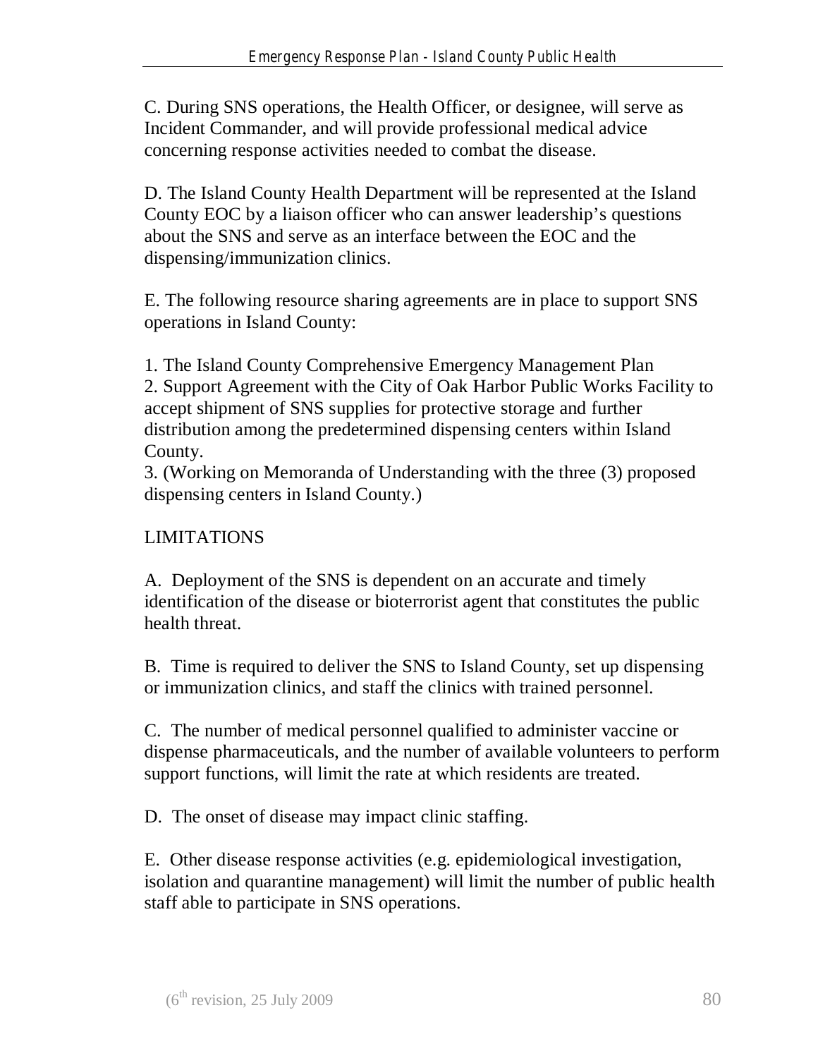C. During SNS operations, the Health Officer, or designee, will serve as Incident Commander, and will provide professional medical advice concerning response activities needed to combat the disease.

D. The Island County Health Department will be represented at the Island County EOC by a liaison officer who can answer leadership's questions about the SNS and serve as an interface between the EOC and the dispensing/immunization clinics.

E. The following resource sharing agreements are in place to support SNS operations in Island County:

1. The Island County Comprehensive Emergency Management Plan
2. Support Agreement with the City of Oak Harbor Public Works Facility to accept shipment of SNS supplies for protective storage and further distribution among the predetermined dispensing centers within Island County.
3. (Working on Memoranda of Understanding with the three (3) proposed dispensing centers in Island County.)

LIMITATIONS

A. Deployment of the SNS is dependent on an accurate and timely identification of the disease or bioterrorist agent that constitutes the public health threat.

B. Time is required to deliver the SNS to Island County, set up dispensing or immunization clinics, and staff the clinics with trained personnel.

C. The number of medical personnel qualified to administer vaccine or dispense pharmaceuticals, and the number of available volunteers to perform support functions, will limit the rate at which residents are treated.

D. The onset of disease may impact clinic staffing.

E. Other disease response activities (e.g. epidemiological investigation, isolation and quarantine management) will limit the number of public health staff able to participate in SNS operations.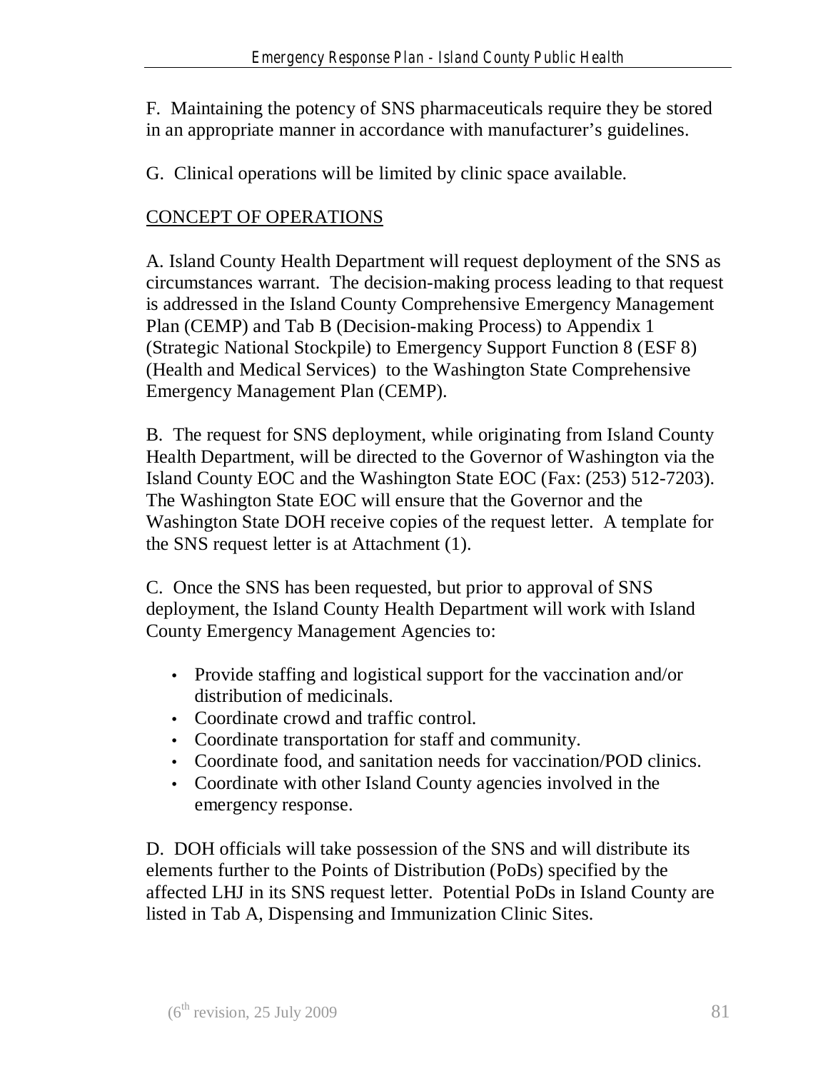F. Maintaining the potency of SNS pharmaceuticals require they be stored in an appropriate manner in accordance with manufacturer's guidelines.

G. Clinical operations will be limited by clinic space available.

## CONCEPT OF OPERATIONS

A. Island County Health Department will request deployment of the SNS as circumstances warrant. The decision-making process leading to that request is addressed in the Island County Comprehensive Emergency Management Plan (CEMP) and Tab B (Decision-making Process) to Appendix 1 (Strategic National Stockpile) to Emergency Support Function 8 (ESF 8) (Health and Medical Services) to the Washington State Comprehensive Emergency Management Plan (CEMP).

B. The request for SNS deployment, while originating from Island County Health Department, will be directed to the Governor of Washington via the Island County EOC and the Washington State EOC (Fax: (253) 512-7203). The Washington State EOC will ensure that the Governor and the Washington State DOH receive copies of the request letter. A template for the SNS request letter is at Attachment (1).

C. Once the SNS has been requested, but prior to approval of SNS deployment, the Island County Health Department will work with Island County Emergency Management Agencies to:

- Provide staffing and logistical support for the vaccination and/or distribution of medicinals.
- Coordinate crowd and traffic control.
- Coordinate transportation for staff and community.
- Coordinate food, and sanitation needs for vaccination/POD clinics.
- Coordinate with other Island County agencies involved in the emergency response.

D. DOH officials will take possession of the SNS and will distribute its elements further to the Points of Distribution (PoDs) specified by the affected LHJ in its SNS request letter. Potential PoDs in Island County are listed in Tab A, Dispensing and Immunization Clinic Sites.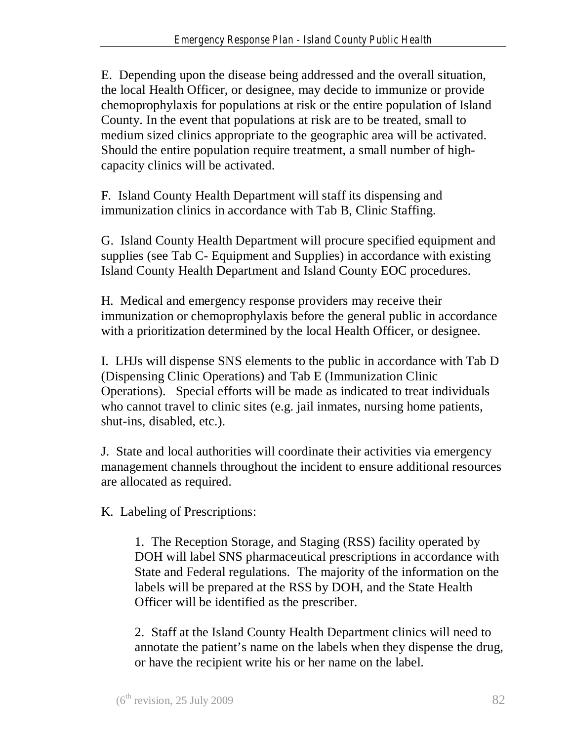E. Depending upon the disease being addressed and the overall situation, the local Health Officer, or designee, may decide to immunize or provide chemoprophylaxis for populations at risk or the entire population of Island County. In the event that populations at risk are to be treated, small to medium sized clinics appropriate to the geographic area will be activated. Should the entire population require treatment, a small number of high-capacity clinics will be activated.

F. Island County Health Department will staff its dispensing and immunization clinics in accordance with Tab B, Clinic Staffing.

G. Island County Health Department will procure specified equipment and supplies (see Tab C- Equipment and Supplies) in accordance with existing Island County Health Department and Island County EOC procedures.

H. Medical and emergency response providers may receive their immunization or chemoprophylaxis before the general public in accordance with a prioritization determined by the local Health Officer, or designee.

I. LHJs will dispense SNS elements to the public in accordance with Tab D (Dispensing Clinic Operations) and Tab E (Immunization Clinic Operations). Special efforts will be made as indicated to treat individuals who cannot travel to clinic sites (e.g. jail inmates, nursing home patients, shut-ins, disabled, etc.).

J. State and local authorities will coordinate their activities via emergency management channels throughout the incident to ensure additional resources are allocated as required.

K. Labeling of Prescriptions:

1. The Reception Storage, and Staging (RSS) facility operated by DOH will label SNS pharmaceutical prescriptions in accordance with State and Federal regulations. The majority of the information on the labels will be prepared at the RSS by DOH, and the State Health Officer will be identified as the prescriber.

2. Staff at the Island County Health Department clinics will need to annotate the patient's name on the labels when they dispense the drug, or have the recipient write his or her name on the label.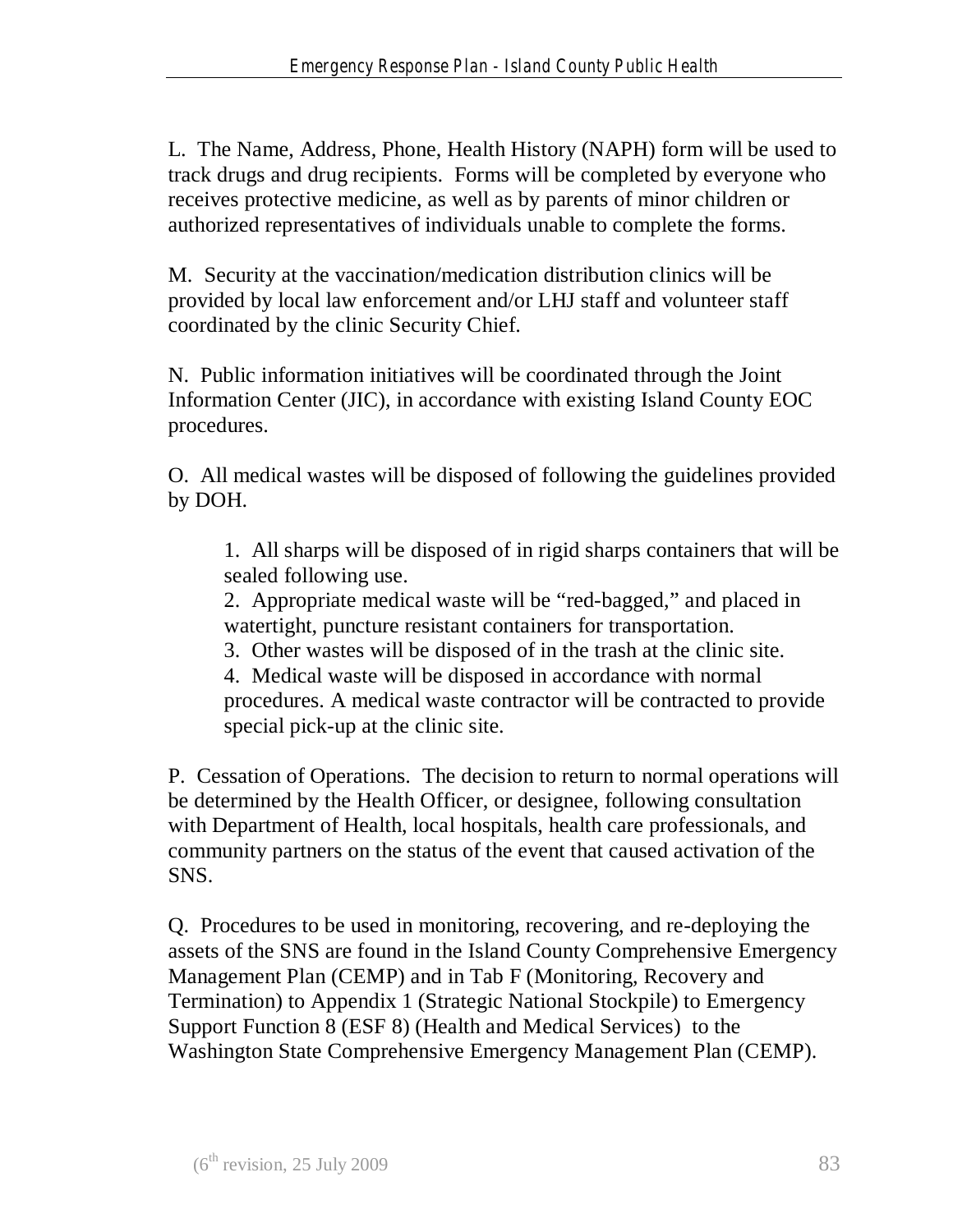L. The Name, Address, Phone, Health History (NAPH) form will be used to track drugs and drug recipients. Forms will be completed by everyone who receives protective medicine, as well as by parents of minor children or authorized representatives of individuals unable to complete the forms.

M. Security at the vaccination/medication distribution clinics will be provided by local law enforcement and/or LHJ staff and volunteer staff coordinated by the clinic Security Chief.

N. Public information initiatives will be coordinated through the Joint Information Center (JIC), in accordance with existing Island County EOC procedures.

O. All medical wastes will be disposed of following the guidelines provided by DOH.

1. All sharps will be disposed of in rigid sharps containers that will be sealed following use.
2. Appropriate medical waste will be "red-bagged," and placed in watertight, puncture resistant containers for transportation.
3. Other wastes will be disposed of in the trash at the clinic site.
4. Medical waste will be disposed in accordance with normal procedures. A medical waste contractor will be contracted to provide special pick-up at the clinic site.

P. Cessation of Operations. The decision to return to normal operations will be determined by the Health Officer, or designee, following consultation with Department of Health, local hospitals, health care professionals, and community partners on the status of the event that caused activation of the SNS.

Q. Procedures to be used in monitoring, recovering, and re-deploying the assets of the SNS are found in the Island County Comprehensive Emergency Management Plan (CEMP) and in Tab F (Monitoring, Recovery and Termination) to Appendix 1 (Strategic National Stockpile) to Emergency Support Function 8 (ESF 8) (Health and Medical Services) to the Washington State Comprehensive Emergency Management Plan (CEMP).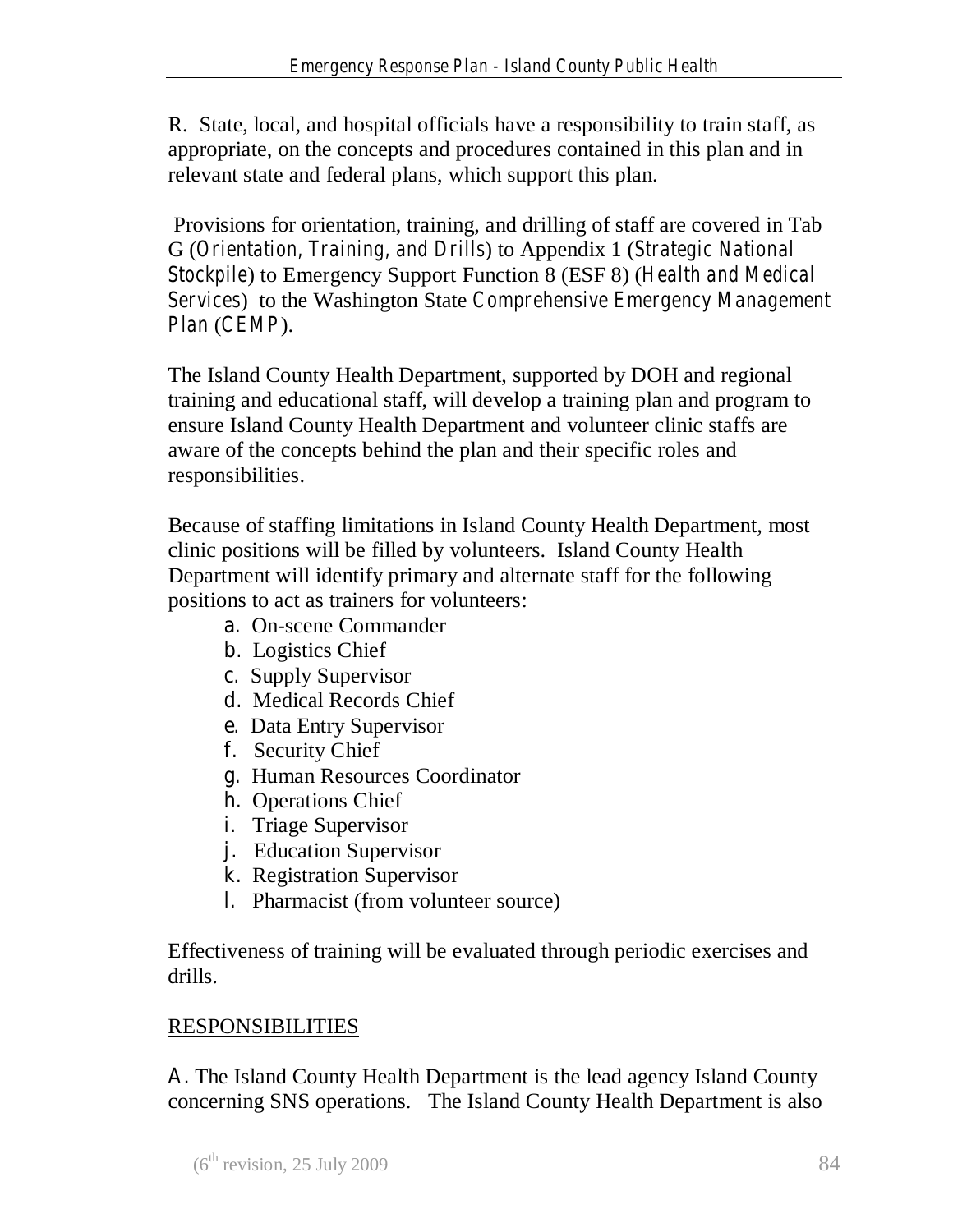R. State, local, and hospital officials have a responsibility to train staff, as appropriate, on the concepts and procedures contained in this plan and in relevant state and federal plans, which support this plan.

Provisions for orientation, training, and drilling of staff are covered in Tab G (*Orientation, Training, and Drills*) to Appendix 1 (*Strategic National Stockpile*) to Emergency Support Function 8 (ESF 8) (*Health and Medical Services*) to the Washington State *Comprehensive Emergency Management Plan* (*CEMP*).

The Island County Health Department, supported by DOH and regional training and educational staff, will develop a training plan and program to ensure Island County Health Department and volunteer clinic staffs are aware of the concepts behind the plan and their specific roles and responsibilities.

Because of staffing limitations in Island County Health Department, most clinic positions will be filled by volunteers. Island County Health Department will identify primary and alternate staff for the following positions to act as trainers for volunteers:

a. On-scene Commander
b. Logistics Chief
c. Supply Supervisor
d. Medical Records Chief
e. Data Entry Supervisor
f. Security Chief
g. Human Resources Coordinator
h. Operations Chief
i. Triage Supervisor
j. Education Supervisor
k. Registration Supervisor
l. Pharmacist (from volunteer source)

Effectiveness of training will be evaluated through periodic exercises and drills.

## RESPONSIBILITIES

A. The Island County Health Department is the lead agency Island County concerning SNS operations. The Island County Health Department is also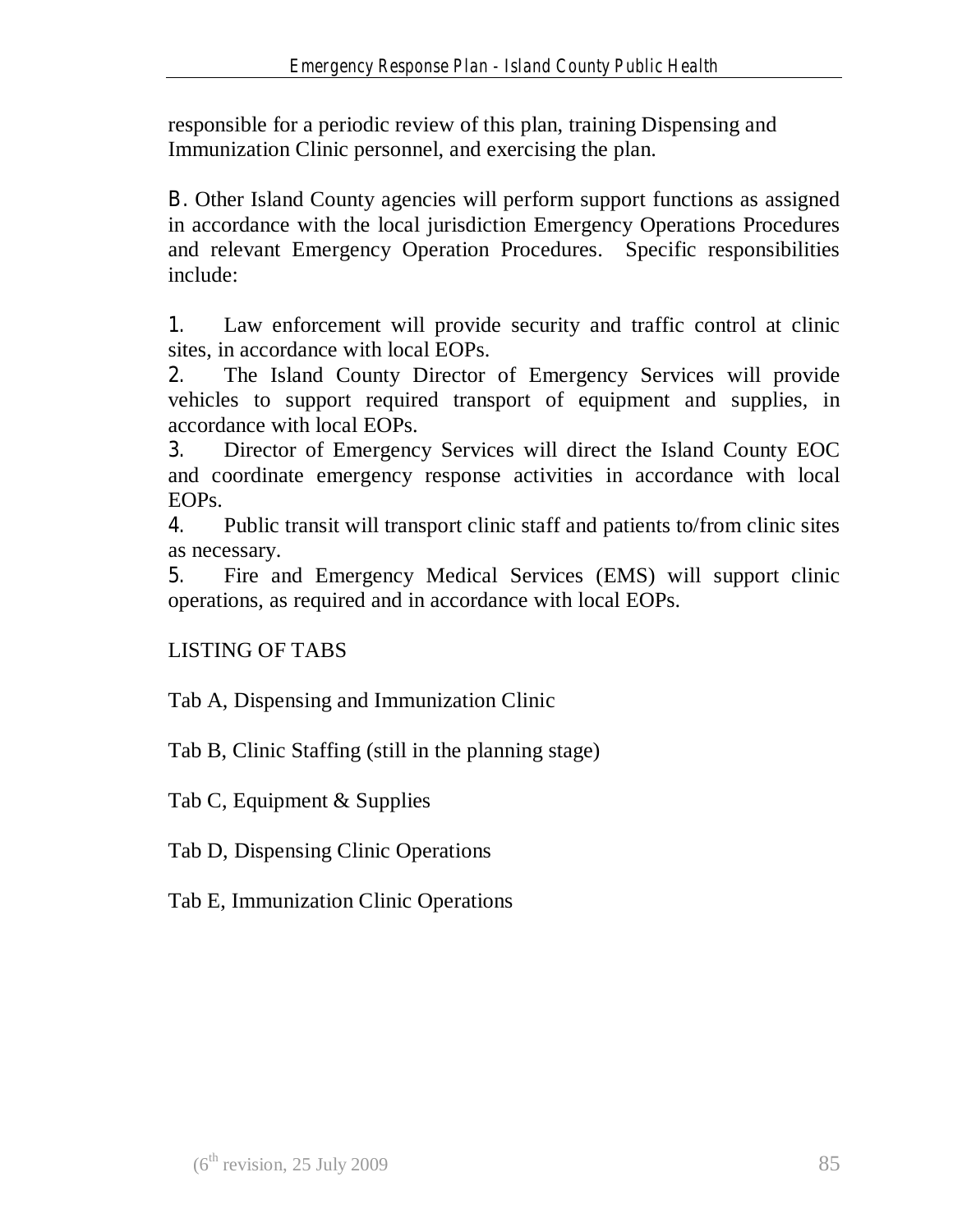responsible for a periodic review of this plan, training Dispensing and Immunization Clinic personnel, and exercising the plan.

B. Other Island County agencies will perform support functions as assigned in accordance with the local jurisdiction Emergency Operations Procedures and relevant Emergency Operation Procedures. Specific responsibilities include:

1. Law enforcement will provide security and traffic control at clinic sites, in accordance with local EOPs.
2. The Island County Director of Emergency Services will provide vehicles to support required transport of equipment and supplies, in accordance with local EOPs.
3. Director of Emergency Services will direct the Island County EOC and coordinate emergency response activities in accordance with local EOPs.
4. Public transit will transport clinic staff and patients to/from clinic sites as necessary.
5. Fire and Emergency Medical Services (EMS) will support clinic operations, as required and in accordance with local EOPs.

LISTING OF TABS

Tab A, Dispensing and Immunization Clinic

Tab B, Clinic Staffing (still in the planning stage)

Tab C, Equipment & Supplies

Tab D, Dispensing Clinic Operations

Tab E, Immunization Clinic Operations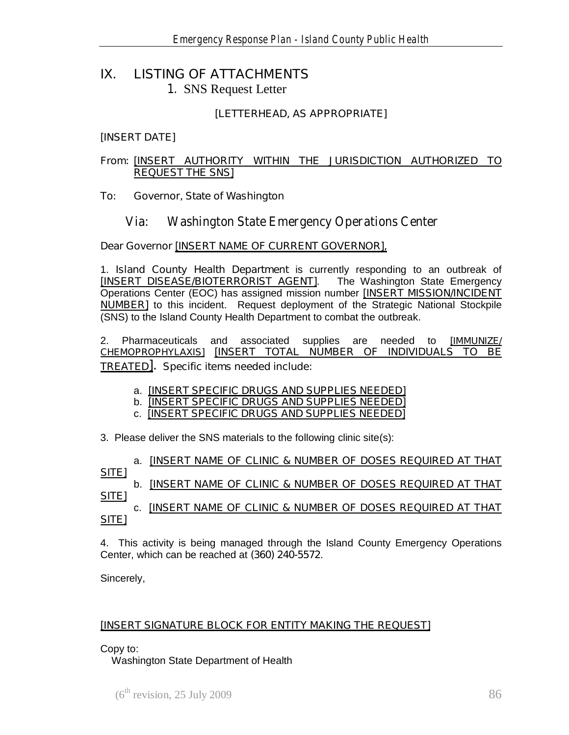# IX. LISTING OF ATTACHMENTS

## 1. SNS Request Letter

[LETTERHEAD, AS APPROPRIATE]

[INSERT DATE]

From: [INSERT AUTHORITY WITHIN THE JURISDICTION AUTHORIZED TO REQUEST THE SNS]

To: Governor, State of Washington

Via: Washington State Emergency Operations Center

Dear Governor [INSERT NAME OF CURRENT GOVERNOR],

1. Island County Health Department is currently responding to an outbreak of [INSERT DISEASE/BIOTERRORIST AGENT]. The Washington State Emergency Operations Center (EOC) has assigned mission number [INSERT MISSION/INCIDENT NUMBER] to this incident. Request deployment of the Strategic National Stockpile (SNS) to the Island County Health Department to combat the outbreak.

2. Pharmaceuticals and associated supplies are needed to [IMMUNIZE/ CHEMOPROPHYLAXIS] [INSERT TOTAL NUMBER OF INDIVIDUALS TO BE TREATED]. Specific items needed include:

   a. [INSERT SPECIFIC DRUGS AND SUPPLIES NEEDED]
   b. [INSERT SPECIFIC DRUGS AND SUPPLIES NEEDED]
   c. [INSERT SPECIFIC DRUGS AND SUPPLIES NEEDED]

3. Please deliver the SNS materials to the following clinic site(s):

   a. [INSERT NAME OF CLINIC & NUMBER OF DOSES REQUIRED AT THAT SITE]
   b. [INSERT NAME OF CLINIC & NUMBER OF DOSES REQUIRED AT THAT SITE]
   c. [INSERT NAME OF CLINIC & NUMBER OF DOSES REQUIRED AT THAT SITE]

4. This activity is being managed through the Island County Emergency Operations Center, which can be reached at (360) 240-5572.

Sincerely,

[INSERT SIGNATURE BLOCK FOR ENTITY MAKING THE REQUEST]

Copy to:
Washington State Department of Health

(6th revision, 25 July 2009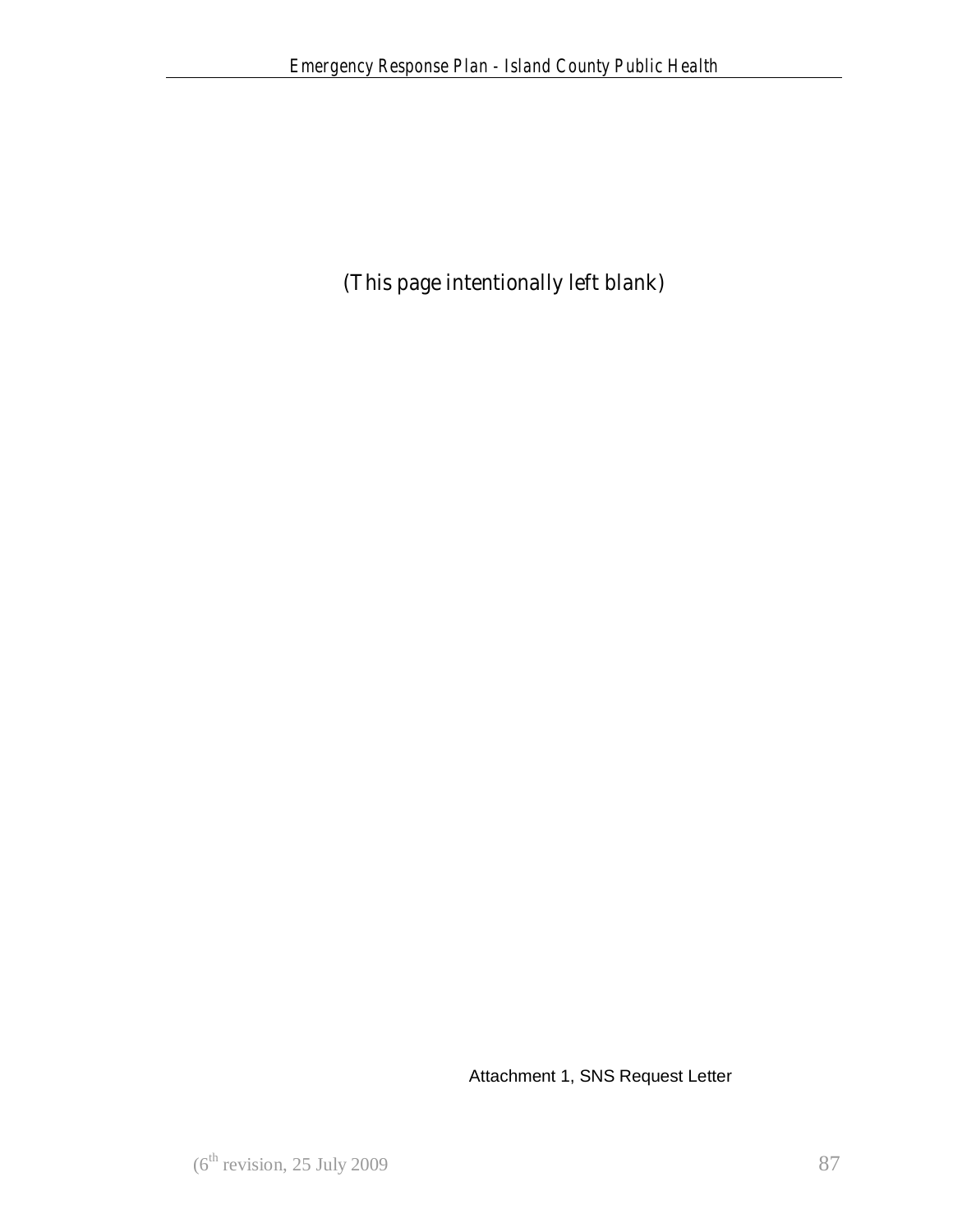(This page intentionally left blank)

Attachment 1, SNS Request Letter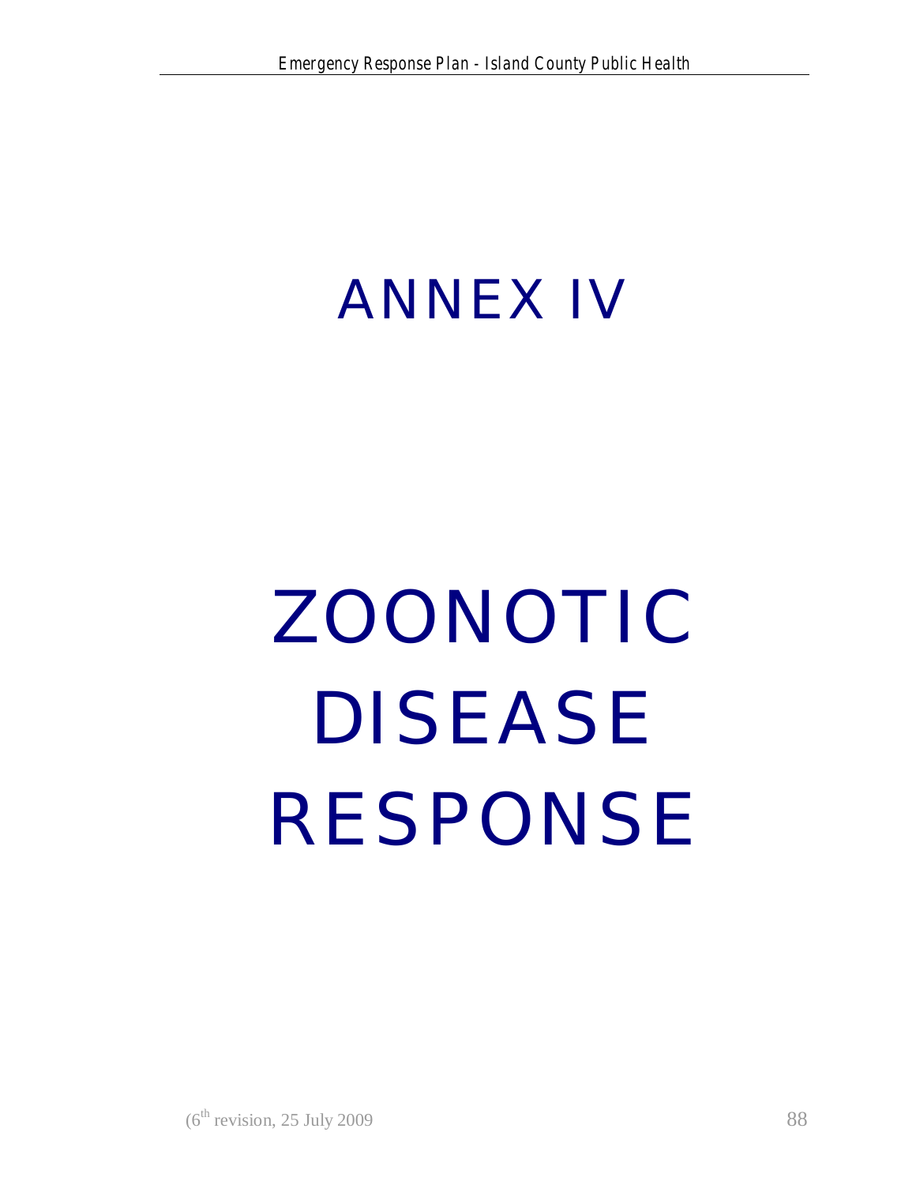# ANNEX IV

# ZOONOTIC DISEASE RESPONSE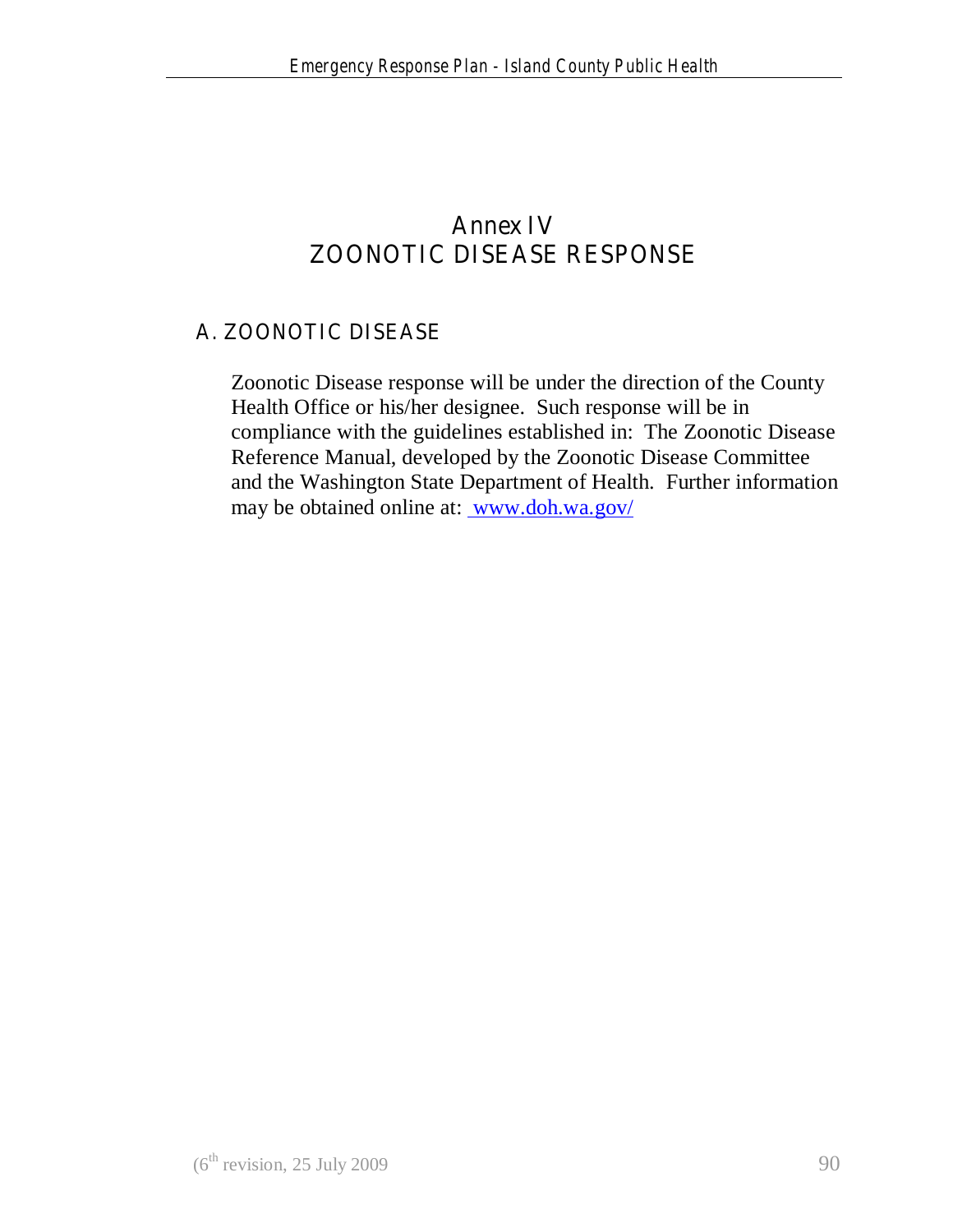# Annex IV
# ZOONOTIC DISEASE RESPONSE

## A. ZOONOTIC DISEASE

Zoonotic Disease response will be under the direction of the County Health Office or his/her designee. Such response will be in compliance with the guidelines established in: The Zoonotic Disease Reference Manual, developed by the Zoonotic Disease Committee and the Washington State Department of Health. Further information may be obtained online at: [www.doh.wa.gov/](http://www.doh.wa.gov/)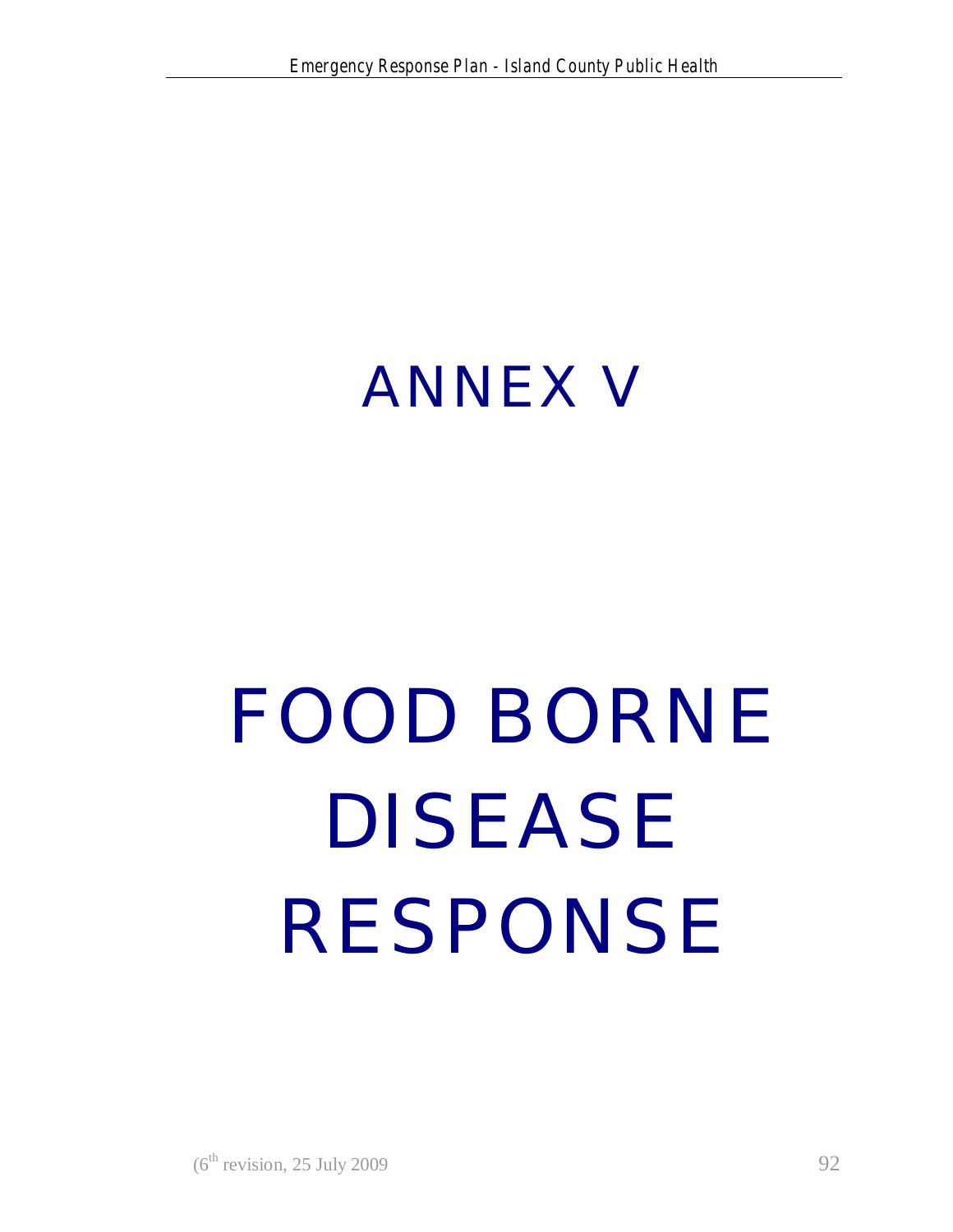# ANNEX V

# FOOD BORNE DISEASE RESPONSE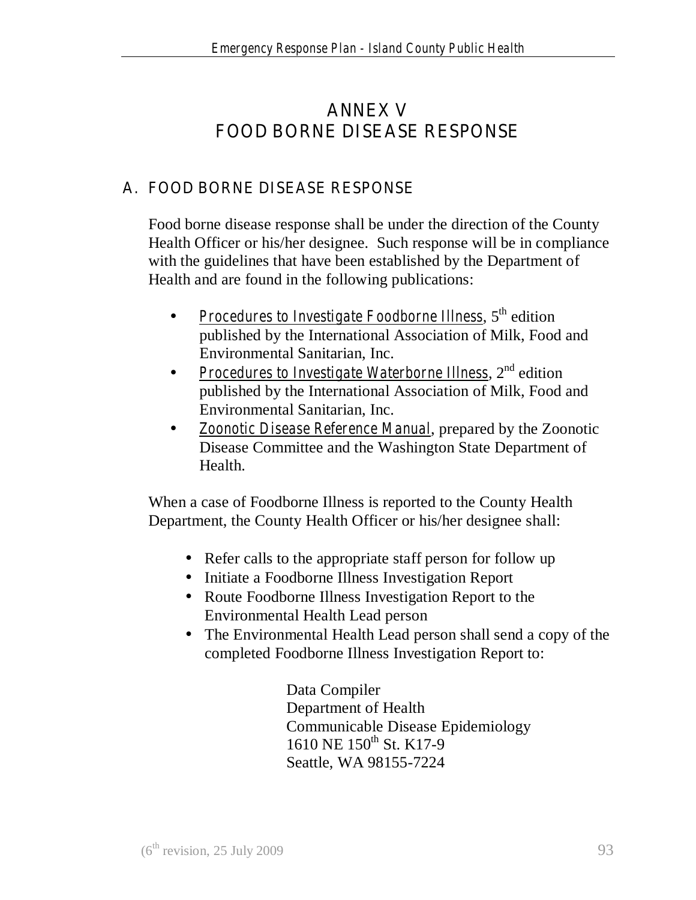# ANNEX V
# FOOD BORNE DISEASE RESPONSE

## A. FOOD BORNE DISEASE RESPONSE

Food borne disease response shall be under the direction of the County Health Officer or his/her designee. Such response will be in compliance with the guidelines that have been established by the Department of Health and are found in the following publications:

- Procedures to Investigate Foodborne Illness, 5th edition published by the International Association of Milk, Food and Environmental Sanitarian, Inc.
- Procedures to Investigate Waterborne Illness, 2nd edition published by the International Association of Milk, Food and Environmental Sanitarian, Inc.
- Zoonotic Disease Reference Manual, prepared by the Zoonotic Disease Committee and the Washington State Department of Health.

When a case of Foodborne Illness is reported to the County Health Department, the County Health Officer or his/her designee shall:

- Refer calls to the appropriate staff person for follow up
- Initiate a Foodborne Illness Investigation Report
- Route Foodborne Illness Investigation Report to the Environmental Health Lead person
- The Environmental Health Lead person shall send a copy of the completed Foodborne Illness Investigation Report to:

  Data Compiler
  Department of Health
  Communicable Disease Epidemiology
  1610 NE 150th St. K17-9
  Seattle, WA 98155-7224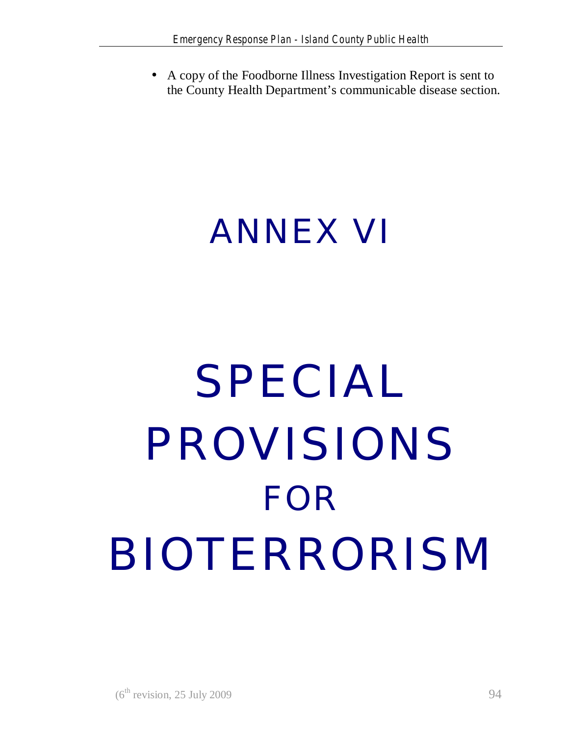- A copy of the Foodborne Illness Investigation Report is sent to the County Health Department's communicable disease section.

# ANNEX VI

# SPECIAL PROVISIONS FOR BIOTERRORISM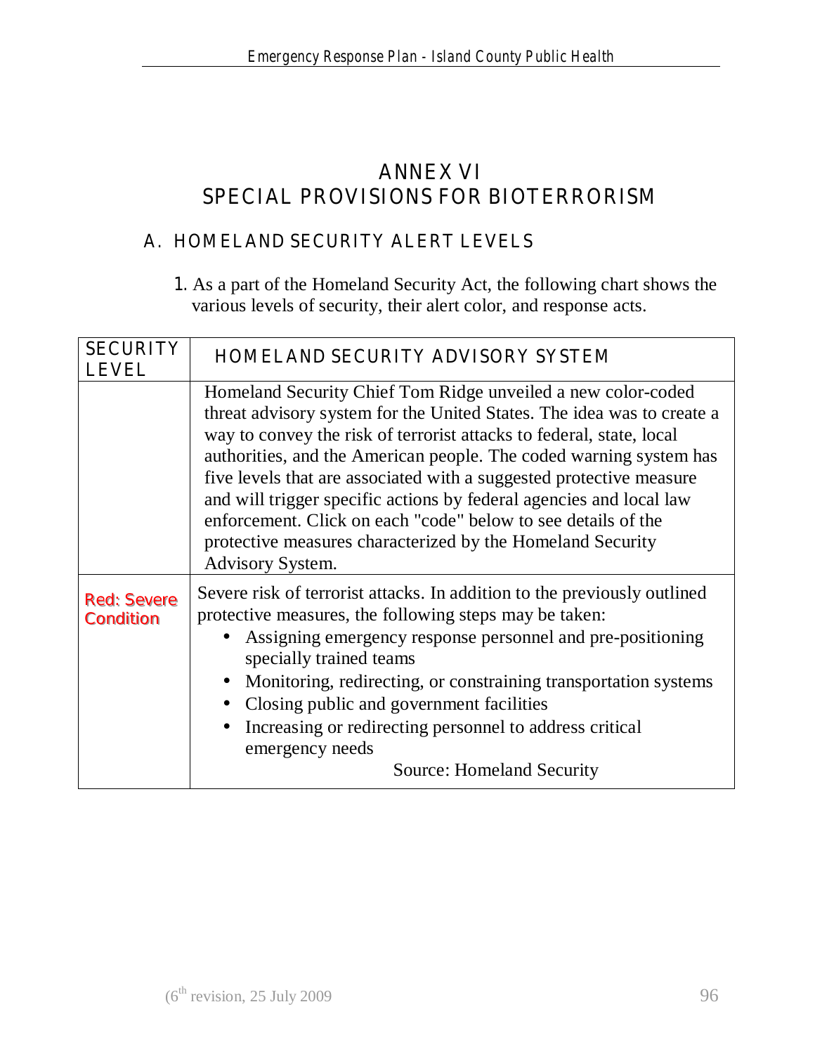# ANNEX VI
# SPECIAL PROVISIONS FOR BIOTERRORISM

## A. HOMELAND SECURITY ALERT LEVELS

1. As a part of the Homeland Security Act, the following chart shows the various levels of security, their alert color, and response acts.

| SECURITY LEVEL | HOMELAND SECURITY ADVISORY SYSTEM |
|---|---|
| | Homeland Security Chief Tom Ridge unveiled a new color-coded threat advisory system for the United States. The idea was to create a way to convey the risk of terrorist attacks to federal, state, local authorities, and the American people. The coded warning system has five levels that are associated with a suggested protective measure and will trigger specific actions by federal agencies and local law enforcement. Click on each "code" below to see details of the protective measures characterized by the Homeland Security Advisory System. |
| **Red: Severe Condition** | Severe risk of terrorist attacks. In addition to the previously outlined protective measures, the following steps may be taken:<br>• Assigning emergency response personnel and pre-positioning specially trained teams<br>• Monitoring, redirecting, or constraining transportation systems<br>• Closing public and government facilities<br>• Increasing or redirecting personnel to address critical emergency needs<br>Source: Homeland Security |

(6th revision, 25 July 2009)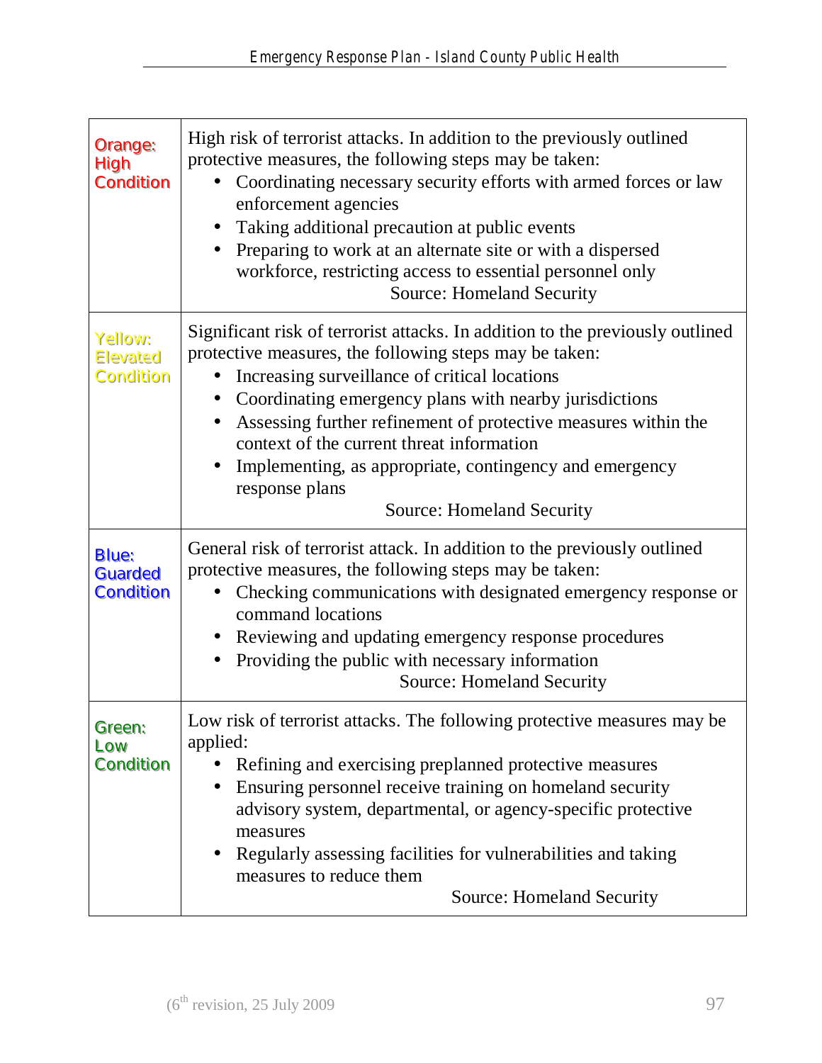| | |
|---|---|
| Orange: High Condition | High risk of terrorist attacks. In addition to the previously outlined protective measures, the following steps may be taken:<br>• Coordinating necessary security efforts with armed forces or law enforcement agencies<br>• Taking additional precaution at public events<br>• Preparing to work at an alternate site or with a dispersed workforce, restricting access to essential personnel only<br>Source: Homeland Security |
| Yellow: Elevated Condition | Significant risk of terrorist attacks. In addition to the previously outlined protective measures, the following steps may be taken:<br>• Increasing surveillance of critical locations<br>• Coordinating emergency plans with nearby jurisdictions<br>• Assessing further refinement of protective measures within the context of the current threat information<br>• Implementing, as appropriate, contingency and emergency response plans<br>Source: Homeland Security |
| Blue: Guarded Condition | General risk of terrorist attack. In addition to the previously outlined protective measures, the following steps may be taken:<br>• Checking communications with designated emergency response or command locations<br>• Reviewing and updating emergency response procedures<br>• Providing the public with necessary information<br>Source: Homeland Security |
| Green: Low Condition | Low risk of terrorist attacks. The following protective measures may be applied:<br>• Refining and exercising preplanned protective measures<br>• Ensuring personnel receive training on homeland security advisory system, departmental, or agency-specific protective measures<br>• Regularly assessing facilities for vulnerabilities and taking measures to reduce them<br>Source: Homeland Security |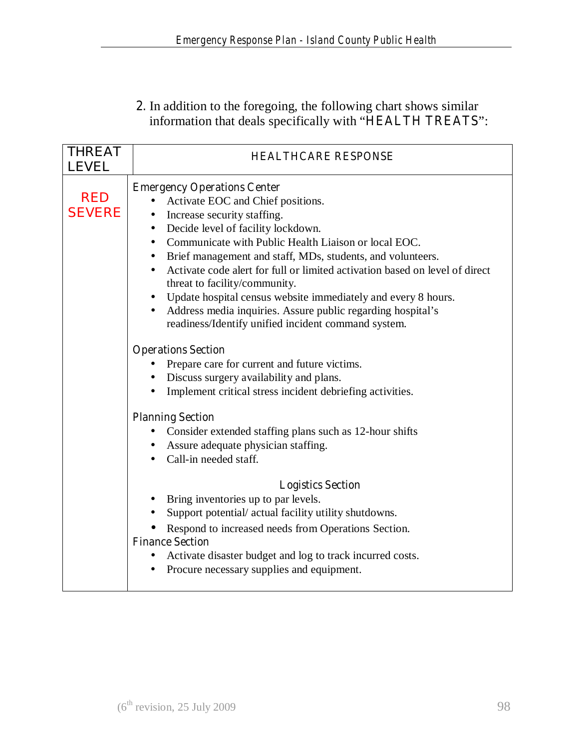2. In addition to the foregoing, the following chart shows similar information that deals specifically with "HEALTH TREATS":

| THREAT LEVEL | HEALTHCARE RESPONSE |
|---|---|
| RED SEVERE | **Emergency Operations Center**<br>• Activate EOC and Chief positions.<br>• Increase security staffing.<br>• Decide level of facility lockdown.<br>• Communicate with Public Health Liaison or local EOC.<br>• Brief management and staff, MDs, students, and volunteers.<br>• Activate code alert for full or limited activation based on level of direct threat to facility/community.<br>• Update hospital census website immediately and every 8 hours.<br>• Address media inquiries. Assure public regarding hospital's readiness/Identify unified incident command system.<br><br>**Operations Section**<br>• Prepare care for current and future victims.<br>• Discuss surgery availability and plans.<br>• Implement critical stress incident debriefing activities.<br><br>**Planning Section**<br>• Consider extended staffing plans such as 12-hour shifts<br>• Assure adequate physician staffing.<br>• Call-in needed staff.<br><br>**Logistics Section**<br>• Bring inventories up to par levels.<br>• Support potential/ actual facility utility shutdowns.<br>• Respond to increased needs from Operations Section.<br>**Finance Section**<br>• Activate disaster budget and log to track incurred costs.<br>• Procure necessary supplies and equipment. |

(6th revision, 25 July 2009)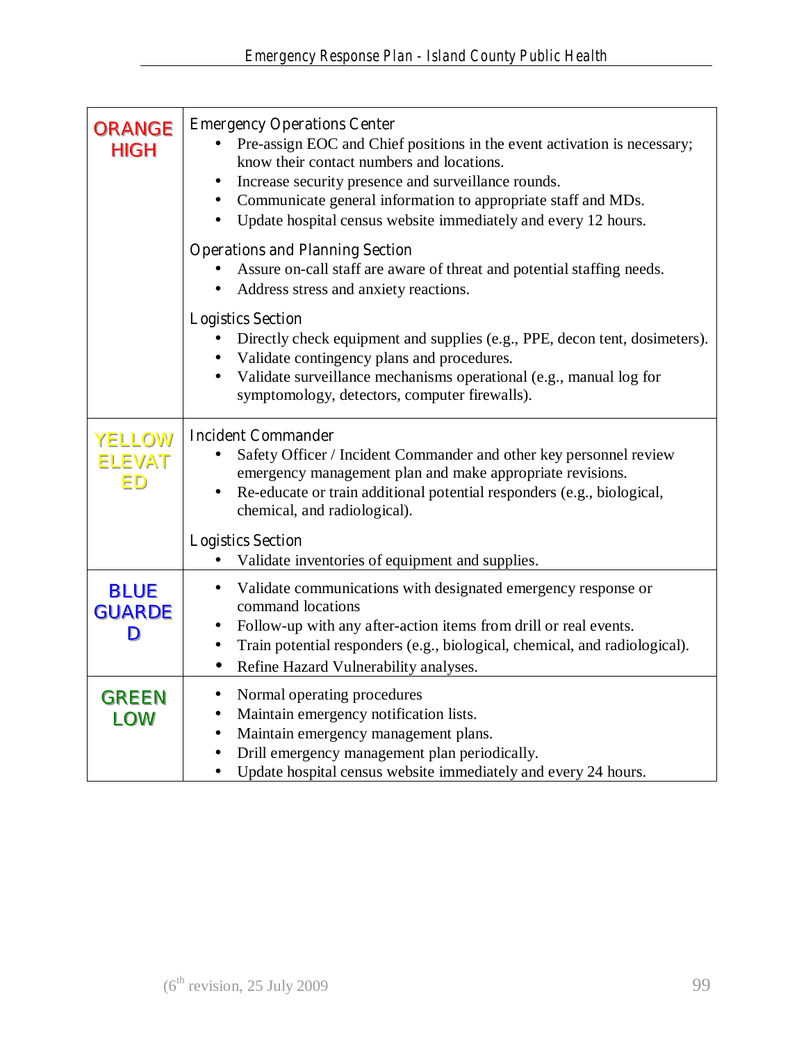| | |
|---|---|
| **ORANGE HIGH** | Emergency Operations Center<br>• Pre-assign EOC and Chief positions in the event activation is necessary; know their contact numbers and locations.<br>• Increase security presence and surveillance rounds.<br>• Communicate general information to appropriate staff and MDs.<br>• Update hospital census website immediately and every 12 hours.<br><br>Operations and Planning Section<br>• Assure on-call staff are aware of threat and potential staffing needs.<br>• Address stress and anxiety reactions.<br><br>Logistics Section<br>• Directly check equipment and supplies (e.g., PPE, decon tent, dosimeters).<br>• Validate contingency plans and procedures.<br>• Validate surveillance mechanisms operational (e.g., manual log for symptomology, detectors, computer firewalls). |
| **YELLOW ELEVATED** | Incident Commander<br>• Safety Officer / Incident Commander and other key personnel review emergency management plan and make appropriate revisions.<br>• Re-educate or train additional potential responders (e.g., biological, chemical, and radiological).<br><br>Logistics Section<br>• Validate inventories of equipment and supplies. |
| **BLUE GUARDED** | • Validate communications with designated emergency response or command locations<br>• Follow-up with any after-action items from drill or real events.<br>• Train potential responders (e.g., biological, chemical, and radiological).<br>• Refine Hazard Vulnerability analyses. |
| **GREEN LOW** | • Normal operating procedures<br>• Maintain emergency notification lists.<br>• Maintain emergency management plans.<br>• Drill emergency management plan periodically.<br>• Update hospital census website immediately and every 24 hours. |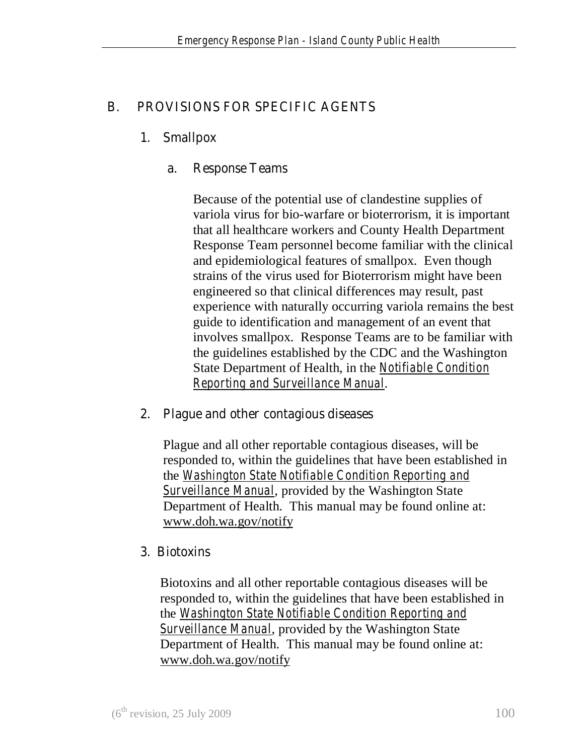## B. PROVISIONS FOR SPECIFIC AGENTS

### 1. Smallpox

#### a. Response Teams

Because of the potential use of clandestine supplies of variola virus for bio-warfare or bioterrorism, it is important that all healthcare workers and County Health Department Response Team personnel become familiar with the clinical and epidemiological features of smallpox. Even though strains of the virus used for Bioterrorism might have been engineered so that clinical differences may result, past experience with naturally occurring variola remains the best guide to identification and management of an event that involves smallpox. Response Teams are to be familiar with the guidelines established by the CDC and the Washington State Department of Health, in the Notifiable Condition Reporting and Surveillance Manual.

### 2. Plague and other contagious diseases

Plague and all other reportable contagious diseases, will be responded to, within the guidelines that have been established in the Washington State Notifiable Condition Reporting and Surveillance Manual, provided by the Washington State Department of Health. This manual may be found online at: www.doh.wa.gov/notify

### 3. Biotoxins

Biotoxins and all other reportable contagious diseases will be responded to, within the guidelines that have been established in the Washington State Notifiable Condition Reporting and Surveillance Manual, provided by the Washington State Department of Health. This manual may be found online at: www.doh.wa.gov/notify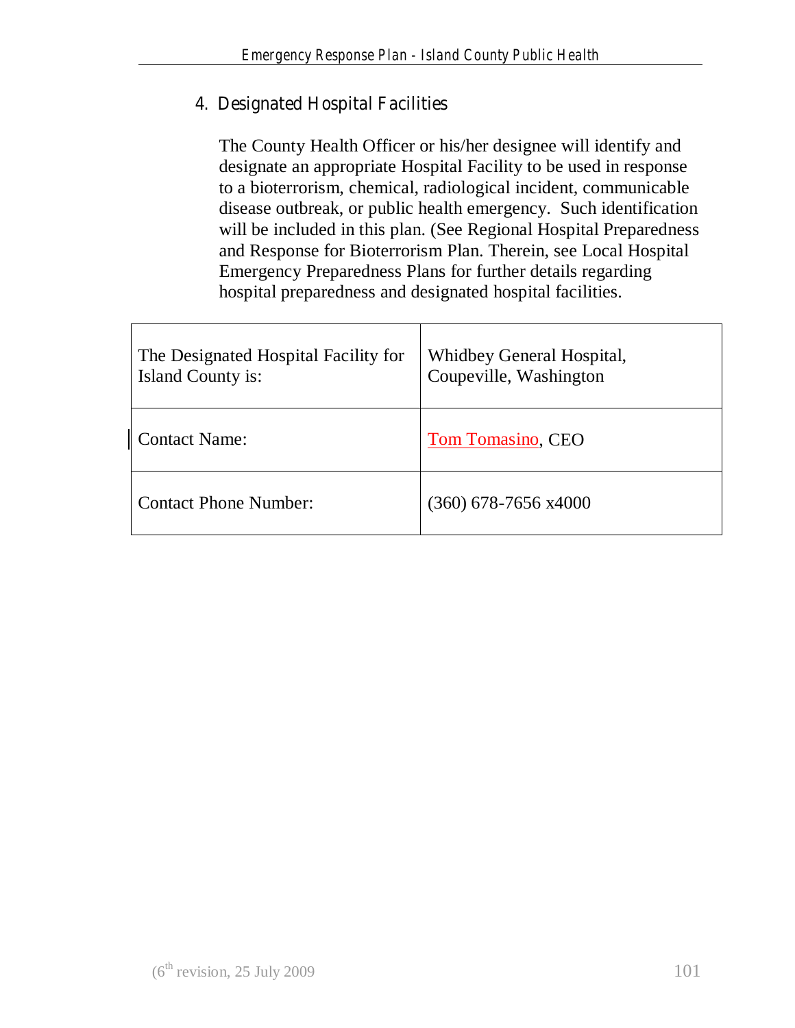## 4. Designated Hospital Facilities

The County Health Officer or his/her designee will identify and designate an appropriate Hospital Facility to be used in response to a bioterrorism, chemical, radiological incident, communicable disease outbreak, or public health emergency. Such identification will be included in this plan. (See Regional Hospital Preparedness and Response for Bioterrorism Plan. Therein, see Local Hospital Emergency Preparedness Plans for further details regarding hospital preparedness and designated hospital facilities.

| The Designated Hospital Facility for Island County is: | Whidbey General Hospital, Coupeville, Washington |
|---|---|
| Contact Name: | Tom Tomasino, CEO |
| Contact Phone Number: | (360) 678-7656 x4000 |

(6th revision, 25 July 2009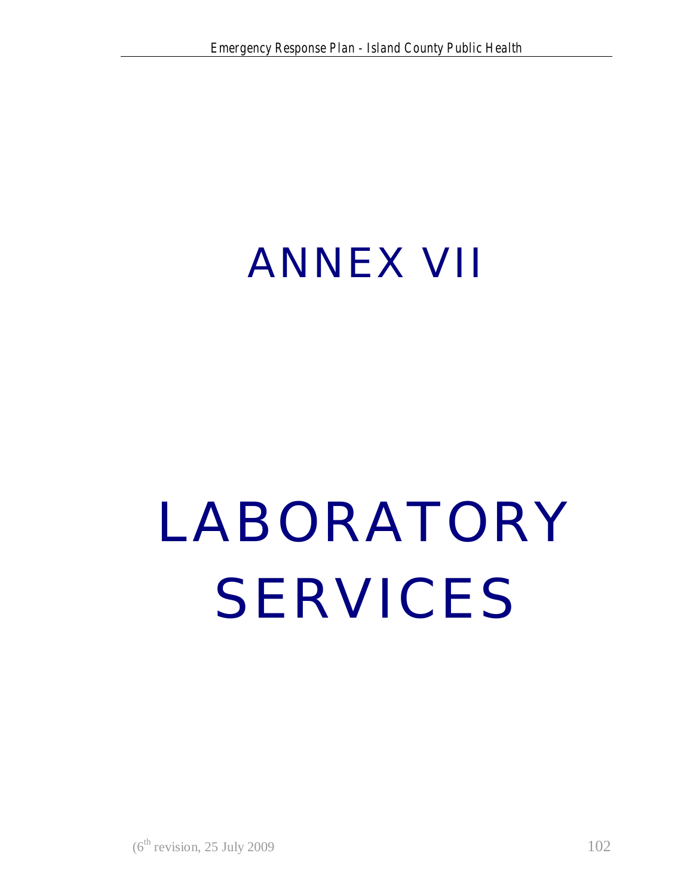# ANNEX VII

# LABORATORY SERVICES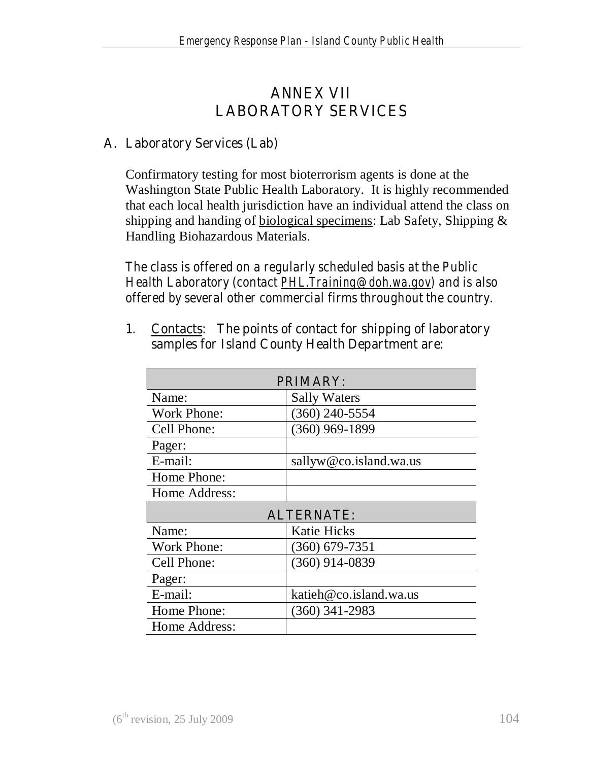# ANNEX VII
# LABORATORY SERVICES

## A. Laboratory Services (Lab)

Confirmatory testing for most bioterrorism agents is done at the Washington State Public Health Laboratory. It is highly recommended that each local health jurisdiction have an individual attend the class on shipping and handing of biological specimens: Lab Safety, Shipping & Handling Biohazardous Materials.

The class is offered on a regularly scheduled basis at the Public Health Laboratory (contact PHL.Training@doh.wa.gov) and is also offered by several other commercial firms throughout the country.

1. Contacts: The points of contact for shipping of laboratory samples for Island County Health Department are:

| PRIMARY: | |
|---|---|
| Name: | Sally Waters |
| Work Phone: | (360) 240-5554 |
| Cell Phone: | (360) 969-1899 |
| Pager: | |
| E-mail: | sallyw@co.island.wa.us |
| Home Phone: | |
| Home Address: | |
| **ALTERNATE:** | |
| Name: | Katie Hicks |
| Work Phone: | (360) 679-7351 |
| Cell Phone: | (360) 914-0839 |
| Pager: | |
| E-mail: | katieh@co.island.wa.us |
| Home Phone: | (360) 341-2983 |
| Home Address: | |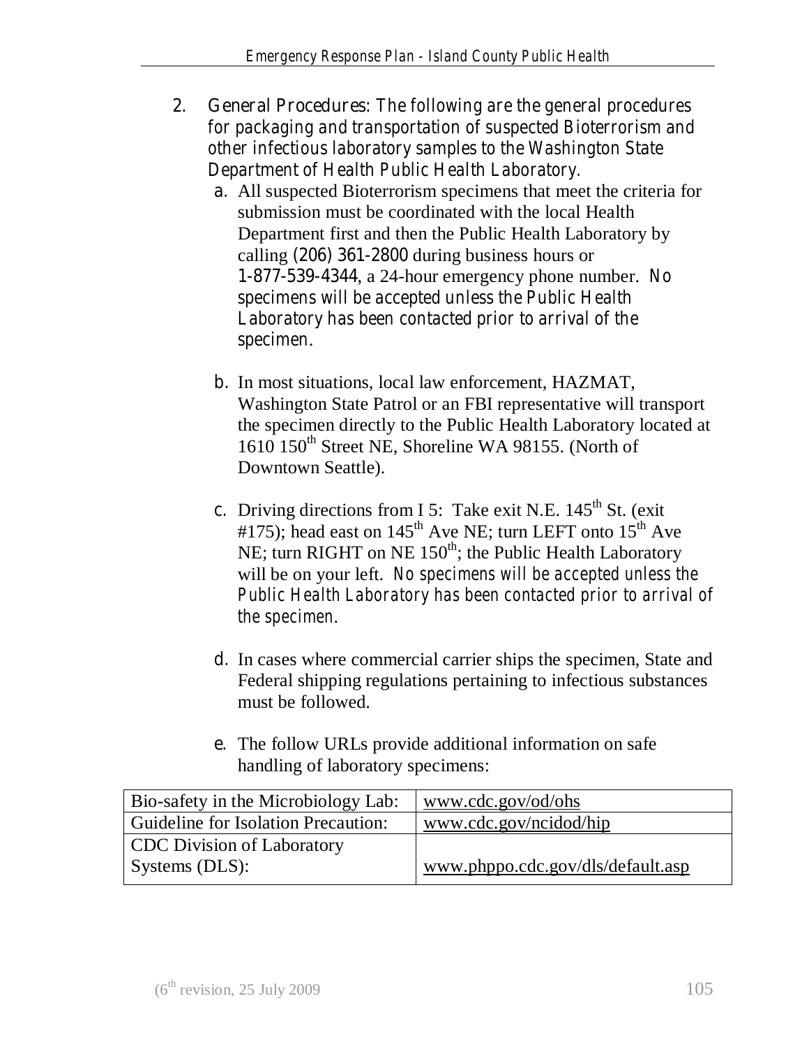2. General Procedures: The following are the general procedures for packaging and transportation of suspected Bioterrorism and other infectious laboratory samples to the Washington State Department of Health Public Health Laboratory.

   a. All suspected Bioterrorism specimens that meet the criteria for submission must be coordinated with the local Health Department first and then the Public Health Laboratory by calling (206) 361-2800 during business hours or 1-877-539-4344, a 24-hour emergency phone number. *No specimens will be accepted unless the Public Health Laboratory has been contacted prior to arrival of the specimen.*

   b. In most situations, local law enforcement, HAZMAT, Washington State Patrol or an FBI representative will transport the specimen directly to the Public Health Laboratory located at 1610 150th Street NE, Shoreline WA 98155. (North of Downtown Seattle).

   c. Driving directions from I 5: Take exit N.E. 145th St. (exit #175); head east on 145th Ave NE; turn LEFT onto 15th Ave NE; turn RIGHT on NE 150th; the Public Health Laboratory will be on your left. *No specimens will be accepted unless the Public Health Laboratory has been contacted prior to arrival of the specimen.*

   d. In cases where commercial carrier ships the specimen, State and Federal shipping regulations pertaining to infectious substances must be followed.

   e. The follow URLs provide additional information on safe handling of laboratory specimens:

| | |
|---|---|
| Bio-safety in the Microbiology Lab: | www.cdc.gov/od/ohs |
| Guideline for Isolation Precaution: | www.cdc.gov/ncidod/hip |
| CDC Division of Laboratory Systems (DLS): | www.phppo.cdc.gov/dls/default.asp |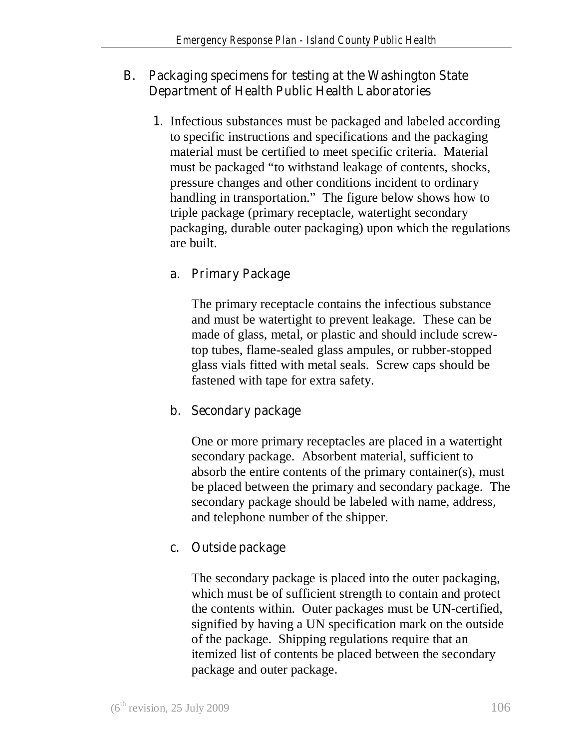## B. Packaging specimens for testing at the Washington State Department of Health Public Health Laboratories

1. Infectious substances must be packaged and labeled according to specific instructions and specifications and the packaging material must be certified to meet specific criteria. Material must be packaged "to withstand leakage of contents, shocks, pressure changes and other conditions incident to ordinary handling in transportation." The figure below shows how to triple package (primary receptacle, watertight secondary packaging, durable outer packaging) upon which the regulations are built.

   a. Primary Package

      The primary receptacle contains the infectious substance and must be watertight to prevent leakage. These can be made of glass, metal, or plastic and should include screw-top tubes, flame-sealed glass ampules, or rubber-stopped glass vials fitted with metal seals. Screw caps should be fastened with tape for extra safety.

   b. Secondary package

      One or more primary receptacles are placed in a watertight secondary package. Absorbent material, sufficient to absorb the entire contents of the primary container(s), must be placed between the primary and secondary package. The secondary package should be labeled with name, address, and telephone number of the shipper.

   c. Outside package

      The secondary package is placed into the outer packaging, which must be of sufficient strength to contain and protect the contents within. Outer packages must be UN-certified, signified by having a UN specification mark on the outside of the package. Shipping regulations require that an itemized list of contents be placed between the secondary package and outer package.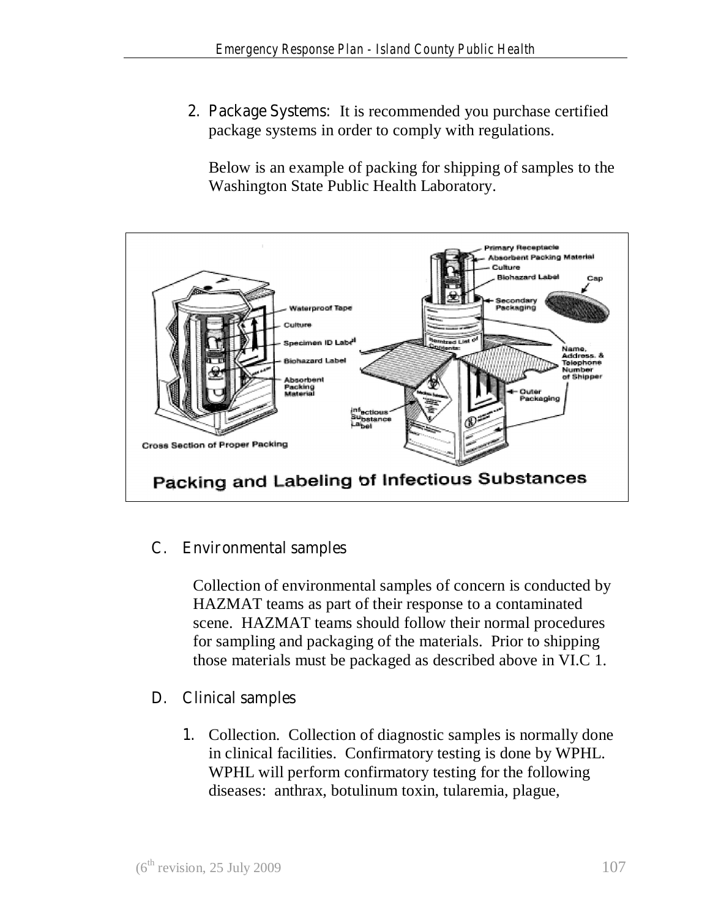2. Package Systems: It is recommended you purchase certified package systems in order to comply with regulations.

   Below is an example of packing for shipping of samples to the Washington State Public Health Laboratory.

Packing and Labeling of Infectious Substances

## C. Environmental samples

Collection of environmental samples of concern is conducted by HAZMAT teams as part of their response to a contaminated scene. HAZMAT teams should follow their normal procedures for sampling and packaging of the materials. Prior to shipping those materials must be packaged as described above in VI.C 1.

## D. Clinical samples

1. Collection. Collection of diagnostic samples is normally done in clinical facilities. Confirmatory testing is done by WPHL. WPHL will perform confirmatory testing for the following diseases: anthrax, botulinum toxin, tularemia, plague,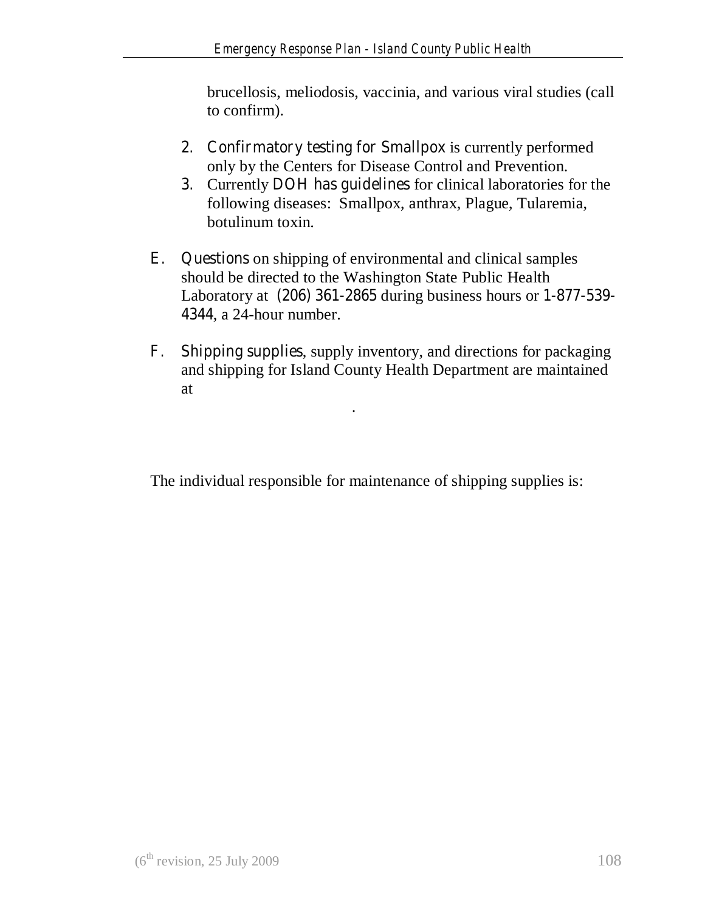brucellosis, meliodosis, vaccinia, and various viral studies (call to confirm).

2. Confirmatory testing for Smallpox is currently performed only by the Centers for Disease Control and Prevention.
3. Currently DOH has guidelines for clinical laboratories for the following diseases: Smallpox, anthrax, Plague, Tularemia, botulinum toxin.

E. Questions on shipping of environmental and clinical samples should be directed to the Washington State Public Health Laboratory at (206) 361-2865 during business hours or 1-877-539-4344, a 24-hour number.

F. Shipping supplies, supply inventory, and directions for packaging and shipping for Island County Health Department are maintained at

.

The individual responsible for maintenance of shipping supplies is: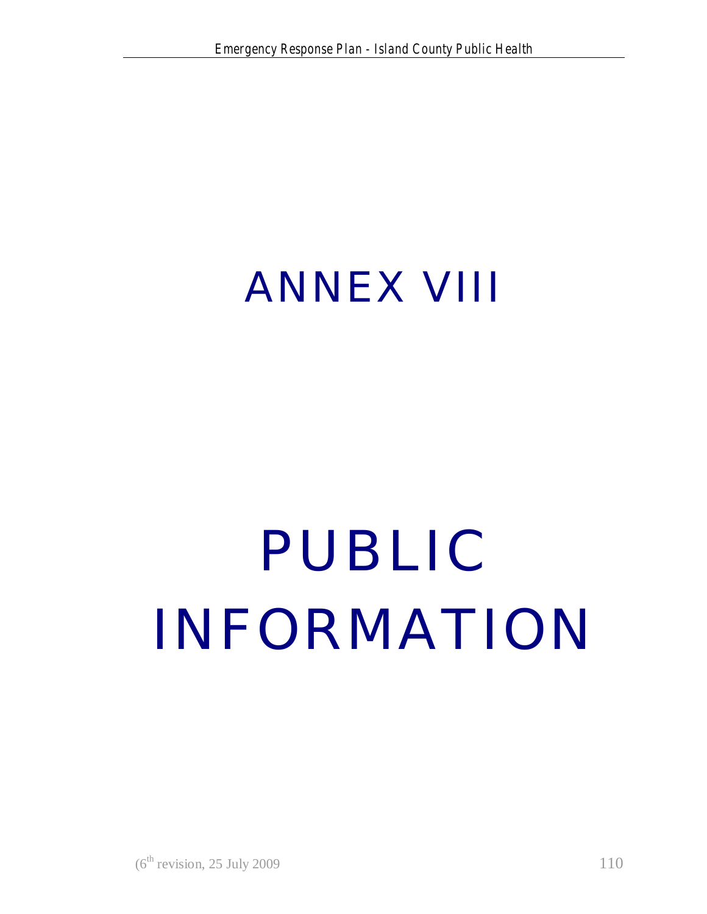# ANNEX VIII

# PUBLIC INFORMATION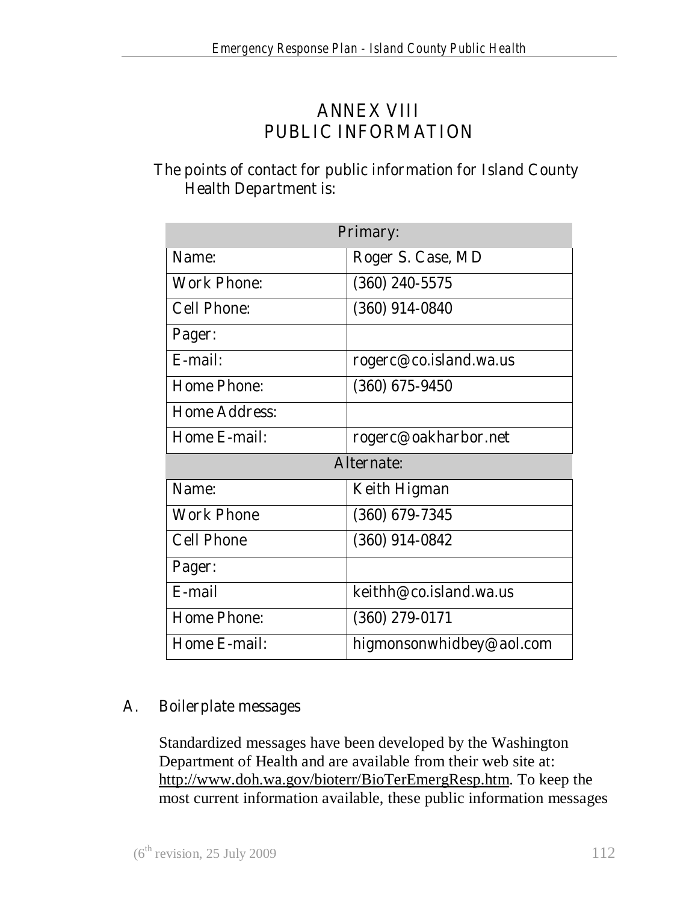# ANNEX VIII
# PUBLIC INFORMATION

The points of contact for public information for Island County Health Department is:

| Primary: | |
|---|---|
| Name: | Roger S. Case, MD |
| Work Phone: | (360) 240-5575 |
| Cell Phone: | (360) 914-0840 |
| Pager: | |
| E-mail: | rogerc@co.island.wa.us |
| Home Phone: | (360) 675-9450 |
| Home Address: | |
| Home E-mail: | rogerc@oakharbor.net |
| **Alternate:** | |
| Name: | Keith Higman |
| Work Phone | (360) 679-7345 |
| Cell Phone | (360) 914-0842 |
| Pager: | |
| E-mail | keithh@co.island.wa.us |
| Home Phone: | (360) 279-0171 |
| Home E-mail: | higmonsonwhidbey@aol.com |

## A. Boilerplate messages

Standardized messages have been developed by the Washington Department of Health and are available from their web site at: http://www.doh.wa.gov/bioterr/BioTerEmergResp.htm. To keep the most current information available, these public information messages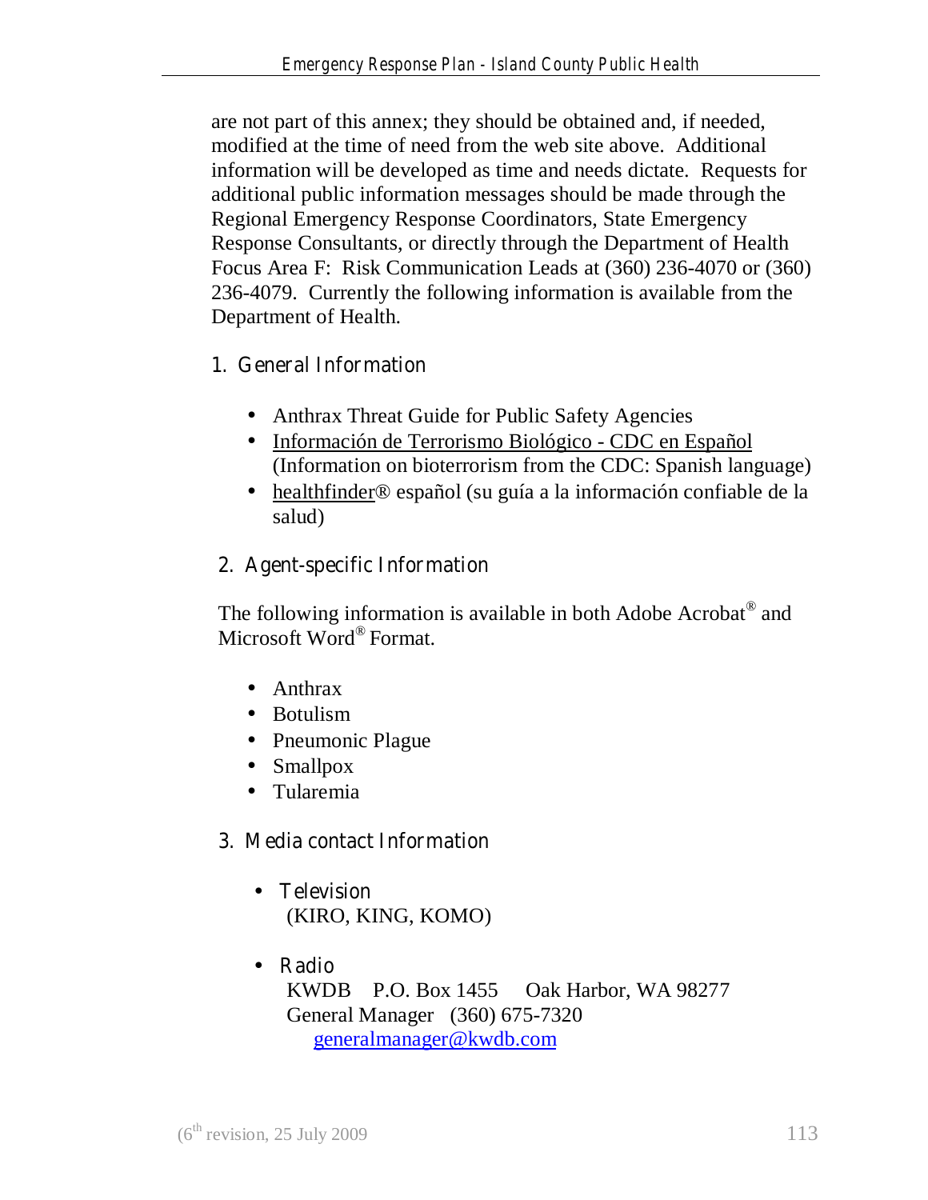are not part of this annex; they should be obtained and, if needed, modified at the time of need from the web site above. Additional information will be developed as time and needs dictate. Requests for additional public information messages should be made through the Regional Emergency Response Coordinators, State Emergency Response Consultants, or directly through the Department of Health Focus Area F: Risk Communication Leads at (360) 236-4070 or (360) 236-4079. Currently the following information is available from the Department of Health.

## 1. General Information

- Anthrax Threat Guide for Public Safety Agencies
- Información de Terrorismo Biológico - CDC en Español (Information on bioterrorism from the CDC: Spanish language)
- healthfinder® español (su guía a la información confiable de la salud)

## 2. Agent-specific Information

The following information is available in both Adobe Acrobat® and Microsoft Word® Format.

- Anthrax
- Botulism
- Pneumonic Plague
- Smallpox
- Tularemia

## 3. Media contact Information

- **Television**
  (KIRO, KING, KOMO)

- **Radio**
  KWDB P.O. Box 1455 Oak Harbor, WA 98277
  General Manager (360) 675-7320
  generalmanager@kwdb.com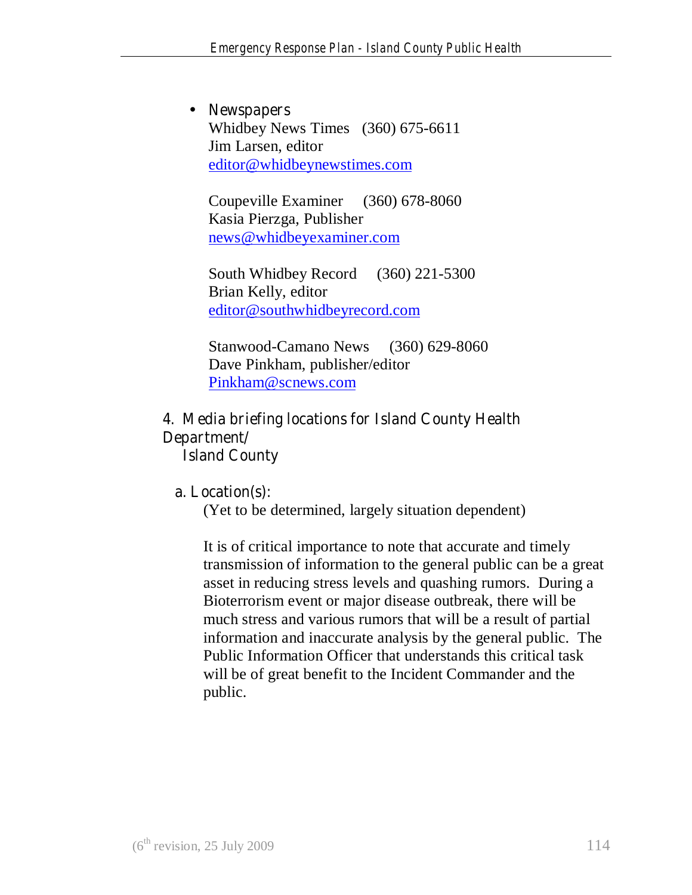- Newspapers

  Whidbey News Times (360) 675-6611
  Jim Larsen, editor
  editor@whidbeynewstimes.com

  Coupeville Examiner (360) 678-8060
  Kasia Pierzga, Publisher
  news@whidbeyexaminer.com

  South Whidbey Record (360) 221-5300
  Brian Kelly, editor
  editor@southwhidbeyrecord.com

  Stanwood-Camano News (360) 629-8060
  Dave Pinkham, publisher/editor
  Pinkham@scnews.com

4. Media briefing locations for Island County Health Department/
   Island County

   a. Location(s):

      (Yet to be determined, largely situation dependent)

      It is of critical importance to note that accurate and timely transmission of information to the general public can be a great asset in reducing stress levels and quashing rumors. During a Bioterrorism event or major disease outbreak, there will be much stress and various rumors that will be a result of partial information and inaccurate analysis by the general public. The Public Information Officer that understands this critical task will be of great benefit to the Incident Commander and the public.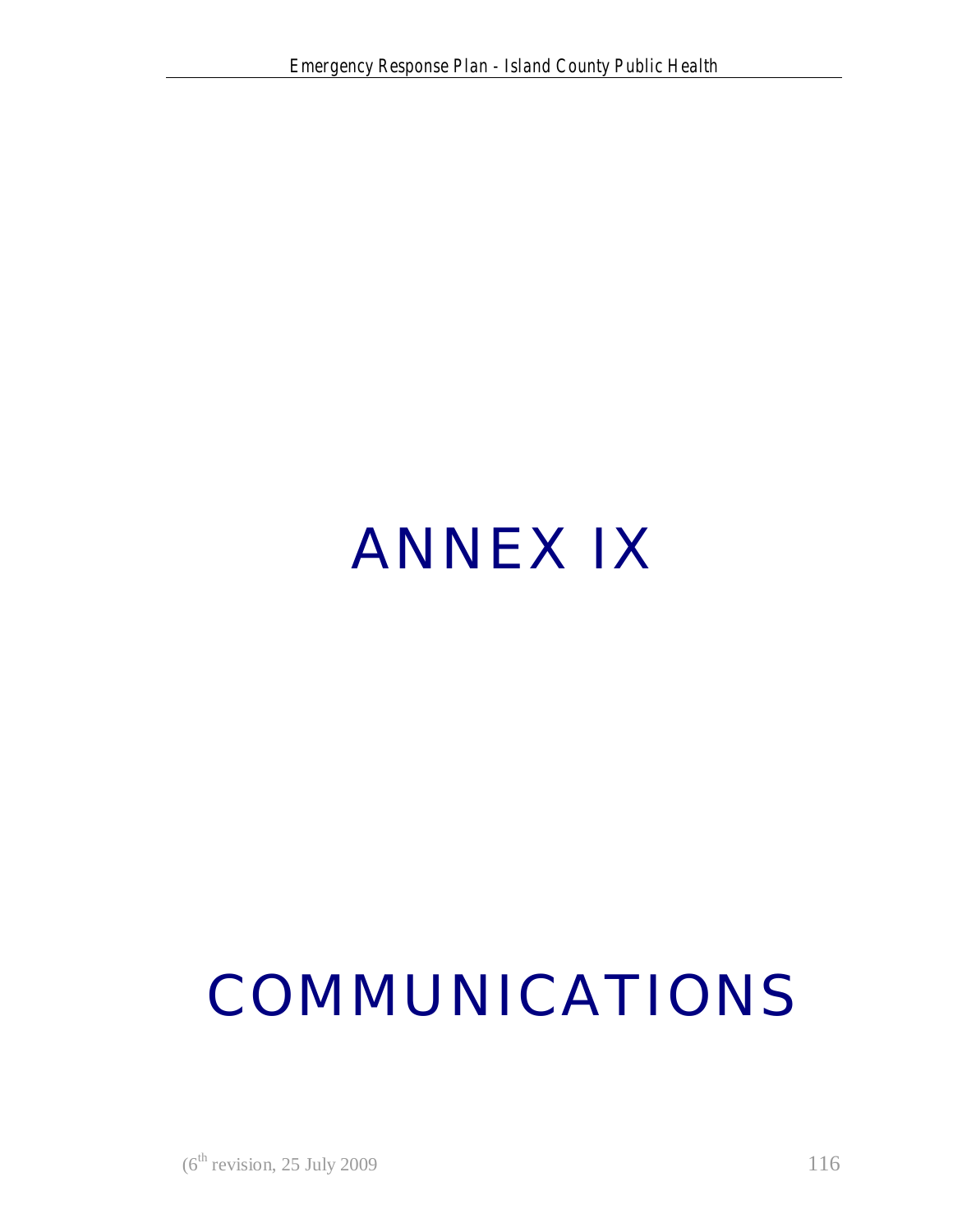# ANNEX IX

# COMMUNICATIONS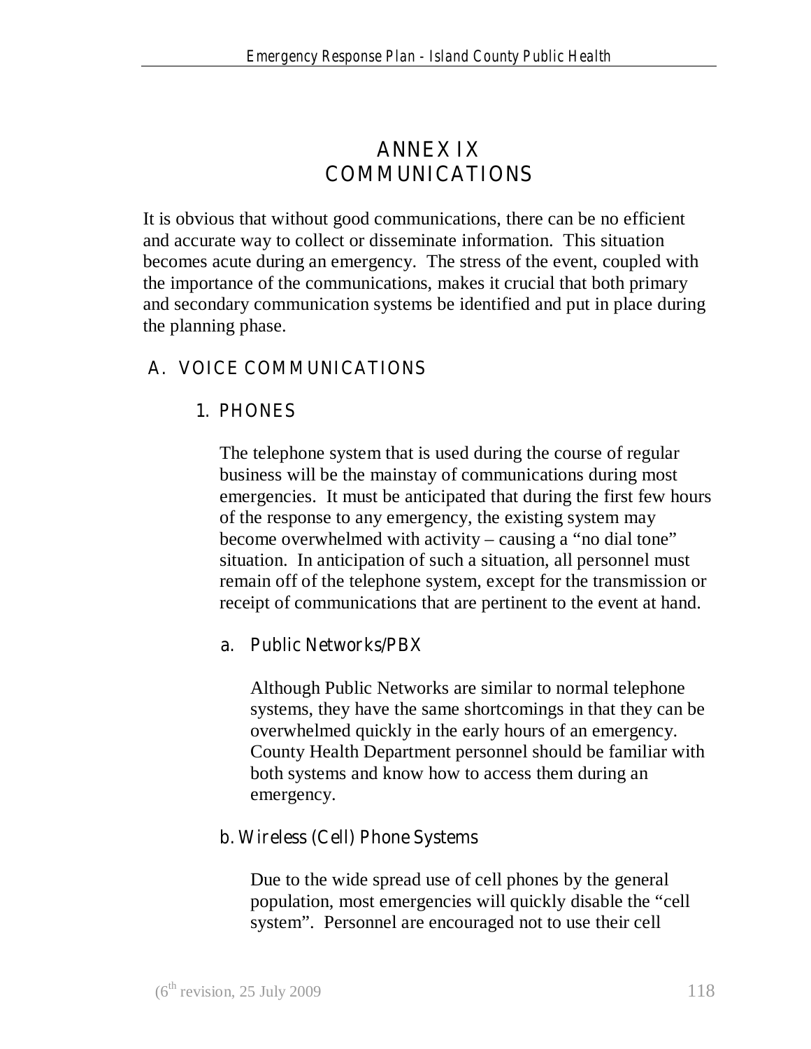# ANNEX IX
# COMMUNICATIONS

It is obvious that without good communications, there can be no efficient and accurate way to collect or disseminate information. This situation becomes acute during an emergency. The stress of the event, coupled with the importance of the communications, makes it crucial that both primary and secondary communication systems be identified and put in place during the planning phase.

## A. VOICE COMMUNICATIONS

### 1. PHONES

The telephone system that is used during the course of regular business will be the mainstay of communications during most emergencies. It must be anticipated that during the first few hours of the response to any emergency, the existing system may become overwhelmed with activity – causing a "no dial tone" situation. In anticipation of such a situation, all personnel must remain off of the telephone system, except for the transmission or receipt of communications that are pertinent to the event at hand.

#### a. Public Networks/PBX

Although Public Networks are similar to normal telephone systems, they have the same shortcomings in that they can be overwhelmed quickly in the early hours of an emergency. County Health Department personnel should be familiar with both systems and know how to access them during an emergency.

#### b. Wireless (Cell) Phone Systems

Due to the wide spread use of cell phones by the general population, most emergencies will quickly disable the "cell system". Personnel are encouraged not to use their cell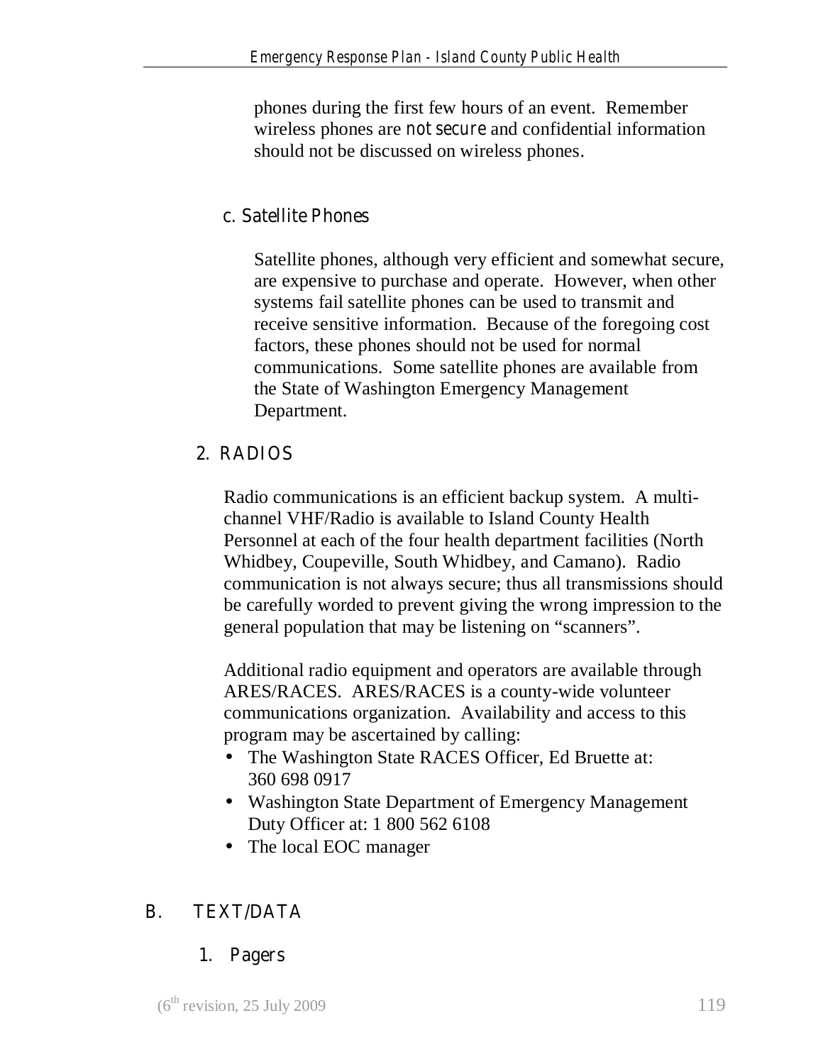phones during the first few hours of an event. Remember wireless phones are *not secure* and confidential information should not be discussed on wireless phones.

#### c. Satellite Phones

Satellite phones, although very efficient and somewhat secure, are expensive to purchase and operate. However, when other systems fail satellite phones can be used to transmit and receive sensitive information. Because of the foregoing cost factors, these phones should not be used for normal communications. Some satellite phones are available from the State of Washington Emergency Management Department.

### 2. RADIOS

Radio communications is an efficient backup system. A multi-channel VHF/Radio is available to Island County Health Personnel at each of the four health department facilities (North Whidbey, Coupeville, South Whidbey, and Camano). Radio communication is not always secure; thus all transmissions should be carefully worded to prevent giving the wrong impression to the general population that may be listening on "scanners".

Additional radio equipment and operators are available through ARES/RACES. ARES/RACES is a county-wide volunteer communications organization. Availability and access to this program may be ascertained by calling:

- The Washington State RACES Officer, Ed Bruette at: 360 698 0917
- Washington State Department of Emergency Management Duty Officer at: 1 800 562 6108
- The local EOC manager

## B. TEXT/DATA

### 1. Pagers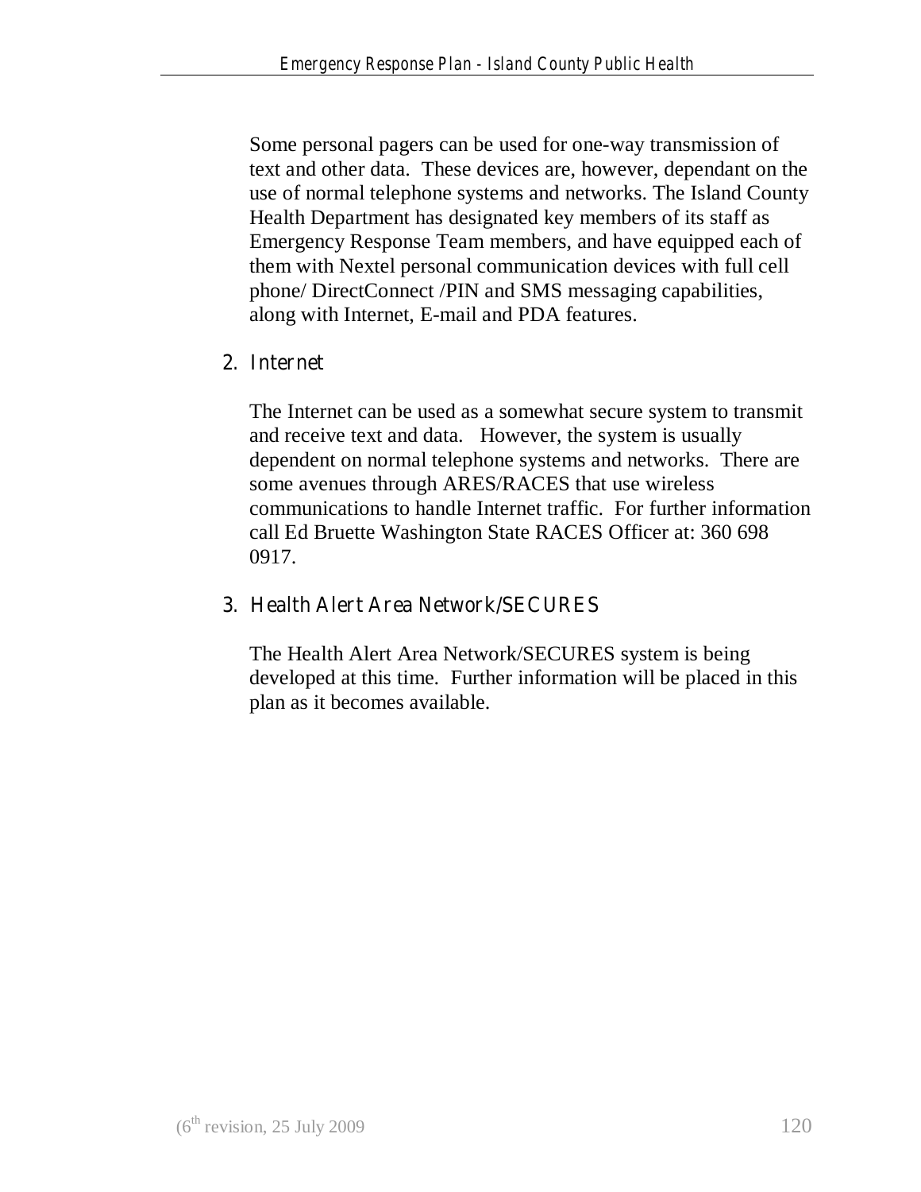Some personal pagers can be used for one-way transmission of text and other data. These devices are, however, dependant on the use of normal telephone systems and networks. The Island County Health Department has designated key members of its staff as Emergency Response Team members, and have equipped each of them with Nextel personal communication devices with full cell phone/ DirectConnect /PIN and SMS messaging capabilities, along with Internet, E-mail and PDA features.

2. Internet

The Internet can be used as a somewhat secure system to transmit and receive text and data. However, the system is usually dependent on normal telephone systems and networks. There are some avenues through ARES/RACES that use wireless communications to handle Internet traffic. For further information call Ed Bruette Washington State RACES Officer at: 360 698 0917.

3. Health Alert Area Network/SECURES

The Health Alert Area Network/SECURES system is being developed at this time. Further information will be placed in this plan as it becomes available.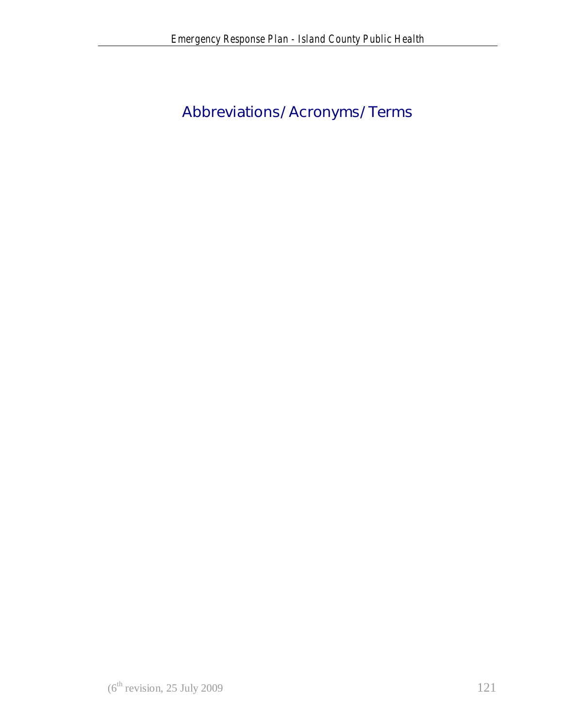# Abbreviations/Acronyms/Terms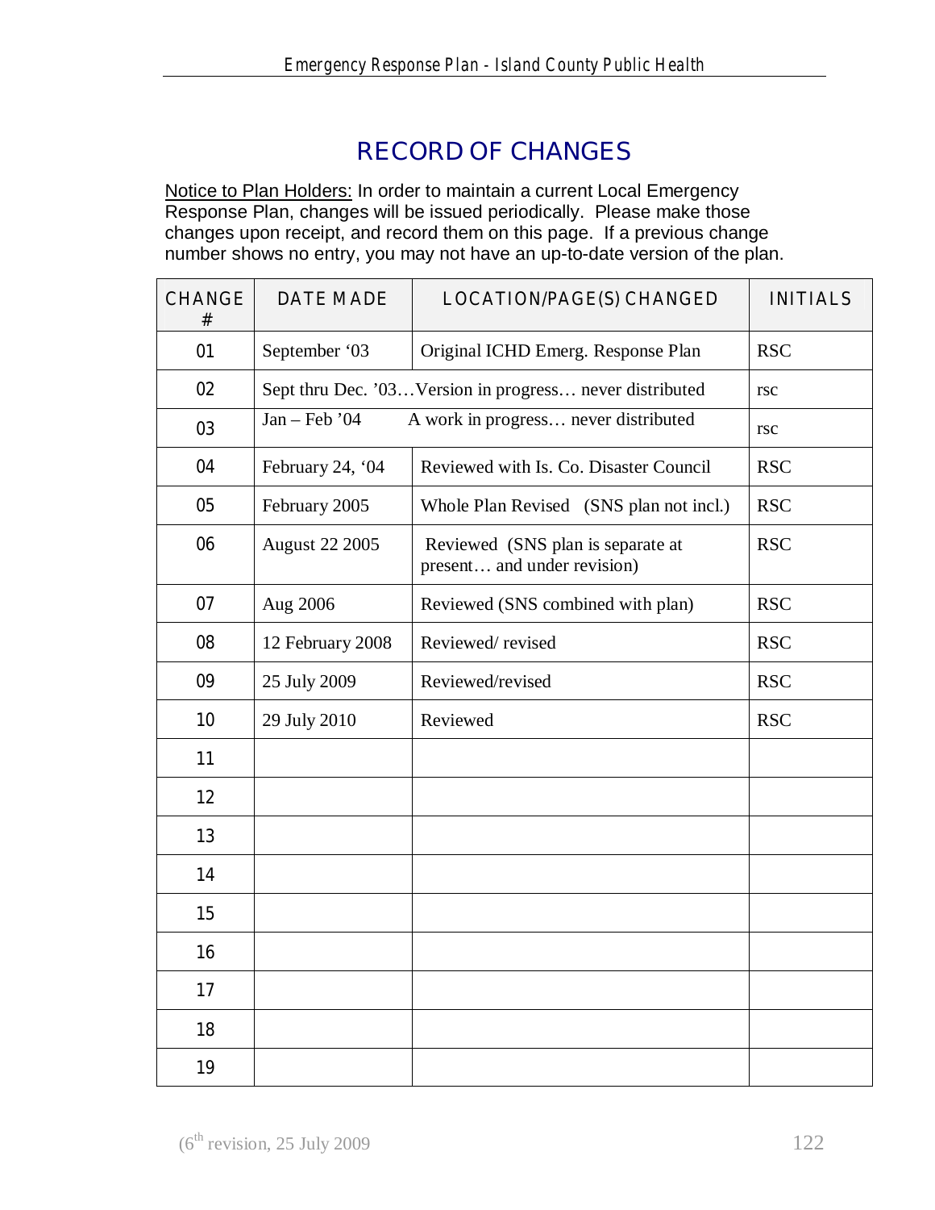# RECORD OF CHANGES

Notice to Plan Holders: In order to maintain a current Local Emergency Response Plan, changes will be issued periodically. Please make those changes upon receipt, and record them on this page. If a previous change number shows no entry, you may not have an up-to-date version of the plan.

| CHANGE # | DATE MADE | LOCATION/PAGE(S) CHANGED | INITIALS |
|---|---|---|---|
| 01 | September '03 | Original ICHD Emerg. Response Plan | RSC |
| 02 | Sept thru Dec. '03…Version in progress… never distributed | | rsc |
| 03 | Jan – Feb '04 | A work in progress… never distributed | rsc |
| 04 | February 24, '04 | Reviewed with Is. Co. Disaster Council | RSC |
| 05 | February 2005 | Whole Plan Revised (SNS plan not incl.) | RSC |
| 06 | August 22 2005 | Reviewed (SNS plan is separate at present… and under revision) | RSC |
| 07 | Aug 2006 | Reviewed (SNS combined with plan) | RSC |
| 08 | 12 February 2008 | Reviewed/ revised | RSC |
| 09 | 25 July 2009 | Reviewed/revised | RSC |
| 10 | 29 July 2010 | Reviewed | RSC |
| 11 | | | |
| 12 | | | |
| 13 | | | |
| 14 | | | |
| 15 | | | |
| 16 | | | |
| 17 | | | |
| 18 | | | |
| 19 | | | |

(6th revision, 25 July 2009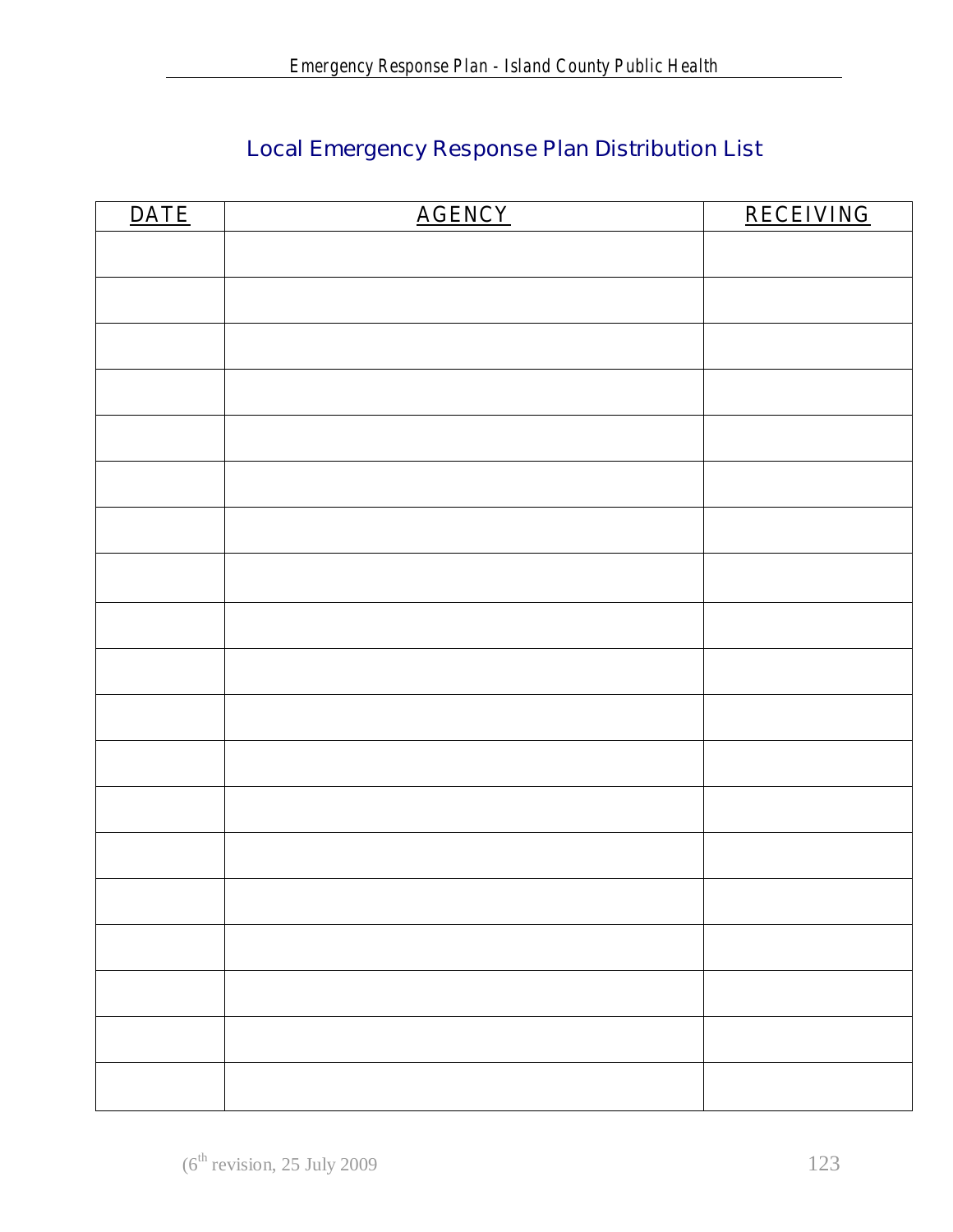## Local Emergency Response Plan Distribution List

| DATE | AGENCY | RECEIVING |
|---|---|---|
| | | |
| | | |
| | | |
| | | |
| | | |
| | | |
| | | |
| | | |
| | | |
| | | |
| | | |
| | | |
| | | |
| | | |
| | | |
| | | |
| | | |
| | | |
| | | |

(6th revision, 25 July 2009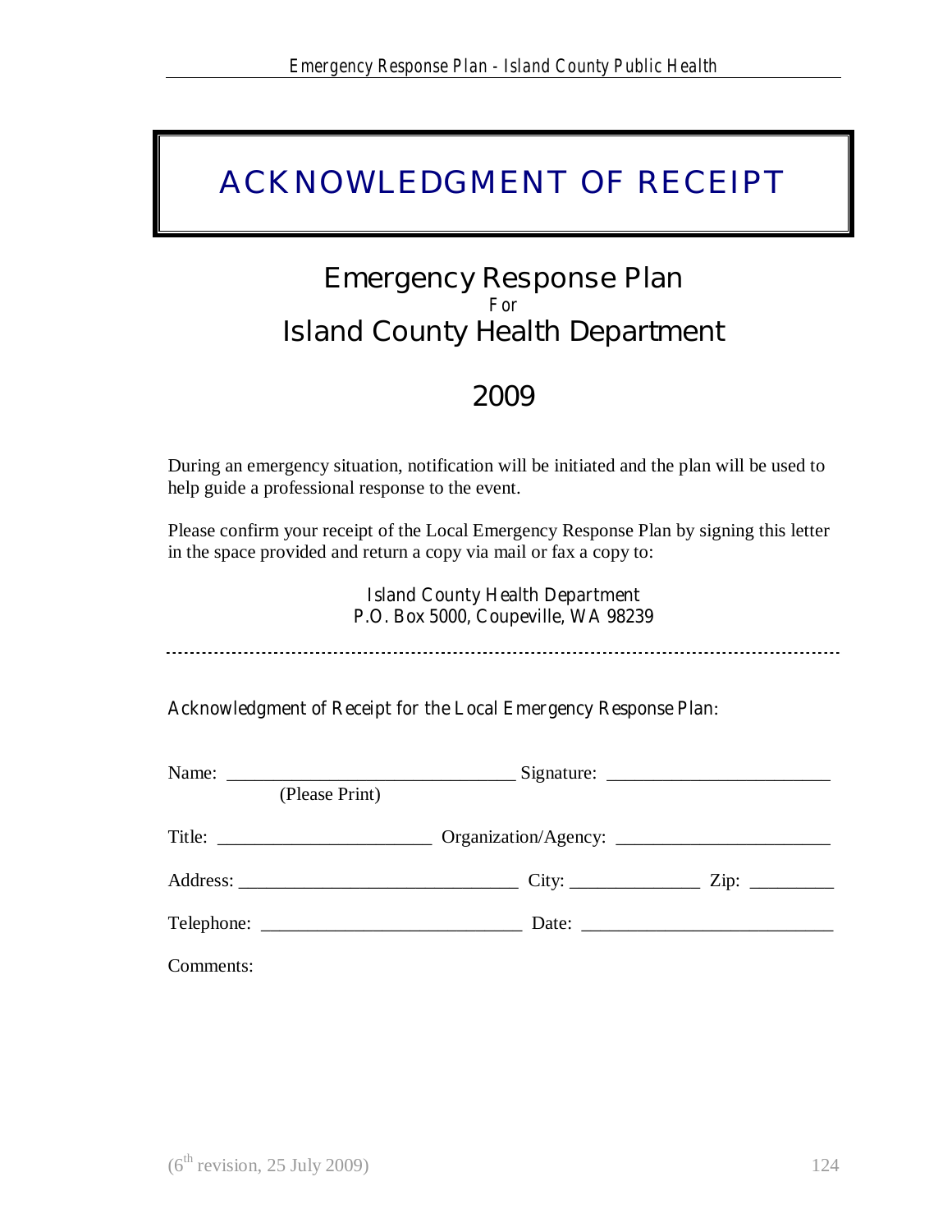# ACKNOWLEDGMENT OF RECEIPT

## Emergency Response Plan
For
## Island County Health Department

## 2009

During an emergency situation, notification will be initiated and the plan will be used to help guide a professional response to the event.

Please confirm your receipt of the Local Emergency Response Plan by signing this letter in the space provided and return a copy via mail or fax a copy to:

Island County Health Department
P.O. Box 5000, Coupeville, WA 98239

---

Acknowledgment of Receipt for the Local Emergency Response Plan:

Name: ______________________________ Signature: ______________________
(Please Print)

Title: _____________________ Organization/Agency: _____________________

Address: ____________________________ City: _____________ Zip: ________

Telephone: __________________________ Date: ________________________

Comments:

(6th revision, 25 July 2009)